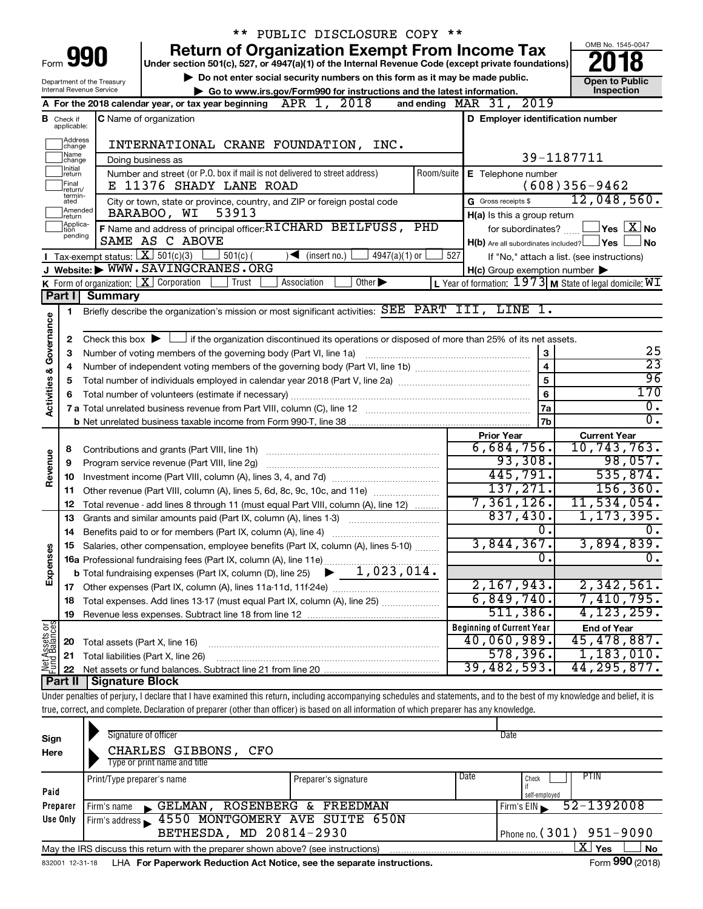\*\* PUBLIC DISCLOSURE COPY \*\*

# Form 990 — Return of Organization Exempt From Income Tax (2018)

Under section 501(c), 527, or 4947(a)(1) of the Internal Revenue Code (except private foundations)

▶ Do not enter social security numbers on this form as it may be made public.

▶ Go to www.irs.gov/Form990 for instructions and the latest information.

Department of the Treasury
Internal Revenue Service

OMB No. 1545-0047

**Open to Public Inspection**

**A** For the 2018 calendar year, or tax year beginning APR 1, 2018 and ending MAR 31, 2019

**B** Check if applicable: Address change, Name change, Initial return, Final return/terminated, Amended return, Application pending

**C** Name of organization: INTERNATIONAL CRANE FOUNDATION, INC.

Doing business as

Number and street (or P.O. box if mail is not delivered to street address): E 11376 SHADY LANE ROAD | Room/suite

City or town, state or province, country, and ZIP or foreign postal code: BARABOO, WI 53913

**D** Employer identification number: 39-1187711

**E** Telephone number: (608)356-9462

**G** Gross receipts $ 12,048,560.

**F** Name and address of principal officer: RICHARD BEILFUSS, PHD, SAME AS C ABOVE

**H(a)** Is this a group return for subordinates? Yes [ ] No [X]

**H(b)** Are all subordinates included? Yes [ ] No [ ]
If "No," attach a list. (see instructions)

**H(c)** Group exemption number ▶

**I** Tax-exempt status: [X] 501(c)(3) [ ] 501(c) ( ) ◀ (insert no.) [ ] 4947(a)(1) or [ ] 527

**J** Website: ▶ WWW.SAVINGCRANES.ORG

**K** Form of organization: [X] Corporation [ ] Trust [ ] Association [ ] Other ▶

**L** Year of formation: 1973 **M** State of legal domicile: WI

## Part I Summary

**Activities & Governance**

1. Briefly describe the organization's mission or most significant activities: SEE PART III, LINE 1.
2. Check this box ▶ [ ] if the organization discontinued its operations or disposed of more than 25% of its net assets.

| | | | |
|---|---|---|---|
| 3 | Number of voting members of the governing body (Part VI, line 1a) | 3 | 25 |
| 4 | Number of independent voting members of the governing body (Part VI, line 1b) | 4 | 23 |
| 5 | Total number of individuals employed in calendar year 2018 (Part V, line 2a) | 5 | 96 |
| 6 | Total number of volunteers (estimate if necessary) | 6 | 170 |
| 7a | Total unrelated business revenue from Part VIII, column (C), line 12 | 7a | 0. |
| b | Net unrelated business taxable income from Form 990-T, line 38 | 7b | 0. |

| | | | Prior Year | Current Year |
|---|---|---|---|---|
| **Revenue** | 8 | Contributions and grants (Part VIII, line 1h) | 6,684,756. | 10,743,763. |
| | 9 | Program service revenue (Part VIII, line 2g) | 93,308. | 98,057. |
| | 10 | Investment income (Part VIII, column (A), lines 3, 4, and 7d) | 445,791. | 535,874. |
| | 11 | Other revenue (Part VIII, column (A), lines 5, 6d, 8c, 9c, 10c, and 11e) | 137,271. | 156,360. |
| | 12 | Total revenue - add lines 8 through 11 (must equal Part VIII, column (A), line 12) | 7,361,126. | 11,534,054. |
| **Expenses** | 13 | Grants and similar amounts paid (Part IX, column (A), lines 1-3) | 837,430. | 1,173,395. |
| | 14 | Benefits paid to or for members (Part IX, column (A), line 4) | 0. | 0. |
| | 15 | Salaries, other compensation, employee benefits (Part IX, column (A), lines 5-10) | 3,844,367. | 3,894,839. |
| | 16a | Professional fundraising fees (Part IX, column (A), line 11e) | 0. | 0. |
| | b | Total fundraising expenses (Part IX, column (D), line 25) ▶ 1,023,014. | | |
| | 17 | Other expenses (Part IX, column (A), lines 11a-11d, 11f-24e) | 2,167,943. | 2,342,561. |
| | 18 | Total expenses. Add lines 13-17 (must equal Part IX, column (A), line 25) | 6,849,740. | 7,410,795. |
| | 19 | Revenue less expenses. Subtract line 18 from line 12 | 511,386. | 4,123,259. |

| | | | Beginning of Current Year | End of Year |
|---|---|---|---|---|
| **Net Assets or Fund Balances** | 20 | Total assets (Part X, line 16) | 40,060,989. | 45,478,887. |
| | 21 | Total liabilities (Part X, line 26) | 578,396. | 1,183,010. |
| | 22 | Net assets or fund balances. Subtract line 21 from line 20 | 39,482,593. | 44,295,877. |

## Part II Signature Block

Under penalties of perjury, I declare that I have examined this return, including accompanying schedules and statements, and to the best of my knowledge and belief, it is true, correct, and complete. Declaration of preparer (other than officer) is based on all information of which preparer has any knowledge.

**Sign Here**

Signature of officer | Date

CHARLES GIBBONS, CFO
Type or print name and title

**Paid Preparer Use Only**

| Print/Type preparer's name | Preparer's signature | Date | Check [ ] if self-employed | PTIN |
|---|---|---|---|---|
| | | | | |

Firm's name ▶ GELMAN, ROSENBERG & FREEDMAN | Firm's EIN ▶ 52-1392008

Firm's address ▶ 4550 MONTGOMERY AVE SUITE 650N, BETHESDA, MD 20814-2930 | Phone no. (301) 951-9090

May the IRS discuss this return with the preparer shown above? (see instructions) [X] Yes [ ] No

832001 12-31-18 LHA For Paperwork Reduction Act Notice, see the separate instructions. Form **990** (2018)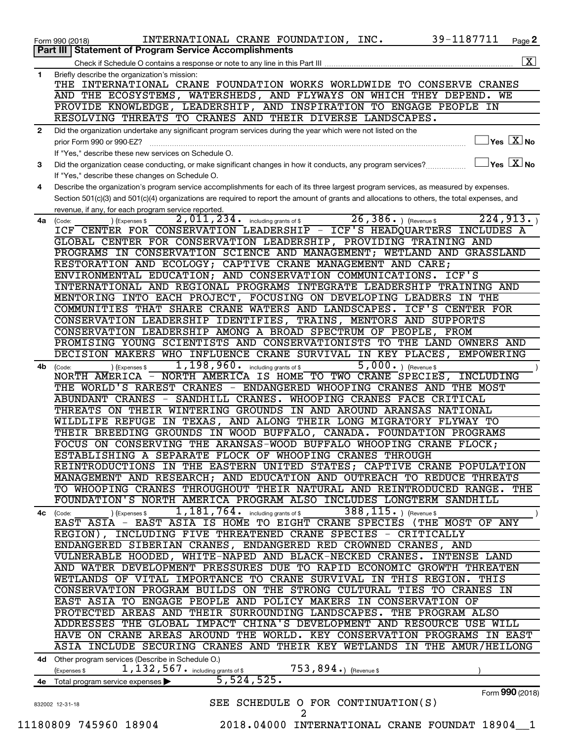Form 990 (2018) INTERNATIONAL CRANE FOUNDATION, INC. 39-1187711 Page 2

**Part III | Statement of Program Service Accomplishments**

Check if Schedule O contains a response or note to any line in this Part III [X]

**1** Briefly describe the organization's mission:

THE INTERNATIONAL CRANE FOUNDATION WORKS WORLDWIDE TO CONSERVE CRANES AND THE ECOSYSTEMS, WATERSHEDS, AND FLYWAYS ON WHICH THEY DEPEND. WE PROVIDE KNOWLEDGE, LEADERSHIP, AND INSPIRATION TO ENGAGE PEOPLE IN RESOLVING THREATS TO CRANES AND THEIR DIVERSE LANDSCAPES.

**2** Did the organization undertake any significant program services during the year which were not listed on the prior Form 990 or 990-EZ? [ ] Yes [X] No

If "Yes," describe these new services on Schedule O.

**3** Did the organization cease conducting, or make significant changes in how it conducts, any program services? [ ] Yes [X] No

If "Yes," describe these changes on Schedule O.

**4** Describe the organization's program service accomplishments for each of its three largest program services, as measured by expenses. Section 501(c)(3) and 501(c)(4) organizations are required to report the amount of grants and allocations to others, the total expenses, and revenue, if any, for each program service reported.

**4a** (Code: ) (Expenses $ 2,011,234. including grants of $ 26,386. ) (Revenue $ 224,913. )

ICF CENTER FOR CONSERVATION LEADERSHIP - ICF'S HEADQUARTERS INCLUDES A GLOBAL CENTER FOR CONSERVATION LEADERSHIP, PROVIDING TRAINING AND PROGRAMS IN CONSERVATION SCIENCE AND MANAGEMENT; WETLAND AND GRASSLAND RESTORATION AND ECOLOGY; CAPTIVE CRANE MANAGEMENT AND CARE; ENVIRONMENTAL EDUCATION; AND CONSERVATION COMMUNICATIONS. ICF'S INTERNATIONAL AND REGIONAL PROGRAMS INTEGRATE LEADERSHIP TRAINING AND MENTORING INTO EACH PROJECT, FOCUSING ON DEVELOPING LEADERS IN THE COMMUNITIES THAT SHARE CRANE WATERS AND LANDSCAPES. ICF'S CENTER FOR CONSERVATION LEADERSHIP IDENTIFIES, TRAINS, MENTORS AND SUPPORTS CONSERVATION LEADERSHIP AMONG A BROAD SPECTRUM OF PEOPLE, FROM PROMISING YOUNG SCIENTISTS AND CONSERVATIONISTS TO THE LAND OWNERS AND DECISION MAKERS WHO INFLUENCE CRANE SURVIVAL IN KEY PLACES, EMPOWERING

**4b** (Code: ) (Expenses $ 1,198,960. including grants of $ 5,000. ) (Revenue $ )

NORTH AMERICA - NORTH AMERICA IS HOME TO TWO CRANE SPECIES, INCLUDING THE WORLD'S RAREST CRANES - ENDANGERED WHOOPING CRANES AND THE MOST ABUNDANT CRANES - SANDHILL CRANES. WHOOPING CRANES FACE CRITICAL THREATS ON THEIR WINTERING GROUNDS IN AND AROUND ARANSAS NATIONAL WILDLIFE REFUGE IN TEXAS, AND ALONG THEIR LONG MIGRATORY FLYWAY TO THEIR BREEDING GROUNDS IN WOOD BUFFALO, CANADA. FOUNDATION PROGRAMS FOCUS ON CONSERVING THE ARANSAS-WOOD BUFFALO WHOOPING CRANE FLOCK; ESTABLISHING A SEPARATE FLOCK OF WHOOPING CRANES THROUGH REINTRODUCTIONS IN THE EASTERN UNITED STATES; CAPTIVE CRANE POPULATION MANAGEMENT AND RESEARCH; AND EDUCATION AND OUTREACH TO REDUCE THREATS TO WHOOPING CRANES THROUGHOUT THEIR NATURAL AND REINTRODUCED RANGE. THE FOUNDATION'S NORTH AMERICA PROGRAM ALSO INCLUDES LONGTERM SANDHILL

**4c** (Code: ) (Expenses $ 1,181,764. including grants of $ 388,115. ) (Revenue $ )

EAST ASIA - EAST ASIA IS HOME TO EIGHT CRANE SPECIES (THE MOST OF ANY REGION), INCLUDING FIVE THREATENED CRANE SPECIES - CRITICALLY ENDANGERED SIBERIAN CRANES, ENDANGERED RED CROWNED CRANES, AND VULNERABLE HOODED, WHITE-NAPED AND BLACK-NECKED CRANES. INTENSE LAND AND WATER DEVELOPMENT PRESSURES DUE TO RAPID ECONOMIC GROWTH THREATEN WETLANDS OF VITAL IMPORTANCE TO CRANE SURVIVAL IN THIS REGION. THIS CONSERVATION PROGRAM BUILDS ON THE STRONG CULTURAL TIES TO CRANES IN EAST ASIA TO ENGAGE PEOPLE AND POLICY MAKERS IN CONSERVATION OF PROTECTED AREAS AND THEIR SURROUNDING LANDSCAPES. THE PROGRAM ALSO ADDRESSES THE GLOBAL IMPACT CHINA'S DEVELOPMENT AND RESOURCE USE WILL HAVE ON CRANE AREAS AROUND THE WORLD. KEY CONSERVATION PROGRAMS IN EAST ASIA INCLUDE SECURING CRANES AND THEIR KEY WETLANDS IN THE AMUR/HEILONG

**4d** Other program services (Describe in Schedule O.)

(Expenses $ 1,132,567. including grants of $ 753,894.) (Revenue $ )

**4e** Total program service expenses ▶ 5,524,525.

Form **990** (2018)

832002 12-31-18

SEE SCHEDULE O FOR CONTINUATION(S)

11180809 745960 18904 2018.04000 INTERNATIONAL CRANE FOUNDAT 18904__1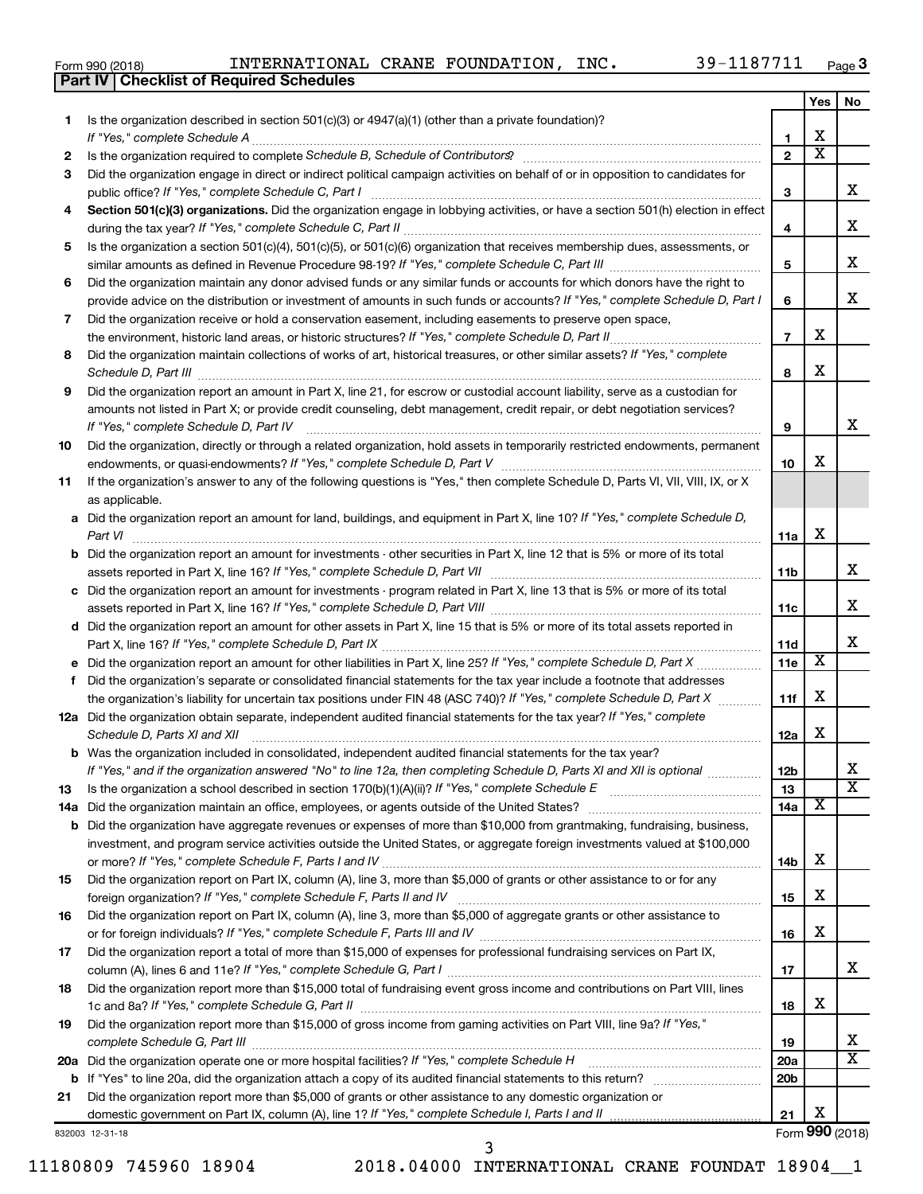Form 990 (2018) INTERNATIONAL CRANE FOUNDATION, INC. 39-1187711

## Part IV Checklist of Required Schedules

| | | | Yes | No |
|---|---|---|---|---|
| 1 | Is the organization described in section 501(c)(3) or 4947(a)(1) (other than a private foundation)? *If "Yes," complete Schedule A* | 1 | X | |
| 2 | Is the organization required to complete *Schedule B, Schedule of Contributors*? | 2 | X | |
| 3 | Did the organization engage in direct or indirect political campaign activities on behalf of or in opposition to candidates for public office? *If "Yes," complete Schedule C, Part I* | 3 | | X |
| 4 | **Section 501(c)(3) organizations.** Did the organization engage in lobbying activities, or have a section 501(h) election in effect during the tax year? *If "Yes," complete Schedule C, Part II* | 4 | | X |
| 5 | Is the organization a section 501(c)(4), 501(c)(5), or 501(c)(6) organization that receives membership dues, assessments, or similar amounts as defined in Revenue Procedure 98-19? *If "Yes," complete Schedule C, Part III* | 5 | | X |
| 6 | Did the organization maintain any donor advised funds or any similar funds or accounts for which donors have the right to provide advice on the distribution or investment of amounts in such funds or accounts? *If "Yes," complete Schedule D, Part I* | 6 | | X |
| 7 | Did the organization receive or hold a conservation easement, including easements to preserve open space, the environment, historic land areas, or historic structures? *If "Yes," complete Schedule D, Part II* | 7 | X | |
| 8 | Did the organization maintain collections of works of art, historical treasures, or other similar assets? *If "Yes," complete Schedule D, Part III* | 8 | X | |
| 9 | Did the organization report an amount in Part X, line 21, for escrow or custodial account liability, serve as a custodian for amounts not listed in Part X; or provide credit counseling, debt management, credit repair, or debt negotiation services? *If "Yes," complete Schedule D, Part IV* | 9 | | X |
| 10 | Did the organization, directly or through a related organization, hold assets in temporarily restricted endowments, permanent endowments, or quasi-endowments? *If "Yes," complete Schedule D, Part V* | 10 | X | |
| 11 | If the organization's answer to any of the following questions is "Yes," then complete Schedule D, Parts VI, VII, VIII, IX, or X as applicable. | | | |
| a | Did the organization report an amount for land, buildings, and equipment in Part X, line 10? *If "Yes," complete Schedule D, Part VI* | 11a | X | |
| b | Did the organization report an amount for investments - other securities in Part X, line 12 that is 5% or more of its total assets reported in Part X, line 16? *If "Yes," complete Schedule D, Part VII* | 11b | | X |
| c | Did the organization report an amount for investments - program related in Part X, line 13 that is 5% or more of its total assets reported in Part X, line 16? *If "Yes," complete Schedule D, Part VIII* | 11c | | X |
| d | Did the organization report an amount for other assets in Part X, line 15 that is 5% or more of its total assets reported in Part X, line 16? *If "Yes," complete Schedule D, Part IX* | 11d | | X |
| e | Did the organization report an amount for other liabilities in Part X, line 25? *If "Yes," complete Schedule D, Part X* | 11e | X | |
| f | Did the organization's separate or consolidated financial statements for the tax year include a footnote that addresses the organization's liability for uncertain tax positions under FIN 48 (ASC 740)? *If "Yes," complete Schedule D, Part X* | 11f | X | |
| 12a | Did the organization obtain separate, independent audited financial statements for the tax year? *If "Yes," complete Schedule D, Parts XI and XII* | 12a | X | |
| b | Was the organization included in consolidated, independent audited financial statements for the tax year? *If "Yes," and if the organization answered "No" to line 12a, then completing Schedule D, Parts XI and XII is optional* | 12b | | X |
| 13 | Is the organization a school described in section 170(b)(1)(A)(ii)? *If "Yes," complete Schedule E* | 13 | | X |
| 14a | Did the organization maintain an office, employees, or agents outside of the United States? | 14a | X | |
| b | Did the organization have aggregate revenues or expenses of more than $10,000 from grantmaking, fundraising, business, investment, and program service activities outside the United States, or aggregate foreign investments valued at $100,000 or more? *If "Yes," complete Schedule F, Parts I and IV* | 14b | X | |
| 15 | Did the organization report on Part IX, column (A), line 3, more than $5,000 of grants or other assistance to or for any foreign organization? *If "Yes," complete Schedule F, Parts II and IV* | 15 | X | |
| 16 | Did the organization report on Part IX, column (A), line 3, more than $5,000 of aggregate grants or other assistance to or for foreign individuals? *If "Yes," complete Schedule F, Parts III and IV* | 16 | X | |
| 17 | Did the organization report a total of more than $15,000 of expenses for professional fundraising services on Part IX, column (A), lines 6 and 11e? *If "Yes," complete Schedule G, Part I* | 17 | | X |
| 18 | Did the organization report more than $15,000 total of fundraising event gross income and contributions on Part VIII, lines 1c and 8a? *If "Yes," complete Schedule G, Part II* | 18 | X | |
| 19 | Did the organization report more than $15,000 of gross income from gaming activities on Part VIII, line 9a? *If "Yes," complete Schedule G, Part III* | 19 | | X |
| 20a | Did the organization operate one or more hospital facilities? *If "Yes," complete Schedule H* | 20a | | X |
| b | If "Yes" to line 20a, did the organization attach a copy of its audited financial statements to this return? | 20b | | |
| 21 | Did the organization report more than $5,000 of grants or other assistance to any domestic organization or domestic government on Part IX, column (A), line 1? *If "Yes," complete Schedule I, Parts I and II* | 21 | X | |

832003 12-31-18 Form 990 (2018)

11180809 745960 18904 2018.04000 INTERNATIONAL CRANE FOUNDAT 18904__1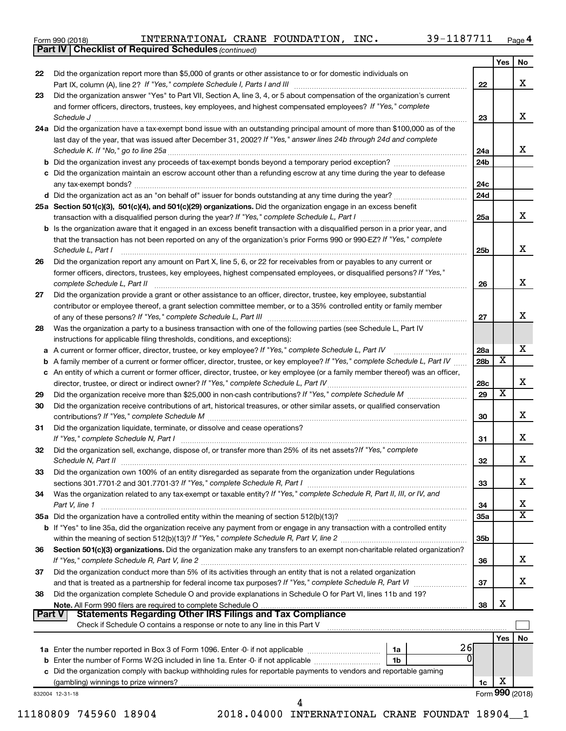Form 990 (2018) INTERNATIONAL CRANE FOUNDATION, INC. 39-1187711 Page 4

**Part IV | Checklist of Required Schedules** *(continued)*

| | | | Yes | No |
|---|---|---|---|---|
| 22 | Did the organization report more than $5,000 of grants or other assistance to or for domestic individuals on Part IX, column (A), line 2? *If "Yes," complete Schedule I, Parts I and III* | 22 | | X |
| 23 | Did the organization answer "Yes" to Part VII, Section A, line 3, 4, or 5 about compensation of the organization's current and former officers, directors, trustees, key employees, and highest compensated employees? *If "Yes," complete Schedule J* | 23 | | X |
| 24a | Did the organization have a tax-exempt bond issue with an outstanding principal amount of more than $100,000 as of the last day of the year, that was issued after December 31, 2002? *If "Yes," answer lines 24b through 24d and complete Schedule K. If "No," go to line 25a* | 24a | | X |
| b | Did the organization invest any proceeds of tax-exempt bonds beyond a temporary period exception? | 24b | | |
| c | Did the organization maintain an escrow account other than a refunding escrow at any time during the year to defease any tax-exempt bonds? | 24c | | |
| d | Did the organization act as an "on behalf of" issuer for bonds outstanding at any time during the year? | 24d | | |
| 25a | **Section 501(c)(3), 501(c)(4), and 501(c)(29) organizations.** Did the organization engage in an excess benefit transaction with a disqualified person during the year? *If "Yes," complete Schedule L, Part I* | 25a | | X |
| b | Is the organization aware that it engaged in an excess benefit transaction with a disqualified person in a prior year, and that the transaction has not been reported on any of the organization's prior Forms 990 or 990-EZ? *If "Yes," complete Schedule L, Part I* | 25b | | X |
| 26 | Did the organization report any amount on Part X, line 5, 6, or 22 for receivables from or payables to any current or former officers, directors, trustees, key employees, highest compensated employees, or disqualified persons? *If "Yes," complete Schedule L, Part II* | 26 | | X |
| 27 | Did the organization provide a grant or other assistance to an officer, director, trustee, key employee, substantial contributor or employee thereof, a grant selection committee member, or to a 35% controlled entity or family member of any of these persons? *If "Yes," complete Schedule L, Part III* | 27 | | X |
| 28 | Was the organization a party to a business transaction with one of the following parties (see Schedule L, Part IV instructions for applicable filing thresholds, conditions, and exceptions): | | | |
| a | A current or former officer, director, trustee, or key employee? *If "Yes," complete Schedule L, Part IV* | 28a | | X |
| b | A family member of a current or former officer, director, trustee, or key employee? *If "Yes," complete Schedule L, Part IV* | 28b | X | |
| c | An entity of which a current or former officer, director, trustee, or key employee (or a family member thereof) was an officer, director, trustee, or direct or indirect owner? *If "Yes," complete Schedule L, Part IV* | 28c | | X |
| 29 | Did the organization receive more than $25,000 in non-cash contributions? *If "Yes," complete Schedule M* | 29 | X | |
| 30 | Did the organization receive contributions of art, historical treasures, or other similar assets, or qualified conservation contributions? *If "Yes," complete Schedule M* | 30 | | X |
| 31 | Did the organization liquidate, terminate, or dissolve and cease operations? *If "Yes," complete Schedule N, Part I* | 31 | | X |
| 32 | Did the organization sell, exchange, dispose of, or transfer more than 25% of its net assets? *If "Yes," complete Schedule N, Part II* | 32 | | X |
| 33 | Did the organization own 100% of an entity disregarded as separate from the organization under Regulations sections 301.7701-2 and 301.7701-3? *If "Yes," complete Schedule R, Part I* | 33 | | X |
| 34 | Was the organization related to any tax-exempt or taxable entity? *If "Yes," complete Schedule R, Part II, III, or IV, and Part V, line 1* | 34 | | X |
| 35a | Did the organization have a controlled entity within the meaning of section 512(b)(13)? | 35a | | X |
| b | If "Yes" to line 35a, did the organization receive any payment from or engage in any transaction with a controlled entity within the meaning of section 512(b)(13)? *If "Yes," complete Schedule R, Part V, line 2* | 35b | | |
| 36 | **Section 501(c)(3) organizations.** Did the organization make any transfers to an exempt non-charitable related organization? *If "Yes," complete Schedule R, Part V, line 2* | 36 | | X |
| 37 | Did the organization conduct more than 5% of its activities through an entity that is not a related organization and that is treated as a partnership for federal income tax purposes? *If "Yes," complete Schedule R, Part VI* | 37 | | X |
| 38 | Did the organization complete Schedule O and provide explanations in Schedule O for Part VI, lines 11b and 19? **Note.** All Form 990 filers are required to complete Schedule O | 38 | X | |

**Part V | Statements Regarding Other IRS Filings and Tax Compliance**

Check if Schedule O contains a response or note to any line in this Part V

| | | | | | Yes | No |
|---|---|---|---|---|---|---|
| 1a | Enter the number reported in Box 3 of Form 1096. Enter -0- if not applicable | 1a | 26 | | | |
| b | Enter the number of Forms W-2G included in line 1a. Enter -0- if not applicable | 1b | 0 | | | |
| c | Did the organization comply with backup withholding rules for reportable payments to vendors and reportable gaming (gambling) winnings to prize winners? | | | 1c | X | |

832004 12-31-18 Form **990** (2018)

11180809 745960 18904 2018.04000 INTERNATIONAL CRANE FOUNDAT 18904__1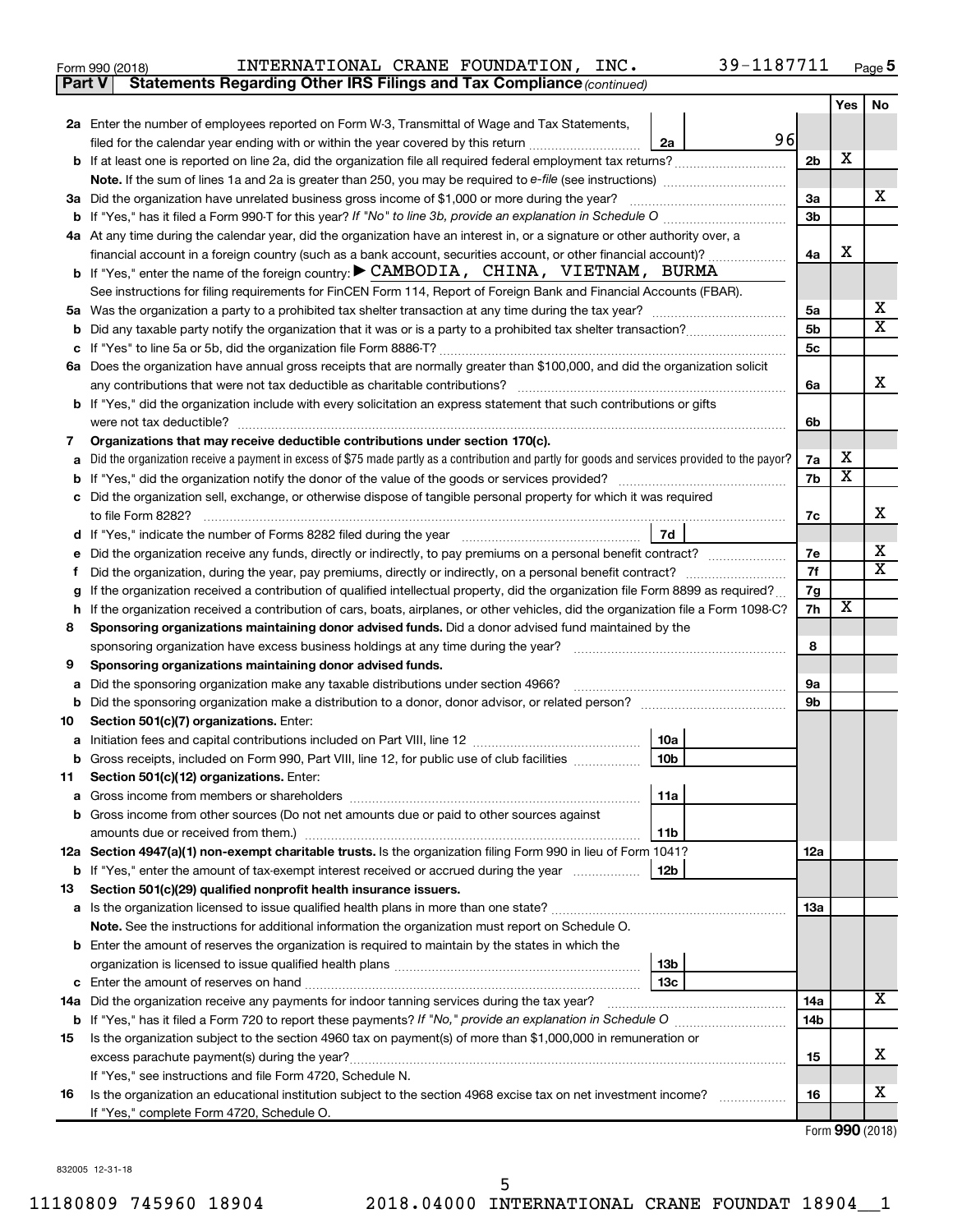Form 990 (2018) INTERNATIONAL CRANE FOUNDATION, INC. 39-1187711 Page 5

**Part V Statements Regarding Other IRS Filings and Tax Compliance** *(continued)*

| | | | | Yes | No |
|---|---|---|---|---|---|
| **2a** | Enter the number of employees reported on Form W-3, Transmittal of Wage and Tax Statements, filed for the calendar year ending with or within the year covered by this return | 2a | 96 | | |
| **b** | If at least one is reported on line 2a, did the organization file all required federal employment tax returns? | | 2b | X | |
| | **Note.** If the sum of lines 1a and 2a is greater than 250, you may be required to *e-file* (see instructions) | | | | |
| **3a** | Did the organization have unrelated business gross income of $1,000 or more during the year? | | 3a | | X |
| **b** | If "Yes," has it filed a Form 990-T for this year? *If "No" to line 3b, provide an explanation in Schedule O* | | 3b | | |
| **4a** | At any time during the calendar year, did the organization have an interest in, or a signature or other authority over, a financial account in a foreign country (such as a bank account, securities account, or other financial account)? | | 4a | X | |
| **b** | If "Yes," enter the name of the foreign country: ▶ CAMBODIA, CHINA, VIETNAM, BURMA | | | | |
| | See instructions for filing requirements for FinCEN Form 114, Report of Foreign Bank and Financial Accounts (FBAR). | | | | |
| **5a** | Was the organization a party to a prohibited tax shelter transaction at any time during the tax year? | | 5a | | X |
| **b** | Did any taxable party notify the organization that it was or is a party to a prohibited tax shelter transaction? | | 5b | | X |
| **c** | If "Yes" to line 5a or 5b, did the organization file Form 8886-T? | | 5c | | |
| **6a** | Does the organization have annual gross receipts that are normally greater than $100,000, and did the organization solicit any contributions that were not tax deductible as charitable contributions? | | 6a | | X |
| **b** | If "Yes," did the organization include with every solicitation an express statement that such contributions or gifts were not tax deductible? | | 6b | | |
| **7** | **Organizations that may receive deductible contributions under section 170(c).** | | | | |
| **a** | Did the organization receive a payment in excess of $75 made partly as a contribution and partly for goods and services provided to the payor? | | 7a | X | |
| **b** | If "Yes," did the organization notify the donor of the value of the goods or services provided? | | 7b | X | |
| **c** | Did the organization sell, exchange, or otherwise dispose of tangible personal property for which it was required to file Form 8282? | | 7c | | X |
| **d** | If "Yes," indicate the number of Forms 8282 filed during the year | 7d | | | |
| **e** | Did the organization receive any funds, directly or indirectly, to pay premiums on a personal benefit contract? | | 7e | | X |
| **f** | Did the organization, during the year, pay premiums, directly or indirectly, on a personal benefit contract? | | 7f | | X |
| **g** | If the organization received a contribution of qualified intellectual property, did the organization file Form 8899 as required? | | 7g | | |
| **h** | If the organization received a contribution of cars, boats, airplanes, or other vehicles, did the organization file a Form 1098-C? | | 7h | X | |
| **8** | **Sponsoring organizations maintaining donor advised funds.** Did a donor advised fund maintained by the sponsoring organization have excess business holdings at any time during the year? | | 8 | | |
| **9** | **Sponsoring organizations maintaining donor advised funds.** | | | | |
| **a** | Did the sponsoring organization make any taxable distributions under section 4966? | | 9a | | |
| **b** | Did the sponsoring organization make a distribution to a donor, donor advisor, or related person? | | 9b | | |
| **10** | **Section 501(c)(7) organizations.** Enter: | | | | |
| **a** | Initiation fees and capital contributions included on Part VIII, line 12 | 10a | | | |
| **b** | Gross receipts, included on Form 990, Part VIII, line 12, for public use of club facilities | 10b | | | |
| **11** | **Section 501(c)(12) organizations.** Enter: | | | | |
| **a** | Gross income from members or shareholders | 11a | | | |
| **b** | Gross income from other sources (Do not net amounts due or paid to other sources against amounts due or received from them.) | 11b | | | |
| **12a** | **Section 4947(a)(1) non-exempt charitable trusts.** Is the organization filing Form 990 in lieu of Form 1041? | | 12a | | |
| **b** | If "Yes," enter the amount of tax-exempt interest received or accrued during the year | 12b | | | |
| **13** | **Section 501(c)(29) qualified nonprofit health insurance issuers.** | | | | |
| **a** | Is the organization licensed to issue qualified health plans in more than one state? | | 13a | | |
| | **Note.** See the instructions for additional information the organization must report on Schedule O. | | | | |
| **b** | Enter the amount of reserves the organization is required to maintain by the states in which the organization is licensed to issue qualified health plans | 13b | | | |
| **c** | Enter the amount of reserves on hand | 13c | | | |
| **14a** | Did the organization receive any payments for indoor tanning services during the tax year? | | 14a | | X |
| **b** | If "Yes," has it filed a Form 720 to report these payments? *If "No," provide an explanation in Schedule O* | | 14b | | |
| **15** | Is the organization subject to the section 4960 tax on payment(s) of more than $1,000,000 in remuneration or excess parachute payment(s) during the year? | | 15 | | X |
| | If "Yes," see instructions and file Form 4720, Schedule N. | | | | |
| **16** | Is the organization an educational institution subject to the section 4968 excise tax on net investment income? | | 16 | | X |
| | If "Yes," complete Form 4720, Schedule O. | | | | |

Form **990** (2018)

832005 12-31-18

11180809 745960 18904 2018.04000 INTERNATIONAL CRANE FOUNDAT 18904__1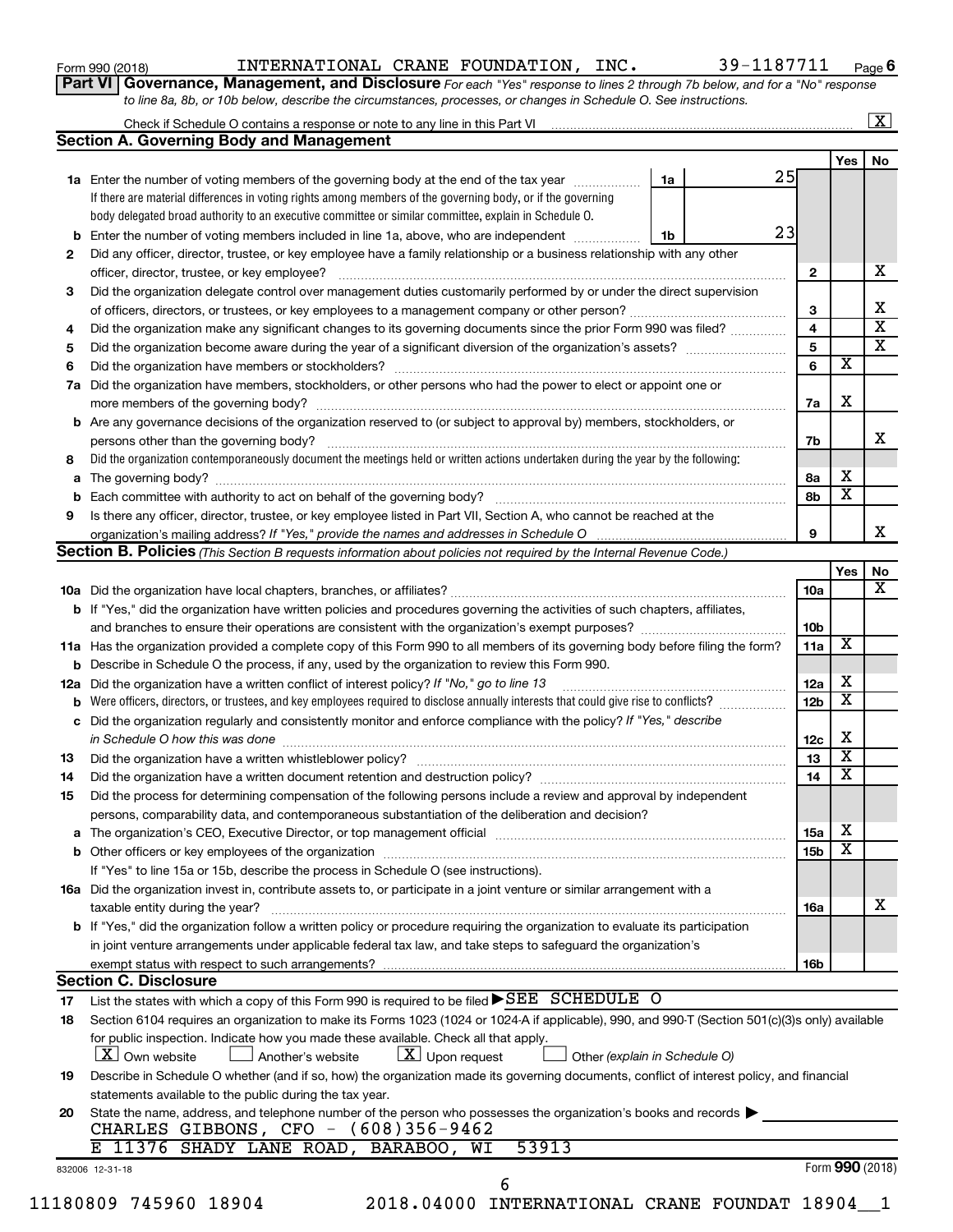Form 990 (2018) INTERNATIONAL CRANE FOUNDATION, INC. 39-1187711 Page 6

**Part VI Governance, Management, and Disclosure** *For each "Yes" response to lines 2 through 7b below, and for a "No" response to line 8a, 8b, or 10b below, describe the circumstances, processes, or changes in Schedule O. See instructions.*

Check if Schedule O contains a response or note to any line in this Part VI ... [X]

## Section A. Governing Body and Management

| | | | | Yes | No |
|---|---|---|---|---|---|
| **1a** | Enter the number of voting members of the governing body at the end of the tax year ... **1a** 25<br>If there are material differences in voting rights among members of the governing body, or if the governing body delegated broad authority to an executive committee or similar committee, explain in Schedule O. | | | | |
| **b** | Enter the number of voting members included in line 1a, above, who are independent ... **1b** 23 | | | | |
| **2** | Did any officer, director, trustee, or key employee have a family relationship or a business relationship with any other officer, director, trustee, or key employee? | **2** | | | X |
| **3** | Did the organization delegate control over management duties customarily performed by or under the direct supervision of officers, directors, or trustees, or key employees to a management company or other person? | **3** | | | X |
| **4** | Did the organization make any significant changes to its governing documents since the prior Form 990 was filed? | **4** | | | X |
| **5** | Did the organization become aware during the year of a significant diversion of the organization's assets? | **5** | | | X |
| **6** | Did the organization have members or stockholders? | **6** | | X | |
| **7a** | Did the organization have members, stockholders, or other persons who had the power to elect or appoint one or more members of the governing body? | **7a** | | X | |
| **b** | Are any governance decisions of the organization reserved to (or subject to approval by) members, stockholders, or persons other than the governing body? | **7b** | | | X |
| **8** | Did the organization contemporaneously document the meetings held or written actions undertaken during the year by the following: | | | | |
| **a** | The governing body? | **8a** | | X | |
| **b** | Each committee with authority to act on behalf of the governing body? | **8b** | | X | |
| **9** | Is there any officer, director, trustee, or key employee listed in Part VII, Section A, who cannot be reached at the organization's mailing address? *If "Yes," provide the names and addresses in Schedule O* | **9** | | | X |

## Section B. Policies *(This Section B requests information about policies not required by the Internal Revenue Code.)*

| | | | Yes | No |
|---|---|---|---|---|
| **10a** | Did the organization have local chapters, branches, or affiliates? | **10a** | | X |
| **b** | If "Yes," did the organization have written policies and procedures governing the activities of such chapters, affiliates, and branches to ensure their operations are consistent with the organization's exempt purposes? | **10b** | | |
| **11a** | Has the organization provided a complete copy of this Form 990 to all members of its governing body before filing the form? | **11a** | X | |
| **b** | Describe in Schedule O the process, if any, used by the organization to review this Form 990. | | | |
| **12a** | Did the organization have a written conflict of interest policy? *If "No," go to line 13* | **12a** | X | |
| **b** | Were officers, directors, or trustees, and key employees required to disclose annually interests that could give rise to conflicts? | **12b** | X | |
| **c** | Did the organization regularly and consistently monitor and enforce compliance with the policy? *If "Yes," describe in Schedule O how this was done* | **12c** | X | |
| **13** | Did the organization have a written whistleblower policy? | **13** | X | |
| **14** | Did the organization have a written document retention and destruction policy? | **14** | X | |
| **15** | Did the process for determining compensation of the following persons include a review and approval by independent persons, comparability data, and contemporaneous substantiation of the deliberation and decision? | | | |
| **a** | The organization's CEO, Executive Director, or top management official | **15a** | X | |
| **b** | Other officers or key employees of the organization | **15b** | X | |
| | If "Yes" to line 15a or 15b, describe the process in Schedule O (see instructions). | | | |
| **16a** | Did the organization invest in, contribute assets to, or participate in a joint venture or similar arrangement with a taxable entity during the year? | **16a** | | X |
| **b** | If "Yes," did the organization follow a written policy or procedure requiring the organization to evaluate its participation in joint venture arrangements under applicable federal tax law, and take steps to safeguard the organization's exempt status with respect to such arrangements? | **16b** | | |

## Section C. Disclosure

**17** List the states with which a copy of this Form 990 is required to be filed ▶SEE SCHEDULE O

**18** Section 6104 requires an organization to make its Forms 1023 (1024 or 1024-A if applicable), 990, and 990-T (Section 501(c)(3)s only) available for public inspection. Indicate how you made these available. Check all that apply.

[X] Own website [ ] Another's website [X] Upon request [ ] Other *(explain in Schedule O)*

**19** Describe in Schedule O whether (and if so, how) the organization made its governing documents, conflict of interest policy, and financial statements available to the public during the tax year.

**20** State the name, address, and telephone number of the person who possesses the organization's books and records ▶

CHARLES GIBBONS, CFO - (608)356-9462
E 11376 SHADY LANE ROAD, BARABOO, WI 53913

832006 12-31-18 Form **990** (2018)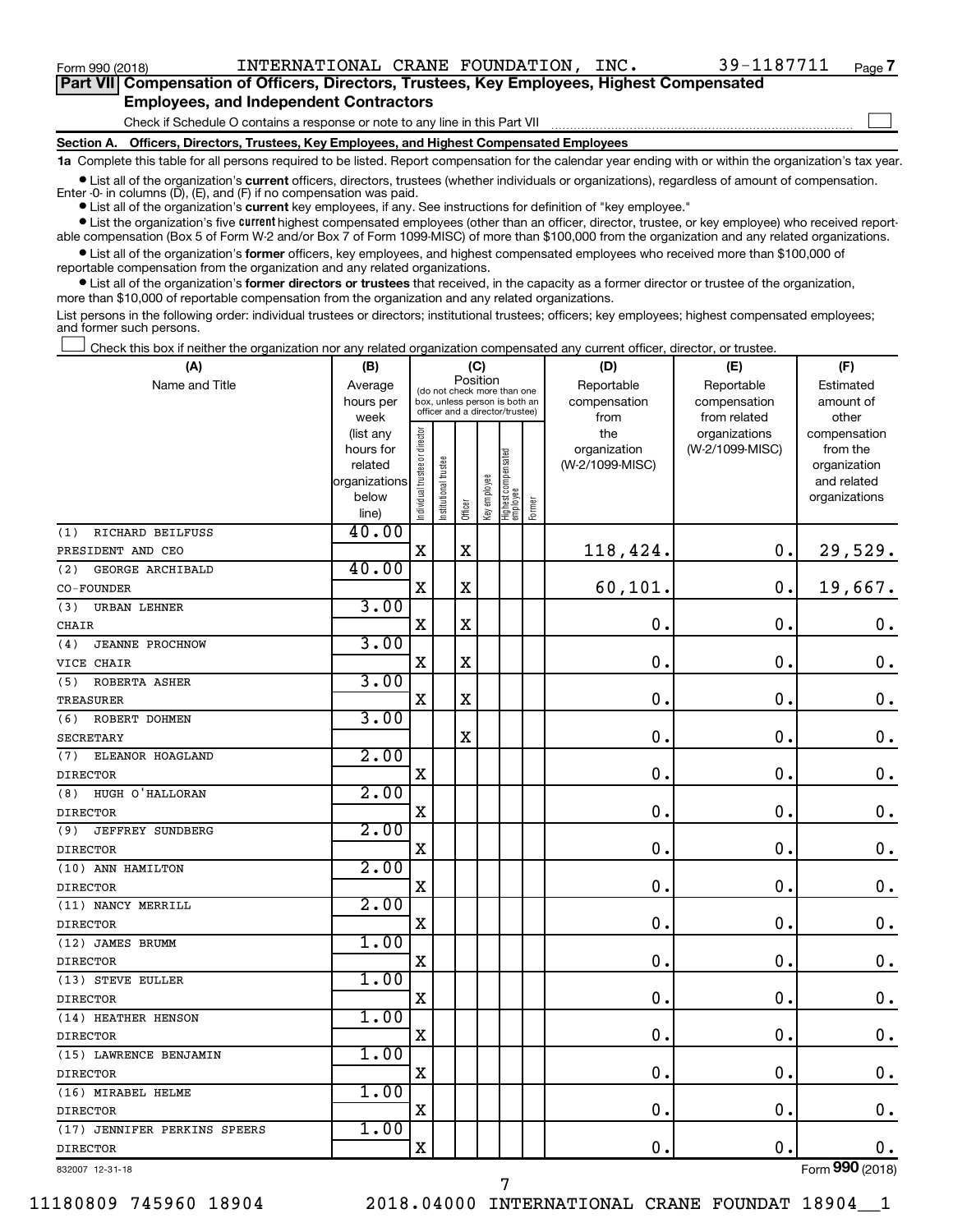Form 990 (2018) INTERNATIONAL CRANE FOUNDATION, INC. 39-1187711 Page 7

## Part VII Compensation of Officers, Directors, Trustees, Key Employees, Highest Compensated Employees, and Independent Contractors

Check if Schedule O contains a response or note to any line in this Part VII

### Section A. Officers, Directors, Trustees, Key Employees, and Highest Compensated Employees

**1a** Complete this table for all persons required to be listed. Report compensation for the calendar year ending with or within the organization's tax year.

- List all of the organization's **current** officers, directors, trustees (whether individuals or organizations), regardless of amount of compensation. Enter -0- in columns (D), (E), and (F) if no compensation was paid.
- List all of the organization's **current** key employees, if any. See instructions for definition of "key employee."
- List the organization's five **current** highest compensated employees (other than an officer, director, trustee, or key employee) who received reportable compensation (Box 5 of Form W-2 and/or Box 7 of Form 1099-MISC) of more than $100,000 from the organization and any related organizations.
- List all of the organization's **former** officers, key employees, and highest compensated employees who received more than $100,000 of reportable compensation from the organization and any related organizations.
- List all of the organization's **former directors or trustees** that received, in the capacity as a former director or trustee of the organization, more than $10,000 of reportable compensation from the organization and any related organizations.

List persons in the following order: individual trustees or directors; institutional trustees; officers; key employees; highest compensated employees; and former such persons.

Check this box if neither the organization nor any related organization compensated any current officer, director, or trustee.

| (A) Name and Title | (B) Average hours per week (list any hours for related organizations below line) | (C) Position: Individual trustee or director | Institutional trustee | Officer | Key employee | Highest compensated employee | Former | (D) Reportable compensation from the organization (W-2/1099-MISC) | (E) Reportable compensation from related organizations (W-2/1099-MISC) | (F) Estimated amount of other compensation from the organization and related organizations |
|---|---|---|---|---|---|---|---|---|---|---|
| (1) RICHARD BEILFUSS<br>PRESIDENT AND CEO | 40.00 | X | | X | | | | 118,424. | 0. | 29,529. |
| (2) GEORGE ARCHIBALD<br>CO-FOUNDER | 40.00 | X | | X | | | | 60,101. | 0. | 19,667. |
| (3) URBAN LEHNER<br>CHAIR | 3.00 | X | | X | | | | 0. | 0. | 0. |
| (4) JEANNE PROCHNOW<br>VICE CHAIR | 3.00 | X | | X | | | | 0. | 0. | 0. |
| (5) ROBERTA ASHER<br>TREASURER | 3.00 | X | | X | | | | 0. | 0. | 0. |
| (6) ROBERT DOHMEN<br>SECRETARY | 3.00 | | | X | | | | 0. | 0. | 0. |
| (7) ELEANOR HOAGLAND<br>DIRECTOR | 2.00 | X | | | | | | 0. | 0. | 0. |
| (8) HUGH O'HALLORAN<br>DIRECTOR | 2.00 | X | | | | | | 0. | 0. | 0. |
| (9) JEFFREY SUNDBERG<br>DIRECTOR | 2.00 | X | | | | | | 0. | 0. | 0. |
| (10) ANN HAMILTON<br>DIRECTOR | 2.00 | X | | | | | | 0. | 0. | 0. |
| (11) NANCY MERRILL<br>DIRECTOR | 2.00 | X | | | | | | 0. | 0. | 0. |
| (12) JAMES BRUMM<br>DIRECTOR | 1.00 | X | | | | | | 0. | 0. | 0. |
| (13) STEVE EULLER<br>DIRECTOR | 1.00 | X | | | | | | 0. | 0. | 0. |
| (14) HEATHER HENSON<br>DIRECTOR | 1.00 | X | | | | | | 0. | 0. | 0. |
| (15) LAWRENCE BENJAMIN<br>DIRECTOR | 1.00 | X | | | | | | 0. | 0. | 0. |
| (16) MIRABEL HELME<br>DIRECTOR | 1.00 | X | | | | | | 0. | 0. | 0. |
| (17) JENNIFER PERKINS SPEERS<br>DIRECTOR | 1.00 | X | | | | | | 0. | 0. | 0. |

832007 12-31-18 Form 990 (2018)

11180809 745960 18904 2018.04000 INTERNATIONAL CRANE FOUNDAT 18904__1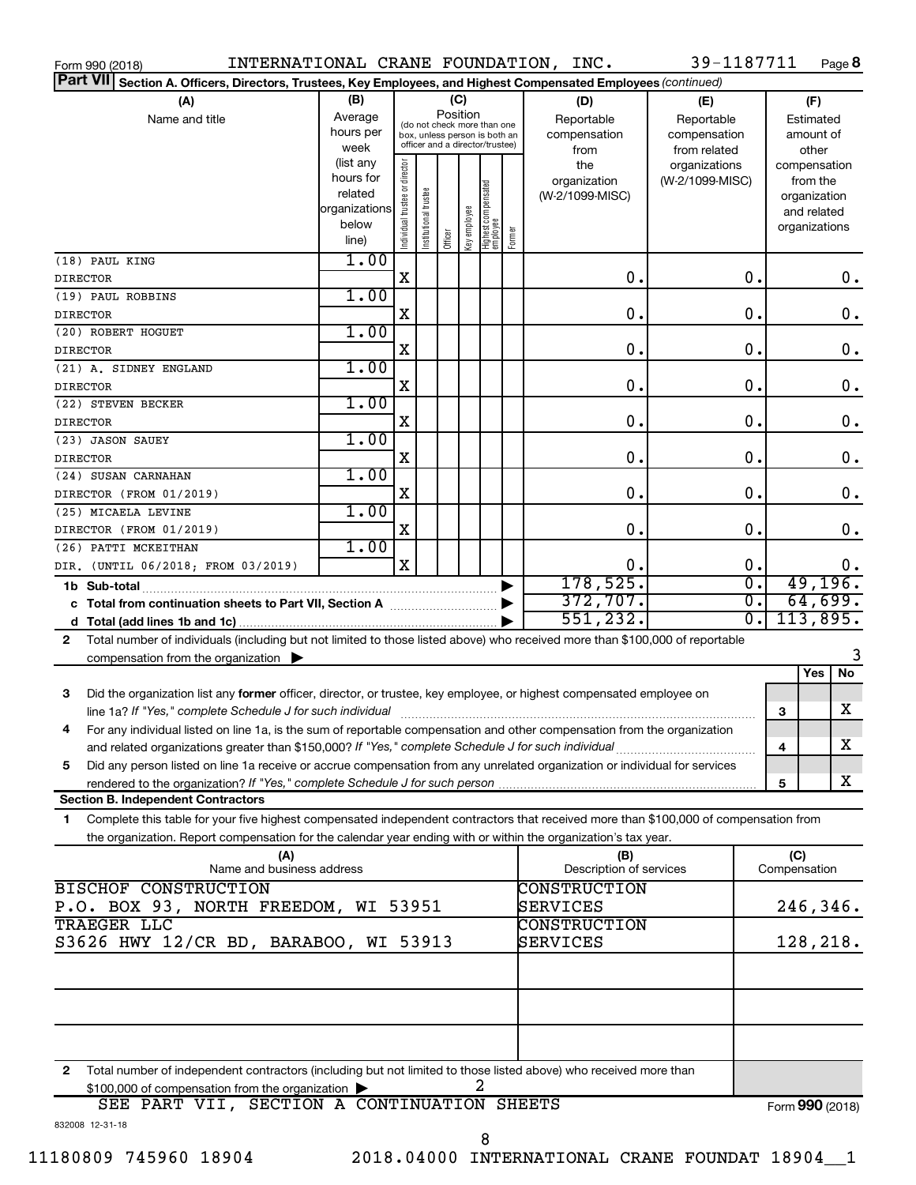Form 990 (2018) INTERNATIONAL CRANE FOUNDATION, INC. 39-1187711 Page **8**

**Part VII** Section A. Officers, Directors, Trustees, Key Employees, and Highest Compensated Employees *(continued)*

| (A) Name and title | (B) Average hours per week (list any hours for related organizations below line) | (C) Position: Individual trustee or director | Institutional trustee | Officer | Key employee | Highest compensated employee | Former | (D) Reportable compensation from the organization (W-2/1099-MISC) | (E) Reportable compensation from related organizations (W-2/1099-MISC) | (F) Estimated amount of other compensation from the organization and related organizations |
|---|---|---|---|---|---|---|---|---|---|---|
| (18) PAUL KING DIRECTOR | 1.00 | X | | | | | | 0. | 0. | 0. |
| (19) PAUL ROBBINS DIRECTOR | 1.00 | X | | | | | | 0. | 0. | 0. |
| (20) ROBERT HOGUET DIRECTOR | 1.00 | X | | | | | | 0. | 0. | 0. |
| (21) A. SIDNEY ENGLAND DIRECTOR | 1.00 | X | | | | | | 0. | 0. | 0. |
| (22) STEVEN BECKER DIRECTOR | 1.00 | X | | | | | | 0. | 0. | 0. |
| (23) JASON SAUEY DIRECTOR | 1.00 | X | | | | | | 0. | 0. | 0. |
| (24) SUSAN CARNAHAN DIRECTOR (FROM 01/2019) | 1.00 | X | | | | | | 0. | 0. | 0. |
| (25) MICAELA LEVINE DIRECTOR (FROM 01/2019) | 1.00 | X | | | | | | 0. | 0. | 0. |
| (26) PATTI MCKEITHAN DIR. (UNTIL 06/2018; FROM 03/2019) | 1.00 | X | | | | | | 0. | 0. | 0. |
| **1b Sub-total** | | | | | | | | 178,525. | 0. | 49,196. |
| **c Total from continuation sheets to Part VII, Section A** | | | | | | | | 372,707. | 0. | 64,699. |
| **d Total (add lines 1b and 1c)** | | | | | | | | 551,232. | 0. | 113,895. |

**2** Total number of individuals (including but not limited to those listed above) who received more than $100,000 of reportable compensation from the organization ▶ 3

| | | Yes | No |
|---|---|---|---|
| **3** Did the organization list any **former** officer, director, or trustee, key employee, or highest compensated employee on line 1a? *If "Yes," complete Schedule J for such individual* | 3 | | X |
| **4** For any individual listed on line 1a, is the sum of reportable compensation and other compensation from the organization and related organizations greater than $150,000? *If "Yes," complete Schedule J for such individual* | 4 | | X |
| **5** Did any person listed on line 1a receive or accrue compensation from any unrelated organization or individual for services rendered to the organization? *If "Yes," complete Schedule J for such person* | 5 | | X |

**Section B. Independent Contractors**

**1** Complete this table for your five highest compensated independent contractors that received more than $100,000 of compensation from the organization. Report compensation for the calendar year ending with or within the organization's tax year.

| (A) Name and business address | (B) Description of services | (C) Compensation |
|---|---|---|
| BISCHOF CONSTRUCTION P.O. BOX 93, NORTH FREEDOM, WI 53951 | CONSTRUCTION SERVICES | 246,346. |
| TRAEGER LLC S3626 HWY 12/CR BD, BARABOO, WI 53913 | CONSTRUCTION SERVICES | 128,218. |
| | | |
| | | |
| | | |

**2** Total number of independent contractors (including but not limited to those listed above) who received more than $100,000 of compensation from the organization ▶ 2

SEE PART VII, SECTION A CONTINUATION SHEETS

Form **990** (2018)

832008 12-31-18

11180809 745960 18904 2018.04000 INTERNATIONAL CRANE FOUNDAT 18904__1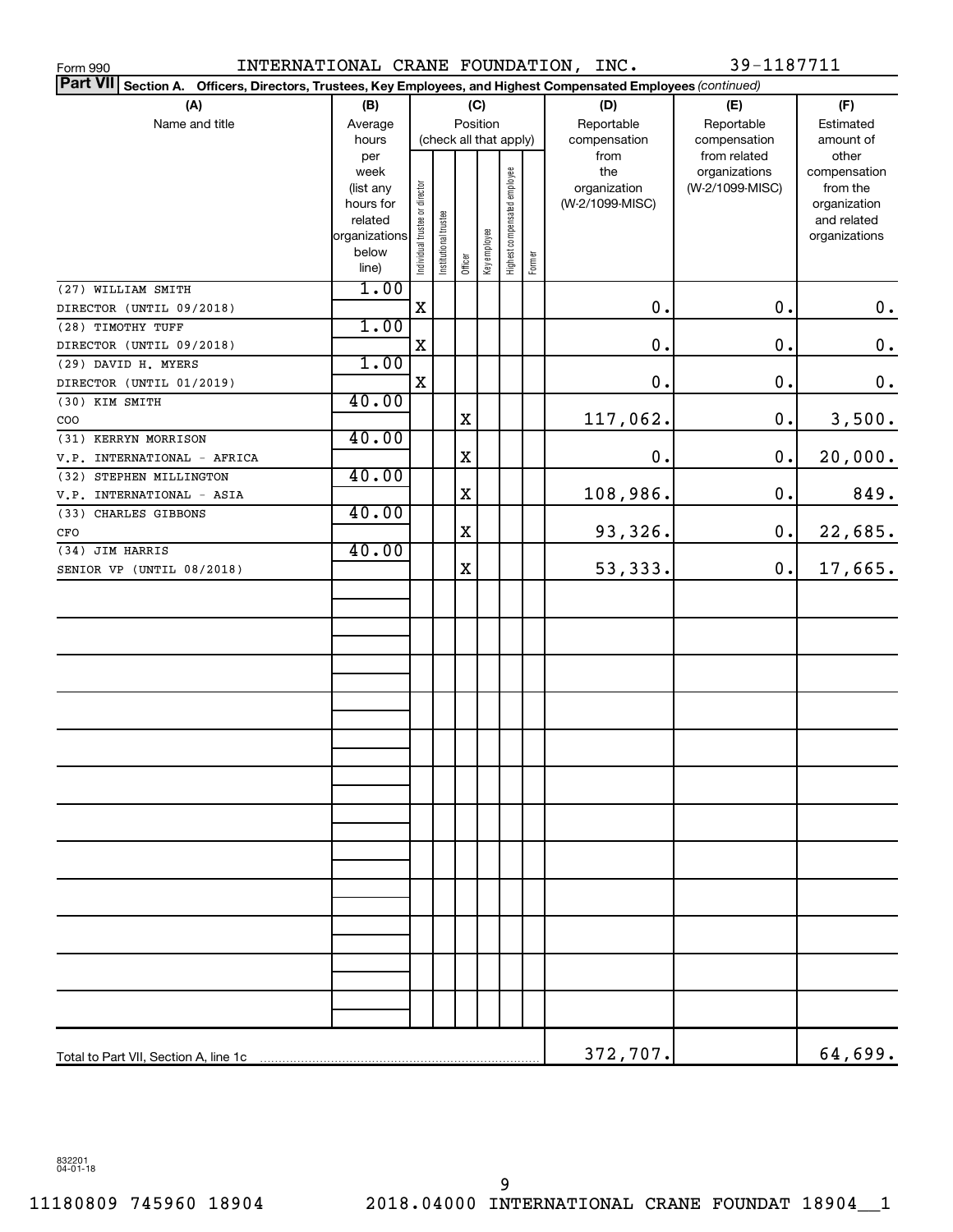Form 990 INTERNATIONAL CRANE FOUNDATION, INC. 39-1187711

**Part VII** Section A. Officers, Directors, Trustees, Key Employees, and Highest Compensated Employees *(continued)*

| (A) Name and title | (B) Average hours per week (list any hours for related organizations below line) | (C) Position (check all that apply): Individual trustee or director | Institutional trustee | Officer | Key employee | Highest compensated employee | Former | (D) Reportable compensation from the organization (W-2/1099-MISC) | (E) Reportable compensation from related organizations (W-2/1099-MISC) | (F) Estimated amount of other compensation from the organization and related organizations |
|---|---|---|---|---|---|---|---|---|---|---|
| (27) WILLIAM SMITH<br>DIRECTOR (UNTIL 09/2018) | 1.00 | X | | | | | | 0. | 0. | 0. |
| (28) TIMOTHY TUFF<br>DIRECTOR (UNTIL 09/2018) | 1.00 | X | | | | | | 0. | 0. | 0. |
| (29) DAVID H. MYERS<br>DIRECTOR (UNTIL 01/2019) | 1.00 | X | | | | | | 0. | 0. | 0. |
| (30) KIM SMITH<br>COO | 40.00 | | | X | | | | 117,062. | 0. | 3,500. |
| (31) KERRYN MORRISON<br>V.P. INTERNATIONAL - AFRICA | 40.00 | | | X | | | | 0. | 0. | 20,000. |
| (32) STEPHEN MILLINGTON<br>V.P. INTERNATIONAL - ASIA | 40.00 | | | X | | | | 108,986. | 0. | 849. |
| (33) CHARLES GIBBONS<br>CFO | 40.00 | | | X | | | | 93,326. | 0. | 22,685. |
| (34) JIM HARRIS<br>SENIOR VP (UNTIL 08/2018) | 40.00 | | | X | | | | 53,333. | 0. | 17,665. |
| Total to Part VII, Section A, line 1c | | | | | | | | 372,707. | | 64,699. |

832201 04-01-18

11180809 745960 18904 2018.04000 INTERNATIONAL CRANE FOUNDAT 18904__1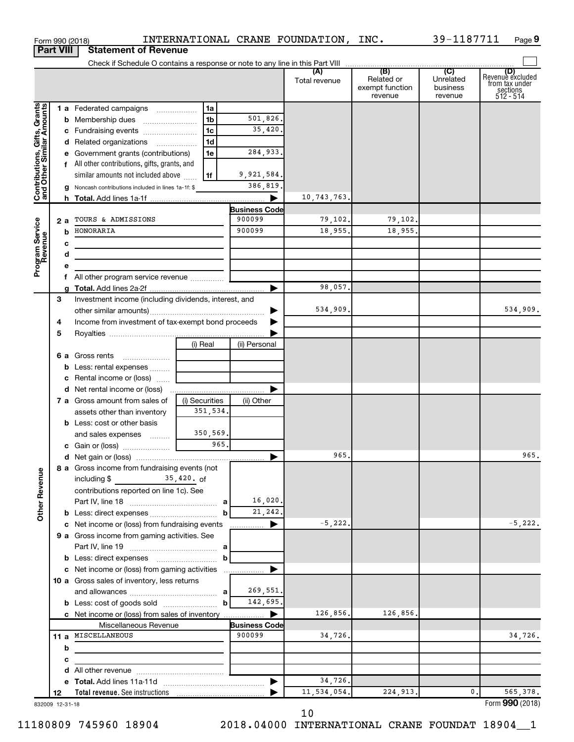Form 990 (2018) INTERNATIONAL CRANE FOUNDATION, INC. 39-1187711 Page 9

**Part VIII Statement of Revenue**

Check if Schedule O contains a response or note to any line in this Part VIII

| | | | | (A) Total revenue | (B) Related or exempt function revenue | (C) Unrelated business revenue | (D) Revenue excluded from tax under sections 512 - 514 |
|---|---|---|---|---|---|---|---|
| **Contributions, Gifts, Grants and Other Similar Amounts** | 1 a Federated campaigns | 1a | | | | | |
| | b Membership dues | 1b | 501,826. | | | | |
| | c Fundraising events | 1c | 35,420. | | | | |
| | d Related organizations | 1d | | | | | |
| | e Government grants (contributions) | 1e | 284,933. | | | | |
| | f All other contributions, gifts, grants, and similar amounts not included above | 1f | 9,921,584. | | | | |
| | g Noncash contributions included in lines 1a-1f: $ | | 386,819. | | | | |
| | h **Total.** Add lines 1a-1f | | ▶ | 10,743,763. | | | |
| **Program Service Revenue** | | | **Business Code** | | | | |
| | 2 a TOURS & ADMISSIONS | | 900099 | 79,102. | 79,102. | | |
| | b HONORARIA | | 900099 | 18,955. | 18,955. | | |
| | c | | | | | | |
| | d | | | | | | |
| | e | | | | | | |
| | f All other program service revenue | | | | | | |
| | g **Total.** Add lines 2a-2f | | ▶ | 98,057. | | | |
| **Other Revenue** | 3 Investment income (including dividends, interest, and other similar amounts) | | ▶ | 534,909. | | | 534,909. |
| | 4 Income from investment of tax-exempt bond proceeds | | ▶ | | | | |
| | 5 Royalties | | ▶ | | | | |
| | | (i) Real | (ii) Personal | | | | |
| | 6 a Gross rents | | | | | | |
| | b Less: rental expenses | | | | | | |
| | c Rental income or (loss) | | | | | | |
| | d Net rental income or (loss) | | ▶ | | | | |
| | | (i) Securities | (ii) Other | | | | |
| | 7 a Gross amount from sales of assets other than inventory | 351,534. | | | | | |
| | b Less: cost or other basis and sales expenses | 350,569. | | | | | |
| | c Gain or (loss) | 965. | | | | | |
| | d Net gain or (loss) | | ▶ | 965. | | | 965. |
| | 8 a Gross income from fundraising events (not including $ 35,420. of contributions reported on line 1c). See Part IV, line 18 | a | 16,020. | | | | |
| | b Less: direct expenses | b | 21,242. | | | | |
| | c Net income or (loss) from fundraising events | | ▶ | -5,222. | | | -5,222. |
| | 9 a Gross income from gaming activities. See Part IV, line 19 | a | | | | | |
| | b Less: direct expenses | b | | | | | |
| | c Net income or (loss) from gaming activities | | ▶ | | | | |
| | 10 a Gross sales of inventory, less returns and allowances | a | 269,551. | | | | |
| | b Less: cost of goods sold | b | 142,695. | | | | |
| | c Net income or (loss) from sales of inventory | | ▶ | 126,856. | 126,856. | | |
| | Miscellaneous Revenue | | **Business Code** | | | | |
| | 11 a MISCELLANEOUS | | 900099 | 34,726. | | | 34,726. |
| | b | | | | | | |
| | c | | | | | | |
| | d All other revenue | | | | | | |
| | e **Total.** Add lines 11a-11d | | ▶ | 34,726. | | | |
| | 12 **Total revenue.** See instructions | | ▶ | 11,534,054. | 224,913. | 0. | 565,378. |

832009 12-31-18

Form **990** (2018)

11180809 745960 18904 2018.04000 INTERNATIONAL CRANE FOUNDAT 18904__1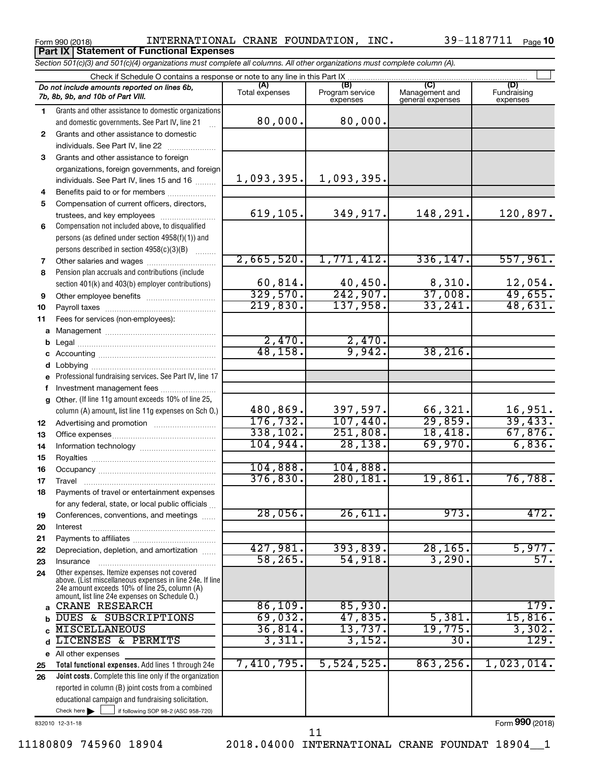Form 990 (2018) INTERNATIONAL CRANE FOUNDATION, INC. 39-1187711 Page **10**

**Part IX Statement of Functional Expenses**

*Section 501(c)(3) and 501(c)(4) organizations must complete all columns. All other organizations must complete column (A).*

Check if Schedule O contains a response or note to any line in this Part IX

| | *Do not include amounts reported on lines 6b, 7b, 8b, 9b, and 10b of Part VIII.* | (A) Total expenses | (B) Program service expenses | (C) Management and general expenses | (D) Fundraising expenses |
|---|---|---|---|---|---|
| 1 | Grants and other assistance to domestic organizations and domestic governments. See Part IV, line 21 | 80,000. | 80,000. | | |
| 2 | Grants and other assistance to domestic individuals. See Part IV, line 22 | | | | |
| 3 | Grants and other assistance to foreign organizations, foreign governments, and foreign individuals. See Part IV, lines 15 and 16 | 1,093,395. | 1,093,395. | | |
| 4 | Benefits paid to or for members | | | | |
| 5 | Compensation of current officers, directors, trustees, and key employees | 619,105. | 349,917. | 148,291. | 120,897. |
| 6 | Compensation not included above, to disqualified persons (as defined under section 4958(f)(1)) and persons described in section 4958(c)(3)(B) | | | | |
| 7 | Other salaries and wages | 2,665,520. | 1,771,412. | 336,147. | 557,961. |
| 8 | Pension plan accruals and contributions (include section 401(k) and 403(b) employer contributions) | 60,814. | 40,450. | 8,310. | 12,054. |
| 9 | Other employee benefits | 329,570. | 242,907. | 37,008. | 49,655. |
| 10 | Payroll taxes | 219,830. | 137,958. | 33,241. | 48,631. |
| 11 | Fees for services (non-employees): | | | | |
| a | Management | | | | |
| b | Legal | 2,470. | 2,470. | | |
| c | Accounting | 48,158. | 9,942. | 38,216. | |
| d | Lobbying | | | | |
| e | Professional fundraising services. See Part IV, line 17 | | | | |
| f | Investment management fees | | | | |
| g | Other. (If line 11g amount exceeds 10% of line 25, column (A) amount, list line 11g expenses on Sch O.) | 480,869. | 397,597. | 66,321. | 16,951. |
| 12 | Advertising and promotion | 176,732. | 107,440. | 29,859. | 39,433. |
| 13 | Office expenses | 338,102. | 251,808. | 18,418. | 67,876. |
| 14 | Information technology | 104,944. | 28,138. | 69,970. | 6,836. |
| 15 | Royalties | | | | |
| 16 | Occupancy | 104,888. | 104,888. | | |
| 17 | Travel | 376,830. | 280,181. | 19,861. | 76,788. |
| 18 | Payments of travel or entertainment expenses for any federal, state, or local public officials | | | | |
| 19 | Conferences, conventions, and meetings | 28,056. | 26,611. | 973. | 472. |
| 20 | Interest | | | | |
| 21 | Payments to affiliates | | | | |
| 22 | Depreciation, depletion, and amortization | 427,981. | 393,839. | 28,165. | 5,977. |
| 23 | Insurance | 58,265. | 54,918. | 3,290. | 57. |
| 24 | Other expenses. Itemize expenses not covered above. (List miscellaneous expenses in line 24e. If line 24e amount exceeds 10% of line 25, column (A) amount, list line 24e expenses on Schedule O.) | | | | |
| a | CRANE RESEARCH | 86,109. | 85,930. | | 179. |
| b | DUES & SUBSCRIPTIONS | 69,032. | 47,835. | 5,381. | 15,816. |
| c | MISCELLANEOUS | 36,814. | 13,737. | 19,775. | 3,302. |
| d | LICENSES & PERMITS | 3,311. | 3,152. | 30. | 129. |
| e | All other expenses | | | | |
| 25 | **Total functional expenses.** Add lines 1 through 24e | 7,410,795. | 5,524,525. | 863,256. | 1,023,014. |
| 26 | **Joint costs.** Complete this line only if the organization reported in column (B) joint costs from a combined educational campaign and fundraising solicitation. Check here ☐ if following SOP 98-2 (ASC 958-720) | | | | |

832010 12-31-18

Form **990** (2018)

11180809 745960 18904 2018.04000 INTERNATIONAL CRANE FOUNDAT 18904__1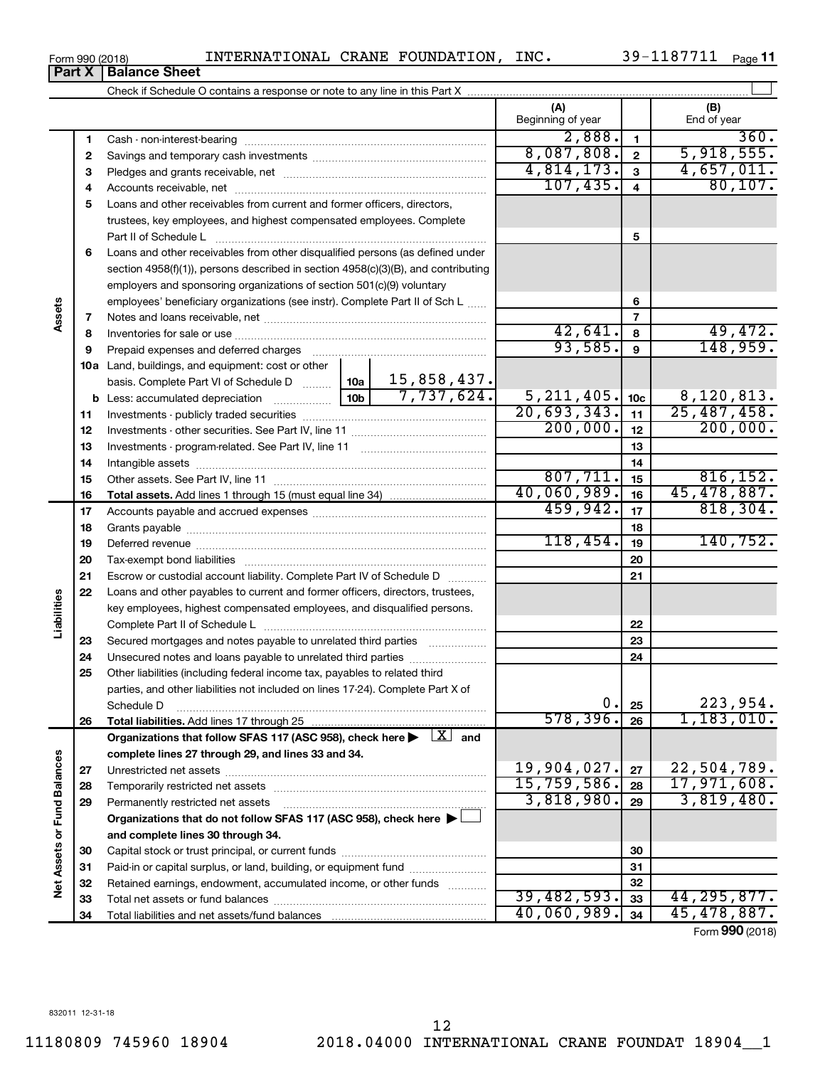Form 990 (2018) INTERNATIONAL CRANE FOUNDATION, INC. 39-1187711 Page 11

## Part X | Balance Sheet

Check if Schedule O contains a response or note to any line in this Part X

| | | | | (A) Beginning of year | | (B) End of year |
|---|---|---|---|---|---|---|
| Assets | 1 | Cash - non-interest-bearing | | 2,888. | 1 | 360. |
| | 2 | Savings and temporary cash investments | | 8,087,808. | 2 | 5,918,555. |
| | 3 | Pledges and grants receivable, net | | 4,814,173. | 3 | 4,657,011. |
| | 4 | Accounts receivable, net | | 107,435. | 4 | 80,107. |
| | 5 | Loans and other receivables from current and former officers, directors, trustees, key employees, and highest compensated employees. Complete Part II of Schedule L | | | 5 | |
| | 6 | Loans and other receivables from other disqualified persons (as defined under section 4958(f)(1)), persons described in section 4958(c)(3)(B), and contributing employers and sponsoring organizations of section 501(c)(9) voluntary employees' beneficiary organizations (see instr). Complete Part II of Sch L | | | 6 | |
| | 7 | Notes and loans receivable, net | | | 7 | |
| | 8 | Inventories for sale or use | | 42,641. | 8 | 49,472. |
| | 9 | Prepaid expenses and deferred charges | | 93,585. | 9 | 148,959. |
| | 10a | Land, buildings, and equipment: cost or other basis. Complete Part VI of Schedule D | 10a 15,858,437. | | | |
| | b | Less: accumulated depreciation | 10b 7,737,624. | 5,211,405. | 10c | 8,120,813. |
| | 11 | Investments - publicly traded securities | | 20,693,343. | 11 | 25,487,458. |
| | 12 | Investments - other securities. See Part IV, line 11 | | 200,000. | 12 | 200,000. |
| | 13 | Investments - program-related. See Part IV, line 11 | | | 13 | |
| | 14 | Intangible assets | | | 14 | |
| | 15 | Other assets. See Part IV, line 11 | | 807,711. | 15 | 816,152. |
| | 16 | **Total assets.** Add lines 1 through 15 (must equal line 34) | | 40,060,989. | 16 | 45,478,887. |
| Liabilities | 17 | Accounts payable and accrued expenses | | 459,942. | 17 | 818,304. |
| | 18 | Grants payable | | | 18 | |
| | 19 | Deferred revenue | | 118,454. | 19 | 140,752. |
| | 20 | Tax-exempt bond liabilities | | | 20 | |
| | 21 | Escrow or custodial account liability. Complete Part IV of Schedule D | | | 21 | |
| | 22 | Loans and other payables to current and former officers, directors, trustees, key employees, highest compensated employees, and disqualified persons. Complete Part II of Schedule L | | | 22 | |
| | 23 | Secured mortgages and notes payable to unrelated third parties | | | 23 | |
| | 24 | Unsecured notes and loans payable to unrelated third parties | | | 24 | |
| | 25 | Other liabilities (including federal income tax, payables to related third parties, and other liabilities not included on lines 17-24). Complete Part X of Schedule D | | 0. | 25 | 223,954. |
| | 26 | **Total liabilities.** Add lines 17 through 25 | | 578,396. | 26 | 1,183,010. |
| Net Assets or Fund Balances | | **Organizations that follow SFAS 117 (ASC 958), check here** [X] **and complete lines 27 through 29, and lines 33 and 34.** | | | | |
| | 27 | Unrestricted net assets | | 19,904,027. | 27 | 22,504,789. |
| | 28 | Temporarily restricted net assets | | 15,759,586. | 28 | 17,971,608. |
| | 29 | Permanently restricted net assets | | 3,818,980. | 29 | 3,819,480. |
| | | **Organizations that do not follow SFAS 117 (ASC 958), check here** [ ] **and complete lines 30 through 34.** | | | | |
| | 30 | Capital stock or trust principal, or current funds | | | 30 | |
| | 31 | Paid-in or capital surplus, or land, building, or equipment fund | | | 31 | |
| | 32 | Retained earnings, endowment, accumulated income, or other funds | | | 32 | |
| | 33 | Total net assets or fund balances | | 39,482,593. | 33 | 44,295,877. |
| | 34 | Total liabilities and net assets/fund balances | | 40,060,989. | 34 | 45,478,887. |

Form **990** (2018)

832011 12-31-18

11180809 745960 18904 2018.04000 INTERNATIONAL CRANE FOUNDAT 18904__1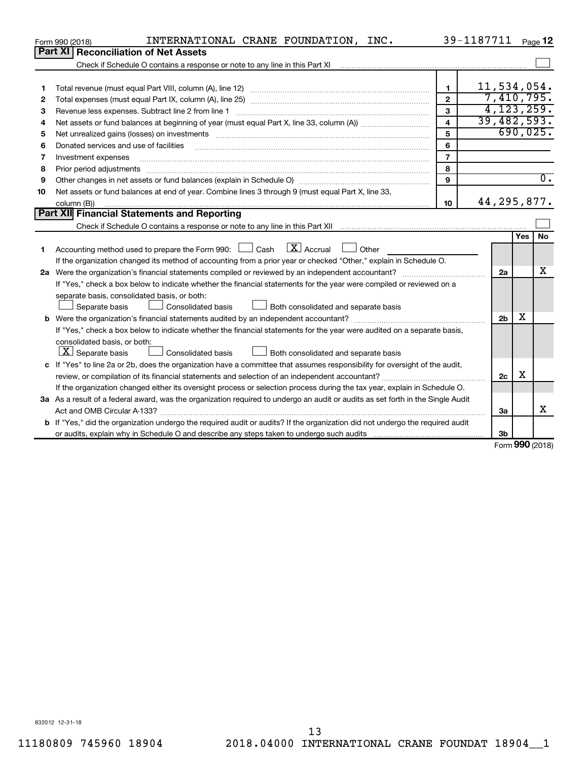Form 990 (2018) INTERNATIONAL CRANE FOUNDATION, INC. 39-1187711 Page 12

## Part XI Reconciliation of Net Assets

Check if Schedule O contains a response or note to any line in this Part XI ☐

| | | | |
|---|---|---|---|
| 1 | Total revenue (must equal Part VIII, column (A), line 12) | 1 | 11,534,054. |
| 2 | Total expenses (must equal Part IX, column (A), line 25) | 2 | 7,410,795. |
| 3 | Revenue less expenses. Subtract line 2 from line 1 | 3 | 4,123,259. |
| 4 | Net assets or fund balances at beginning of year (must equal Part X, line 33, column (A)) | 4 | 39,482,593. |
| 5 | Net unrealized gains (losses) on investments | 5 | 690,025. |
| 6 | Donated services and use of facilities | 6 | |
| 7 | Investment expenses | 7 | |
| 8 | Prior period adjustments | 8 | |
| 9 | Other changes in net assets or fund balances (explain in Schedule O) | 9 | 0. |
| 10 | Net assets or fund balances at end of year. Combine lines 3 through 9 (must equal Part X, line 33, column (B)) | 10 | 44,295,877. |

## Part XII Financial Statements and Reporting

Check if Schedule O contains a response or note to any line in this Part XII ☐

| | | | Yes | No |
|---|---|---|---|---|
| 1 | Accounting method used to prepare the Form 990: ☐ Cash ☒ Accrual ☐ Other<br>If the organization changed its method of accounting from a prior year or checked "Other," explain in Schedule O. | | | |
| 2a | Were the organization's financial statements compiled or reviewed by an independent accountant?<br>If "Yes," check a box below to indicate whether the financial statements for the year were compiled or reviewed on a separate basis, consolidated basis, or both:<br>☐ Separate basis ☐ Consolidated basis ☐ Both consolidated and separate basis | 2a | | X |
| b | Were the organization's financial statements audited by an independent accountant?<br>If "Yes," check a box below to indicate whether the financial statements for the year were audited on a separate basis, consolidated basis, or both:<br>☒ Separate basis ☐ Consolidated basis ☐ Both consolidated and separate basis | 2b | X | |
| c | If "Yes" to line 2a or 2b, does the organization have a committee that assumes responsibility for oversight of the audit, review, or compilation of its financial statements and selection of an independent accountant?<br>If the organization changed either its oversight process or selection process during the tax year, explain in Schedule O. | 2c | X | |
| 3a | As a result of a federal award, was the organization required to undergo an audit or audits as set forth in the Single Audit Act and OMB Circular A-133? | 3a | | X |
| b | If "Yes," did the organization undergo the required audit or audits? If the organization did not undergo the required audit or audits, explain why in Schedule O and describe any steps taken to undergo such audits | 3b | | |

Form 990 (2018)

832012 12-31-18

11180809 745960 18904 2018.04000 INTERNATIONAL CRANE FOUNDAT 18904__1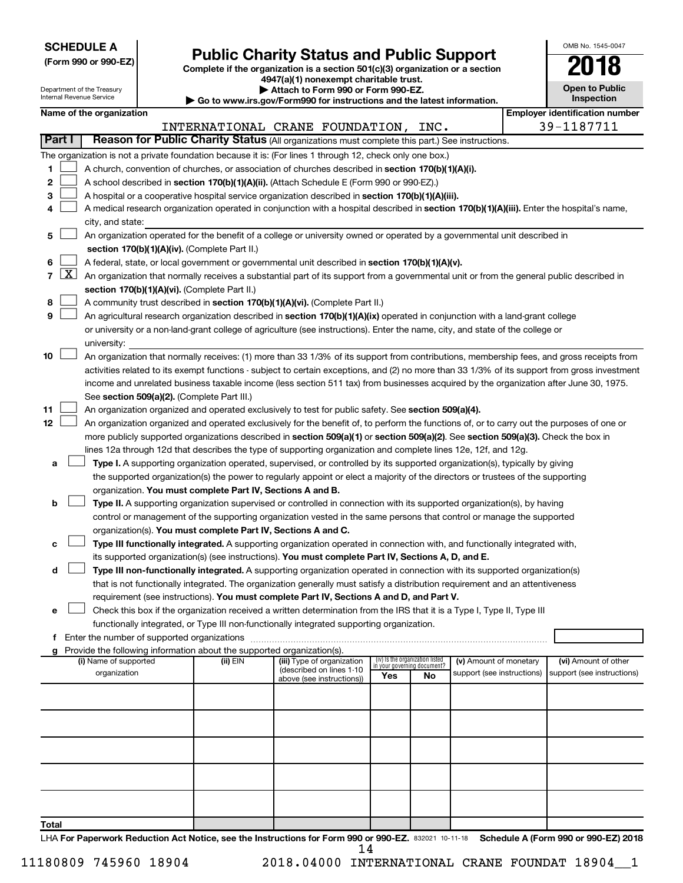**SCHEDULE A**
**(Form 990 or 990-EZ)**

Department of the Treasury
Internal Revenue Service

# Public Charity Status and Public Support

**Complete if the organization is a section 501(c)(3) organization or a section 4947(a)(1) nonexempt charitable trust.**
**▶ Attach to Form 990 or Form 990-EZ.**
**▶ Go to www.irs.gov/Form990 for instructions and the latest information.**

OMB No. 1545-0047
**2018**
**Open to Public Inspection**

**Name of the organization:** INTERNATIONAL CRANE FOUNDATION, INC.
**Employer identification number:** 39-1187711

**Part I** **Reason for Public Charity Status** (All organizations must complete this part.) See instructions.

The organization is not a private foundation because it is: (For lines 1 through 12, check only one box.)

1. [ ] A church, convention of churches, or association of churches described in **section 170(b)(1)(A)(i).**
2. [ ] A school described in **section 170(b)(1)(A)(ii).** (Attach Schedule E (Form 990 or 990-EZ).)
3. [ ] A hospital or a cooperative hospital service organization described in **section 170(b)(1)(A)(iii).**
4. [ ] A medical research organization operated in conjunction with a hospital described in **section 170(b)(1)(A)(iii).** Enter the hospital's name, city, and state:
5. [ ] An organization operated for the benefit of a college or university owned or operated by a governmental unit described in **section 170(b)(1)(A)(iv).** (Complete Part II.)
6. [ ] A federal, state, or local government or governmental unit described in **section 170(b)(1)(A)(v).**
7. [X] An organization that normally receives a substantial part of its support from a governmental unit or from the general public described in **section 170(b)(1)(A)(vi).** (Complete Part II.)
8. [ ] A community trust described in **section 170(b)(1)(A)(vi).** (Complete Part II.)
9. [ ] An agricultural research organization described in **section 170(b)(1)(A)(ix)** operated in conjunction with a land-grant college or university or a non-land-grant college of agriculture (see instructions). Enter the name, city, and state of the college or university:
10. [ ] An organization that normally receives: (1) more than 33 1/3% of its support from contributions, membership fees, and gross receipts from activities related to its exempt functions - subject to certain exceptions, and (2) no more than 33 1/3% of its support from gross investment income and unrelated business taxable income (less section 511 tax) from businesses acquired by the organization after June 30, 1975. See **section 509(a)(2).** (Complete Part III.)
11. [ ] An organization organized and operated exclusively to test for public safety. See **section 509(a)(4).**
12. [ ] An organization organized and operated exclusively for the benefit of, to perform the functions of, or to carry out the purposes of one or more publicly supported organizations described in **section 509(a)(1)** or **section 509(a)(2)**. See **section 509(a)(3).** Check the box in lines 12a through 12d that describes the type of supporting organization and complete lines 12e, 12f, and 12g.
   - **a** [ ] **Type I.** A supporting organization operated, supervised, or controlled by its supported organization(s), typically by giving the supported organization(s) the power to regularly appoint or elect a majority of the directors or trustees of the supporting organization. **You must complete Part IV, Sections A and B.**
   - **b** [ ] **Type II.** A supporting organization supervised or controlled in connection with its supported organization(s), by having control or management of the supporting organization vested in the same persons that control or manage the supported organization(s). **You must complete Part IV, Sections A and C.**
   - **c** [ ] **Type III functionally integrated.** A supporting organization operated in connection with, and functionally integrated with, its supported organization(s) (see instructions). **You must complete Part IV, Sections A, D, and E.**
   - **d** [ ] **Type III non-functionally integrated.** A supporting organization operated in connection with its supported organization(s) that is not functionally integrated. The organization generally must satisfy a distribution requirement and an attentiveness requirement (see instructions). **You must complete Part IV, Sections A and D, and Part V.**
   - **e** [ ] Check this box if the organization received a written determination from the IRS that it is a Type I, Type II, Type III functionally integrated, or Type III non-functionally integrated supporting organization.
   - **f** Enter the number of supported organizations
   - **g** Provide the following information about the supported organization(s).

| (i) Name of supported organization | (ii) EIN | (iii) Type of organization (described on lines 1-10 above (see instructions)) | (iv) Is the organization listed in your governing document? Yes | No | (v) Amount of monetary support (see instructions) | (vi) Amount of other support (see instructions) |
|---|---|---|---|---|---|---|
| | | | | | | |
| | | | | | | |
| | | | | | | |
| | | | | | | |
| | | | | | | |
| **Total** | | | | | | |

LHA **For Paperwork Reduction Act Notice, see the Instructions for Form 990 or 990-EZ.** 832021 10-11-18 **Schedule A (Form 990 or 990-EZ) 2018**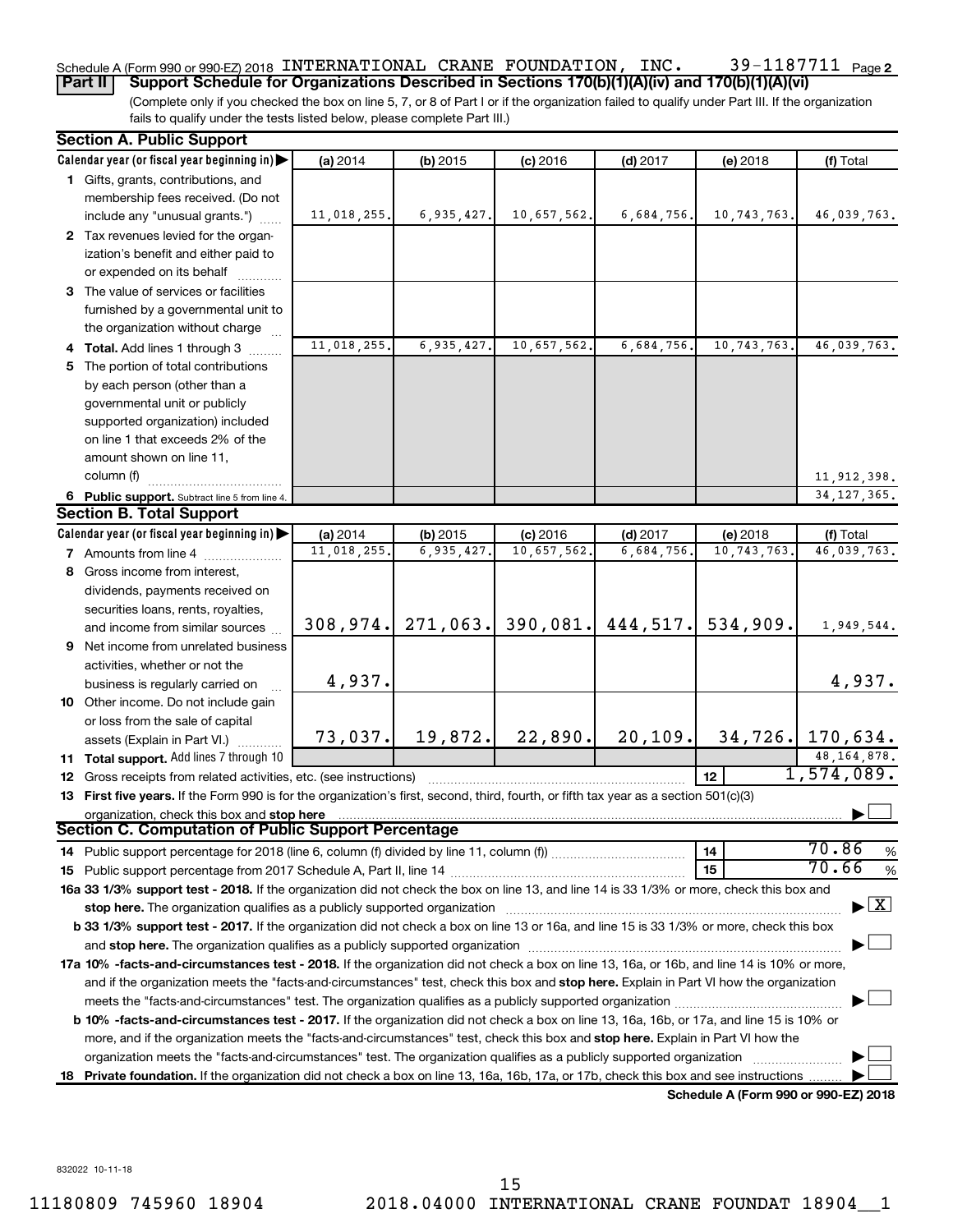Schedule A (Form 990 or 990-EZ) 2018 INTERNATIONAL CRANE FOUNDATION, INC. 39-1187711 Page 2

**Part II Support Schedule for Organizations Described in Sections 170(b)(1)(A)(iv) and 170(b)(1)(A)(vi)**

(Complete only if you checked the box on line 5, 7, or 8 of Part I or if the organization failed to qualify under Part III. If the organization fails to qualify under the tests listed below, please complete Part III.)

## Section A. Public Support

| Calendar year (or fiscal year beginning in) | (a) 2014 | (b) 2015 | (c) 2016 | (d) 2017 | (e) 2018 | (f) Total |
|---|---|---|---|---|---|---|
| 1 Gifts, grants, contributions, and membership fees received. (Do not include any "unusual grants.") | 11,018,255. | 6,935,427. | 10,657,562. | 6,684,756. | 10,743,763. | 46,039,763. |
| 2 Tax revenues levied for the organization's benefit and either paid to or expended on its behalf | | | | | | |
| 3 The value of services or facilities furnished by a governmental unit to the organization without charge | | | | | | |
| 4 Total. Add lines 1 through 3 | 11,018,255. | 6,935,427. | 10,657,562. | 6,684,756. | 10,743,763. | 46,039,763. |
| 5 The portion of total contributions by each person (other than a governmental unit or publicly supported organization) included on line 1 that exceeds 2% of the amount shown on line 11, column (f) | | | | | | 11,912,398. |
| 6 Public support. Subtract line 5 from line 4. | | | | | | 34,127,365. |

## Section B. Total Support

| Calendar year (or fiscal year beginning in) | (a) 2014 | (b) 2015 | (c) 2016 | (d) 2017 | (e) 2018 | (f) Total |
|---|---|---|---|---|---|---|
| 7 Amounts from line 4 | 11,018,255. | 6,935,427. | 10,657,562. | 6,684,756. | 10,743,763. | 46,039,763. |
| 8 Gross income from interest, dividends, payments received on securities loans, rents, royalties, and income from similar sources | 308,974. | 271,063. | 390,081. | 444,517. | 534,909. | 1,949,544. |
| 9 Net income from unrelated business activities, whether or not the business is regularly carried on | 4,937. | | | | | 4,937. |
| 10 Other income. Do not include gain or loss from the sale of capital assets (Explain in Part VI.) | 73,037. | 19,872. | 22,890. | 20,109. | 34,726. | 170,634. |
| 11 Total support. Add lines 7 through 10 | | | | | | 48,164,878. |
| 12 Gross receipts from related activities, etc. (see instructions) | | | | | 12 | 1,574,089. |

**13 First five years.** If the Form 990 is for the organization's first, second, third, fourth, or fifth tax year as a section 501(c)(3) organization, check this box and **stop here** ☐

## Section C. Computation of Public Support Percentage

| | | |
|---|---|---|
| 14 Public support percentage for 2018 (line 6, column (f) divided by line 11, column (f)) | 14 | 70.86 % |
| 15 Public support percentage from 2017 Schedule A, Part II, line 14 | 15 | 70.66 % |

**16a 33 1/3% support test - 2018.** If the organization did not check the box on line 13, and line 14 is 33 1/3% or more, check this box and **stop here.** The organization qualifies as a publicly supported organization ☒

**b 33 1/3% support test - 2017.** If the organization did not check a box on line 13 or 16a, and line 15 is 33 1/3% or more, check this box and **stop here.** The organization qualifies as a publicly supported organization ☐

**17a 10% -facts-and-circumstances test - 2018.** If the organization did not check a box on line 13, 16a, or 16b, and line 14 is 10% or more, and if the organization meets the "facts-and-circumstances" test, check this box and **stop here.** Explain in Part VI how the organization meets the "facts-and-circumstances" test. The organization qualifies as a publicly supported organization ☐

**b 10% -facts-and-circumstances test - 2017.** If the organization did not check a box on line 13, 16a, 16b, or 17a, and line 15 is 10% or more, and if the organization meets the "facts-and-circumstances" test, check this box and **stop here.** Explain in Part VI how the organization meets the "facts-and-circumstances" test. The organization qualifies as a publicly supported organization ☐

**18 Private foundation.** If the organization did not check a box on line 13, 16a, 16b, 17a, or 17b, check this box and see instructions ☐

**Schedule A (Form 990 or 990-EZ) 2018**

832022 10-11-18

11180809 745960 18904 2018.04000 INTERNATIONAL CRANE FOUNDAT 18904__1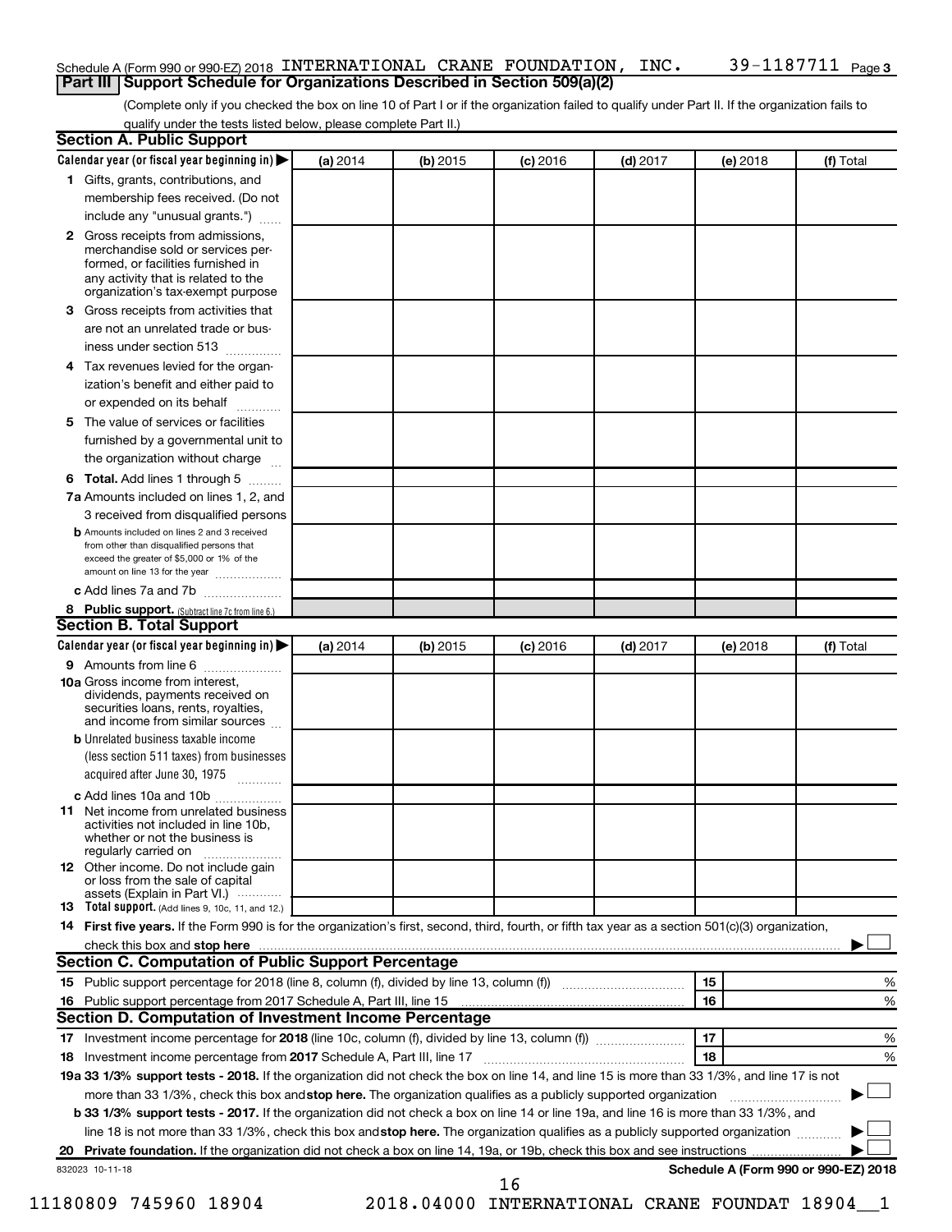Schedule A (Form 990 or 990-EZ) 2018 INTERNATIONAL CRANE FOUNDATION, INC. 39-1187711 Page 3

## Part III Support Schedule for Organizations Described in Section 509(a)(2)

(Complete only if you checked the box on line 10 of Part I or if the organization failed to qualify under Part II. If the organization fails to qualify under the tests listed below, please complete Part II.)

### Section A. Public Support

| Calendar year (or fiscal year beginning in) ▶ | (a) 2014 | (b) 2015 | (c) 2016 | (d) 2017 | (e) 2018 | (f) Total |
|---|---|---|---|---|---|---|
| **1** Gifts, grants, contributions, and membership fees received. (Do not include any "unusual grants.") | | | | | | |
| **2** Gross receipts from admissions, merchandise sold or services performed, or facilities furnished in any activity that is related to the organization's tax-exempt purpose | | | | | | |
| **3** Gross receipts from activities that are not an unrelated trade or business under section 513 | | | | | | |
| **4** Tax revenues levied for the organization's benefit and either paid to or expended on its behalf | | | | | | |
| **5** The value of services or facilities furnished by a governmental unit to the organization without charge | | | | | | |
| **6 Total.** Add lines 1 through 5 | | | | | | |
| **7a** Amounts included on lines 1, 2, and 3 received from disqualified persons | | | | | | |
| **b** Amounts included on lines 2 and 3 received from other than disqualified persons that exceed the greater of $5,000 or 1% of the amount on line 13 for the year | | | | | | |
| **c** Add lines 7a and 7b | | | | | | |
| **8 Public support.** (Subtract line 7c from line 6.) | | | | | | |

### Section B. Total Support

| Calendar year (or fiscal year beginning in) ▶ | (a) 2014 | (b) 2015 | (c) 2016 | (d) 2017 | (e) 2018 | (f) Total |
|---|---|---|---|---|---|---|
| **9** Amounts from line 6 | | | | | | |
| **10a** Gross income from interest, dividends, payments received on securities loans, rents, royalties, and income from similar sources | | | | | | |
| **b** Unrelated business taxable income (less section 511 taxes) from businesses acquired after June 30, 1975 | | | | | | |
| **c** Add lines 10a and 10b | | | | | | |
| **11** Net income from unrelated business activities not included in line 10b, whether or not the business is regularly carried on | | | | | | |
| **12** Other income. Do not include gain or loss from the sale of capital assets (Explain in Part VI.) | | | | | | |
| **13 Total support.** (Add lines 9, 10c, 11, and 12.) | | | | | | |

**14 First five years.** If the Form 990 is for the organization's first, second, third, fourth, or fifth tax year as a section 501(c)(3) organization, check this box and **stop here** ▶ ☐

### Section C. Computation of Public Support Percentage

**15** Public support percentage for 2018 (line 8, column (f), divided by line 13, column (f)) | **15** | %

**16** Public support percentage from 2017 Schedule A, Part III, line 15 | **16** | %

### Section D. Computation of Investment Income Percentage

**17** Investment income percentage for **2018** (line 10c, column (f), divided by line 13, column (f)) | **17** | %

**18** Investment income percentage from **2017** Schedule A, Part III, line 17 | **18** | %

**19a 33 1/3% support tests - 2018.** If the organization did not check the box on line 14, and line 15 is more than 33 1/3%, and line 17 is not more than 33 1/3%, check this box and **stop here.** The organization qualifies as a publicly supported organization ▶ ☐

**b 33 1/3% support tests - 2017.** If the organization did not check a box on line 14 or line 19a, and line 16 is more than 33 1/3%, and line 18 is not more than 33 1/3%, check this box and **stop here.** The organization qualifies as a publicly supported organization ▶ ☐

**20 Private foundation.** If the organization did not check a box on line 14, 19a, or 19b, check this box and see instructions ▶ ☐

832023 10-11-18

**Schedule A (Form 990 or 990-EZ) 2018**

11180809 745960 18904 2018.04000 INTERNATIONAL CRANE FOUNDAT 18904__1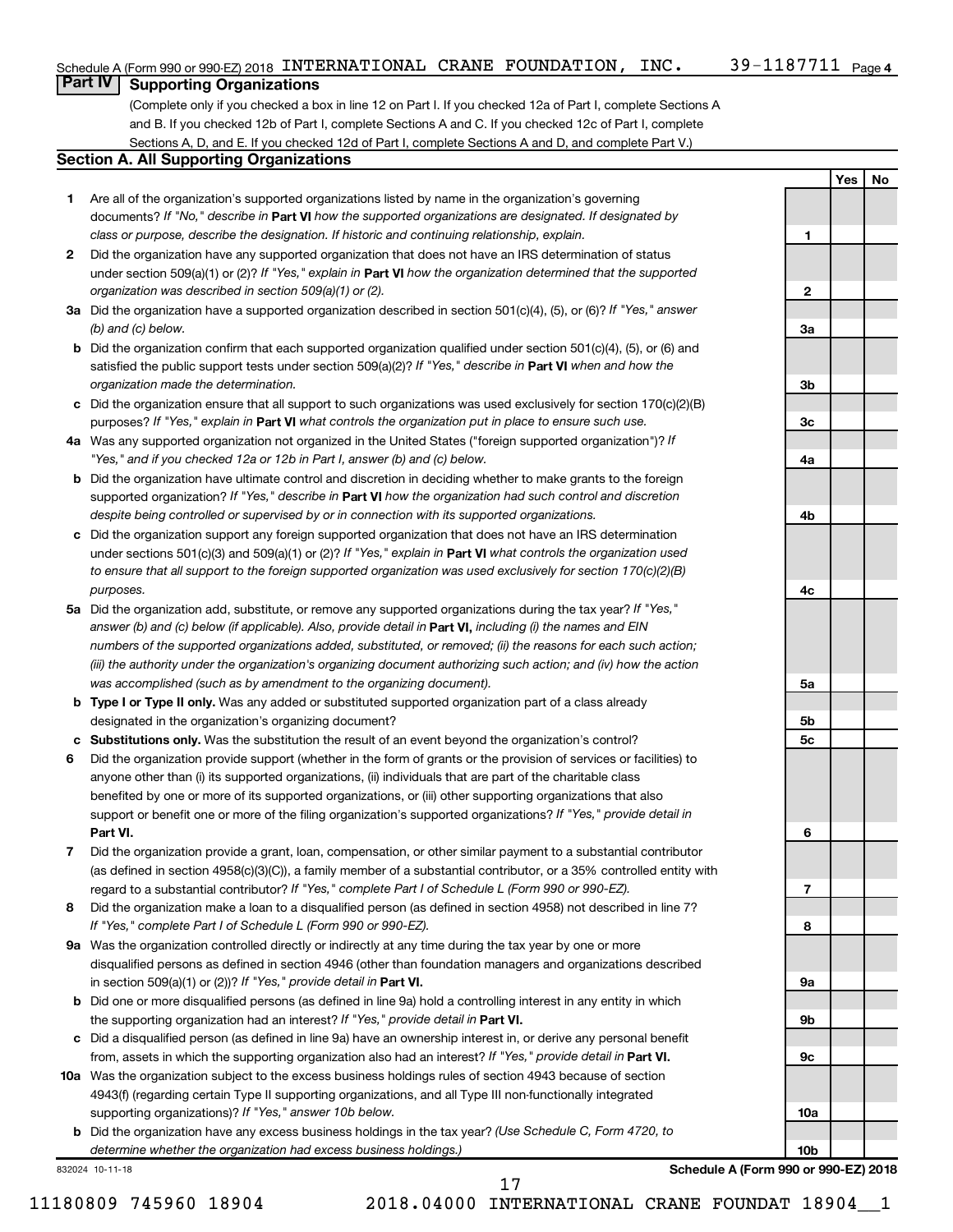Schedule A (Form 990 or 990-EZ) 2018 INTERNATIONAL CRANE FOUNDATION, INC. 39-1187711 Page 4

## Part IV Supporting Organizations

(Complete only if you checked a box in line 12 on Part I. If you checked 12a of Part I, complete Sections A and B. If you checked 12b of Part I, complete Sections A and C. If you checked 12c of Part I, complete Sections A, D, and E. If you checked 12d of Part I, complete Sections A and D, and complete Part V.)

### Section A. All Supporting Organizations

| | | Line | Yes | No |
|---|---|---|---|---|
| **1** | Are all of the organization's supported organizations listed by name in the organization's governing documents? *If "No," describe in* **Part VI** *how the supported organizations are designated. If designated by class or purpose, describe the designation. If historic and continuing relationship, explain.* | 1 | | |
| **2** | Did the organization have any supported organization that does not have an IRS determination of status under section 509(a)(1) or (2)? *If "Yes," explain in* **Part VI** *how the organization determined that the supported organization was described in section 509(a)(1) or (2).* | 2 | | |
| **3a** | Did the organization have a supported organization described in section 501(c)(4), (5), or (6)? *If "Yes," answer (b) and (c) below.* | 3a | | |
| **b** | Did the organization confirm that each supported organization qualified under section 501(c)(4), (5), or (6) and satisfied the public support tests under section 509(a)(2)? *If "Yes," describe in* **Part VI** *when and how the organization made the determination.* | 3b | | |
| **c** | Did the organization ensure that all support to such organizations was used exclusively for section 170(c)(2)(B) purposes? *If "Yes," explain in* **Part VI** *what controls the organization put in place to ensure such use.* | 3c | | |
| **4a** | Was any supported organization not organized in the United States ("foreign supported organization")? *If "Yes," and if you checked 12a or 12b in Part I, answer (b) and (c) below.* | 4a | | |
| **b** | Did the organization have ultimate control and discretion in deciding whether to make grants to the foreign supported organization? *If "Yes," describe in* **Part VI** *how the organization had such control and discretion despite being controlled or supervised by or in connection with its supported organizations.* | 4b | | |
| **c** | Did the organization support any foreign supported organization that does not have an IRS determination under sections 501(c)(3) and 509(a)(1) or (2)? *If "Yes," explain in* **Part VI** *what controls the organization used to ensure that all support to the foreign supported organization was used exclusively for section 170(c)(2)(B) purposes.* | 4c | | |
| **5a** | Did the organization add, substitute, or remove any supported organizations during the tax year? *If "Yes," answer (b) and (c) below (if applicable). Also, provide detail in* **Part VI,** *including (i) the names and EIN numbers of the supported organizations added, substituted, or removed; (ii) the reasons for each such action; (iii) the authority under the organization's organizing document authorizing such action; and (iv) how the action was accomplished (such as by amendment to the organizing document).* | 5a | | |
| **b** | **Type I or Type II only.** Was any added or substituted supported organization part of a class already designated in the organization's organizing document? | 5b | | |
| **c** | **Substitutions only.** Was the substitution the result of an event beyond the organization's control? | 5c | | |
| **6** | Did the organization provide support (whether in the form of grants or the provision of services or facilities) to anyone other than (i) its supported organizations, (ii) individuals that are part of the charitable class benefited by one or more of its supported organizations, or (iii) other supporting organizations that also support or benefit one or more of the filing organization's supported organizations? *If "Yes," provide detail in* **Part VI.** | 6 | | |
| **7** | Did the organization provide a grant, loan, compensation, or other similar payment to a substantial contributor (as defined in section 4958(c)(3)(C)), a family member of a substantial contributor, or a 35% controlled entity with regard to a substantial contributor? *If "Yes," complete Part I of Schedule L (Form 990 or 990-EZ).* | 7 | | |
| **8** | Did the organization make a loan to a disqualified person (as defined in section 4958) not described in line 7? *If "Yes," complete Part I of Schedule L (Form 990 or 990-EZ).* | 8 | | |
| **9a** | Was the organization controlled directly or indirectly at any time during the tax year by one or more disqualified persons as defined in section 4946 (other than foundation managers and organizations described in section 509(a)(1) or (2))? *If "Yes," provide detail in* **Part VI.** | 9a | | |
| **b** | Did one or more disqualified persons (as defined in line 9a) hold a controlling interest in any entity in which the supporting organization had an interest? *If "Yes," provide detail in* **Part VI.** | 9b | | |
| **c** | Did a disqualified person (as defined in line 9a) have an ownership interest in, or derive any personal benefit from, assets in which the supporting organization also had an interest? *If "Yes," provide detail in* **Part VI.** | 9c | | |
| **10a** | Was the organization subject to the excess business holdings rules of section 4943 because of section 4943(f) (regarding certain Type II supporting organizations, and all Type III non-functionally integrated supporting organizations)? *If "Yes," answer 10b below.* | 10a | | |
| **b** | Did the organization have any excess business holdings in the tax year? *(Use Schedule C, Form 4720, to determine whether the organization had excess business holdings.)* | 10b | | |

832024 10-11-18

**Schedule A (Form 990 or 990-EZ) 2018**

11180809 745960 18904 2018.04000 INTERNATIONAL CRANE FOUNDAT 18904__1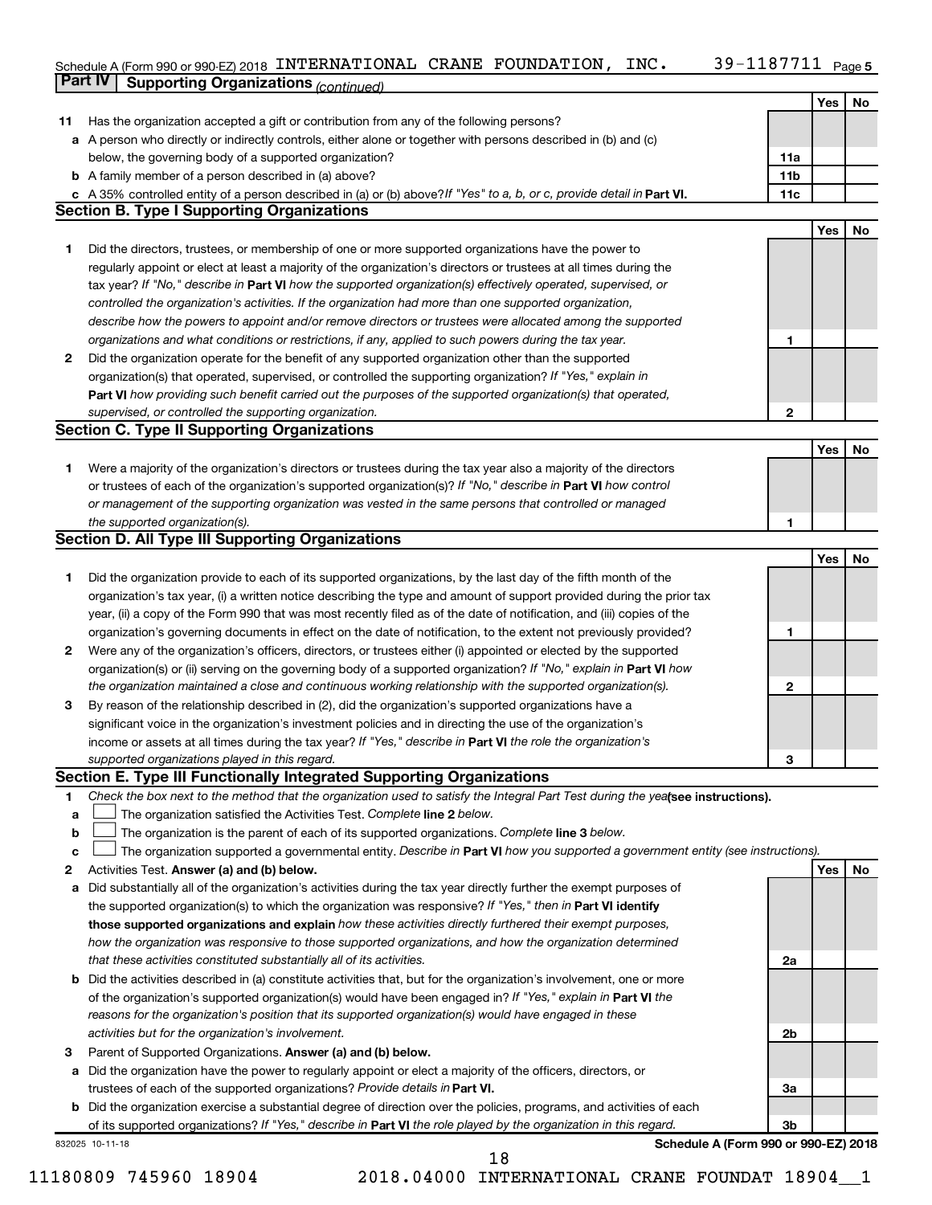Schedule A (Form 990 or 990-EZ) 2018 INTERNATIONAL CRANE FOUNDATION, INC. 39-1187711

## Part IV Supporting Organizations *(continued)*

| | | | Yes | No |
|---|---|---|---|---|
| **11** | Has the organization accepted a gift or contribution from any of the following persons? | | | |
| **a** | A person who directly or indirectly controls, either alone or together with persons described in (b) and (c) below, the governing body of a supported organization? | 11a | | |
| **b** | A family member of a person described in (a) above? | 11b | | |
| **c** | A 35% controlled entity of a person described in (a) or (b) above? *If "Yes" to a, b, or c, provide detail in* **Part VI.** | 11c | | |

### Section B. Type I Supporting Organizations

| | | | Yes | No |
|---|---|---|---|---|
| **1** | Did the directors, trustees, or membership of one or more supported organizations have the power to regularly appoint or elect at least a majority of the organization's directors or trustees at all times during the tax year? *If "No," describe in* **Part VI** *how the supported organization(s) effectively operated, supervised, or controlled the organization's activities. If the organization had more than one supported organization, describe how the powers to appoint and/or remove directors or trustees were allocated among the supported organizations and what conditions or restrictions, if any, applied to such powers during the tax year.* | 1 | | |
| **2** | Did the organization operate for the benefit of any supported organization other than the supported organization(s) that operated, supervised, or controlled the supporting organization? *If "Yes," explain in* **Part VI** *how providing such benefit carried out the purposes of the supported organization(s) that operated, supervised, or controlled the supporting organization.* | 2 | | |

### Section C. Type II Supporting Organizations

| | | | Yes | No |
|---|---|---|---|---|
| **1** | Were a majority of the organization's directors or trustees during the tax year also a majority of the directors or trustees of each of the organization's supported organization(s)? *If "No," describe in* **Part VI** *how control or management of the supporting organization was vested in the same persons that controlled or managed the supported organization(s).* | 1 | | |

### Section D. All Type III Supporting Organizations

| | | | Yes | No |
|---|---|---|---|---|
| **1** | Did the organization provide to each of its supported organizations, by the last day of the fifth month of the organization's tax year, (i) a written notice describing the type and amount of support provided during the prior tax year, (ii) a copy of the Form 990 that was most recently filed as of the date of notification, and (iii) copies of the organization's governing documents in effect on the date of notification, to the extent not previously provided? | 1 | | |
| **2** | Were any of the organization's officers, directors, or trustees either (i) appointed or elected by the supported organization(s) or (ii) serving on the governing body of a supported organization? *If "No," explain in* **Part VI** *how the organization maintained a close and continuous working relationship with the supported organization(s).* | 2 | | |
| **3** | By reason of the relationship described in (2), did the organization's supported organizations have a significant voice in the organization's investment policies and in directing the use of the organization's income or assets at all times during the tax year? *If "Yes," describe in* **Part VI** *the role the organization's supported organizations played in this regard.* | 3 | | |

### Section E. Type III Functionally Integrated Supporting Organizations

**1** *Check the box next to the method that the organization used to satisfy the Integral Part Test during the year* **(see instructions).**

- **a** ☐ The organization satisfied the Activities Test. *Complete* **line 2** *below.*
- **b** ☐ The organization is the parent of each of its supported organizations. *Complete* **line 3** *below.*
- **c** ☐ The organization supported a governmental entity. *Describe in* **Part VI** *how you supported a government entity (see instructions).*

| | | | Yes | No |
|---|---|---|---|---|
| **2** | Activities Test. **Answer (a) and (b) below.** | | | |
| **a** | Did substantially all of the organization's activities during the tax year directly further the exempt purposes of the supported organization(s) to which the organization was responsive? *If "Yes," then in* **Part VI identify those supported organizations and explain** *how these activities directly furthered their exempt purposes, how the organization was responsive to those supported organizations, and how the organization determined that these activities constituted substantially all of its activities.* | 2a | | |
| **b** | Did the activities described in (a) constitute activities that, but for the organization's involvement, one or more of the organization's supported organization(s) would have been engaged in? *If "Yes," explain in* **Part VI** *the reasons for the organization's position that its supported organization(s) would have engaged in these activities but for the organization's involvement.* | 2b | | |
| **3** | Parent of Supported Organizations. **Answer (a) and (b) below.** | | | |
| **a** | Did the organization have the power to regularly appoint or elect a majority of the officers, directors, or trustees of each of the supported organizations? *Provide details in* **Part VI.** | 3a | | |
| **b** | Did the organization exercise a substantial degree of direction over the policies, programs, and activities of each of its supported organizations? *If "Yes," describe in* **Part VI** *the role played by the organization in this regard.* | 3b | | |

832025 10-11-18 **Schedule A (Form 990 or 990-EZ) 2018**

11180809 745960 18904 2018.04000 INTERNATIONAL CRANE FOUNDAT 18904__1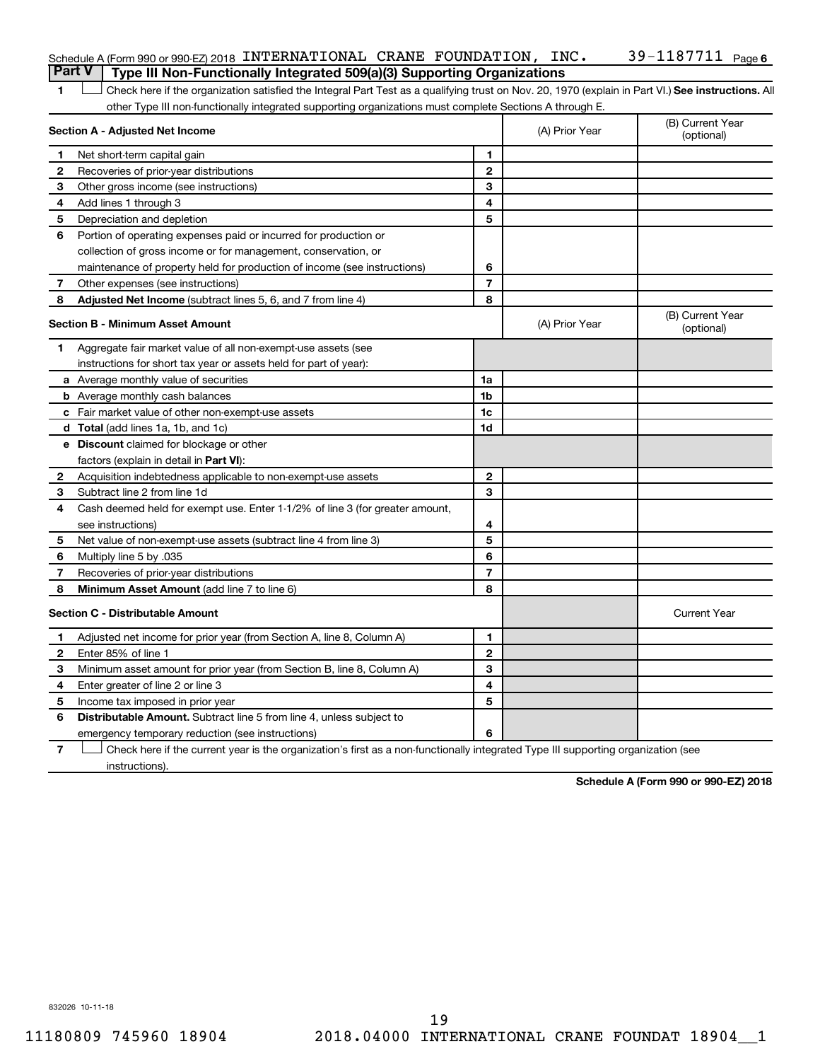Schedule A (Form 990 or 990-EZ) 2018 INTERNATIONAL CRANE FOUNDATION, INC. 39-1187711 Page 6

## Part V Type III Non-Functionally Integrated 509(a)(3) Supporting Organizations

1 ☐ Check here if the organization satisfied the Integral Part Test as a qualifying trust on Nov. 20, 1970 (explain in Part VI.) **See instructions.** All other Type III non-functionally integrated supporting organizations must complete Sections A through E.

| **Section A - Adjusted Net Income** | | | (A) Prior Year | (B) Current Year (optional) |
|---|---|---|---|---|
| 1 | Net short-term capital gain | 1 | | |
| 2 | Recoveries of prior-year distributions | 2 | | |
| 3 | Other gross income (see instructions) | 3 | | |
| 4 | Add lines 1 through 3 | 4 | | |
| 5 | Depreciation and depletion | 5 | | |
| 6 | Portion of operating expenses paid or incurred for production or collection of gross income or for management, conservation, or maintenance of property held for production of income (see instructions) | 6 | | |
| 7 | Other expenses (see instructions) | 7 | | |
| 8 | **Adjusted Net Income** (subtract lines 5, 6, and 7 from line 4) | 8 | | |

| **Section B - Minimum Asset Amount** | | | (A) Prior Year | (B) Current Year (optional) |
|---|---|---|---|---|
| 1 | Aggregate fair market value of all non-exempt-use assets (see instructions for short tax year or assets held for part of year): | | | |
| a | Average monthly value of securities | 1a | | |
| b | Average monthly cash balances | 1b | | |
| c | Fair market value of other non-exempt-use assets | 1c | | |
| d | **Total** (add lines 1a, 1b, and 1c) | 1d | | |
| e | **Discount** claimed for blockage or other factors (explain in detail in **Part VI**): | | | |
| 2 | Acquisition indebtedness applicable to non-exempt-use assets | 2 | | |
| 3 | Subtract line 2 from line 1d | 3 | | |
| 4 | Cash deemed held for exempt use. Enter 1-1/2% of line 3 (for greater amount, see instructions) | 4 | | |
| 5 | Net value of non-exempt-use assets (subtract line 4 from line 3) | 5 | | |
| 6 | Multiply line 5 by .035 | 6 | | |
| 7 | Recoveries of prior-year distributions | 7 | | |
| 8 | **Minimum Asset Amount** (add line 7 to line 6) | 8 | | |

| **Section C - Distributable Amount** | | | | Current Year |
|---|---|---|---|---|
| 1 | Adjusted net income for prior year (from Section A, line 8, Column A) | 1 | | |
| 2 | Enter 85% of line 1 | 2 | | |
| 3 | Minimum asset amount for prior year (from Section B, line 8, Column A) | 3 | | |
| 4 | Enter greater of line 2 or line 3 | 4 | | |
| 5 | Income tax imposed in prior year | 5 | | |
| 6 | **Distributable Amount.** Subtract line 5 from line 4, unless subject to emergency temporary reduction (see instructions) | 6 | | |

7 ☐ Check here if the current year is the organization's first as a non-functionally integrated Type III supporting organization (see instructions).

**Schedule A (Form 990 or 990-EZ) 2018**

832026 10-11-18

11180809 745960 18904 2018.04000 INTERNATIONAL CRANE FOUNDAT 18904__1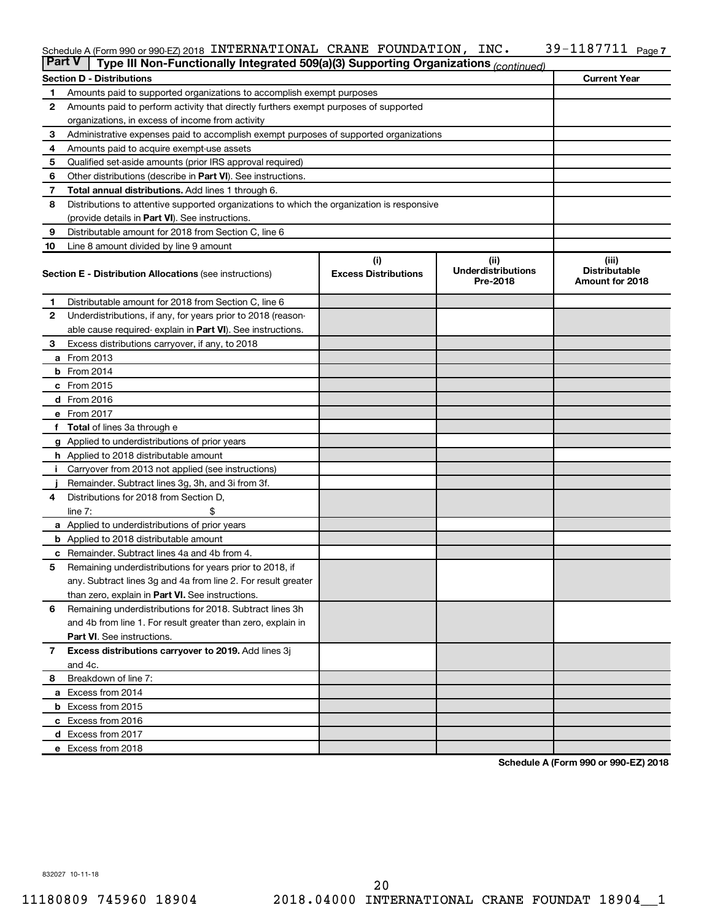Schedule A (Form 990 or 990-EZ) 2018 INTERNATIONAL CRANE FOUNDATION, INC. 39-1187711 Page 7

**Part V | Type III Non-Functionally Integrated 509(a)(3) Supporting Organizations** *(continued)*

| **Section D - Distributions** | | **Current Year** |
|---|---|---|
| 1 | Amounts paid to supported organizations to accomplish exempt purposes | |
| 2 | Amounts paid to perform activity that directly furthers exempt purposes of supported organizations, in excess of income from activity | |
| 3 | Administrative expenses paid to accomplish exempt purposes of supported organizations | |
| 4 | Amounts paid to acquire exempt-use assets | |
| 5 | Qualified set-aside amounts (prior IRS approval required) | |
| 6 | Other distributions (describe in **Part VI**). See instructions. | |
| 7 | **Total annual distributions.** Add lines 1 through 6. | |
| 8 | Distributions to attentive supported organizations to which the organization is responsive (provide details in **Part VI**). See instructions. | |
| 9 | Distributable amount for 2018 from Section C, line 6 | |
| 10 | Line 8 amount divided by line 9 amount | |

| **Section E - Distribution Allocations** (see instructions) | | (i) Excess Distributions | (ii) Underdistributions Pre-2018 | (iii) Distributable Amount for 2018 |
|---|---|---|---|---|
| 1 | Distributable amount for 2018 from Section C, line 6 | | | |
| 2 | Underdistributions, if any, for years prior to 2018 (reasonable cause required- explain in **Part VI**). See instructions. | | | |
| 3 | Excess distributions carryover, if any, to 2018 | | | |
| a | From 2013 | | | |
| b | From 2014 | | | |
| c | From 2015 | | | |
| d | From 2016 | | | |
| e | From 2017 | | | |
| f | **Total** of lines 3a through e | | | |
| g | Applied to underdistributions of prior years | | | |
| h | Applied to 2018 distributable amount | | | |
| i | Carryover from 2013 not applied (see instructions) | | | |
| j | Remainder. Subtract lines 3g, 3h, and 3i from 3f. | | | |
| 4 | Distributions for 2018 from Section D, line 7: $ | | | |
| a | Applied to underdistributions of prior years | | | |
| b | Applied to 2018 distributable amount | | | |
| c | Remainder. Subtract lines 4a and 4b from 4. | | | |
| 5 | Remaining underdistributions for years prior to 2018, if any. Subtract lines 3g and 4a from line 2. For result greater than zero, explain in **Part VI.** See instructions. | | | |
| 6 | Remaining underdistributions for 2018. Subtract lines 3h and 4b from line 1. For result greater than zero, explain in **Part VI**. See instructions. | | | |
| 7 | **Excess distributions carryover to 2019.** Add lines 3j and 4c. | | | |
| 8 | Breakdown of line 7: | | | |
| a | Excess from 2014 | | | |
| b | Excess from 2015 | | | |
| c | Excess from 2016 | | | |
| d | Excess from 2017 | | | |
| e | Excess from 2018 | | | |

**Schedule A (Form 990 or 990-EZ) 2018**

832027 10-11-18

11180809 745960 18904 2018.04000 INTERNATIONAL CRANE FOUNDAT 18904__1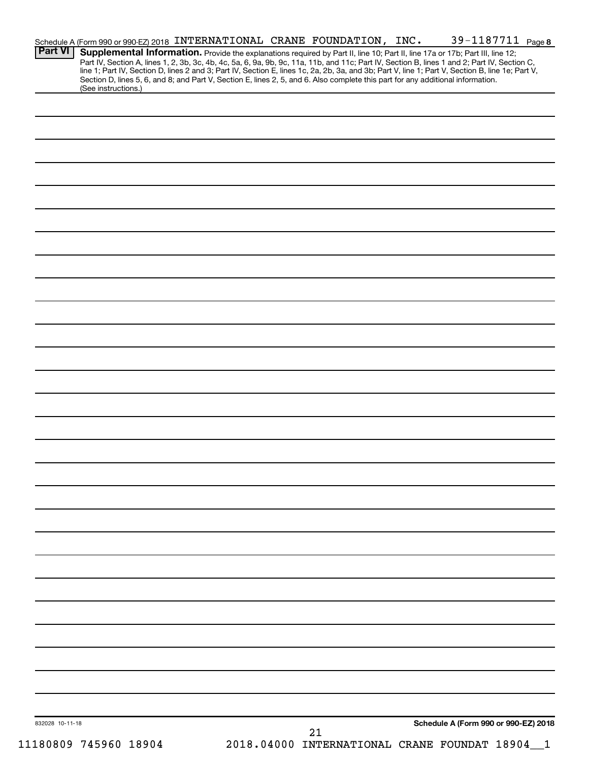Schedule A (Form 990 or 990-EZ) 2018 INTERNATIONAL CRANE FOUNDATION, INC. 39-1187711 Page 8

**Part VI** **Supplemental Information.** Provide the explanations required by Part II, line 10; Part II, line 17a or 17b; Part III, line 12; Part IV, Section A, lines 1, 2, 3b, 3c, 4b, 4c, 5a, 6, 9a, 9b, 9c, 11a, 11b, and 11c; Part IV, Section B, lines 1 and 2; Part IV, Section C, line 1; Part IV, Section D, lines 2 and 3; Part IV, Section E, lines 1c, 2a, 2b, 3a, and 3b; Part V, line 1; Part V, Section B, line 1e; Part V, Section D, lines 5, 6, and 8; and Part V, Section E, lines 2, 5, and 6. Also complete this part for any additional information. (See instructions.)

832028 10-11-18

Schedule A (Form 990 or 990-EZ) 2018

11180809 745960 18904 2018.04000 INTERNATIONAL CRANE FOUNDAT 18904__1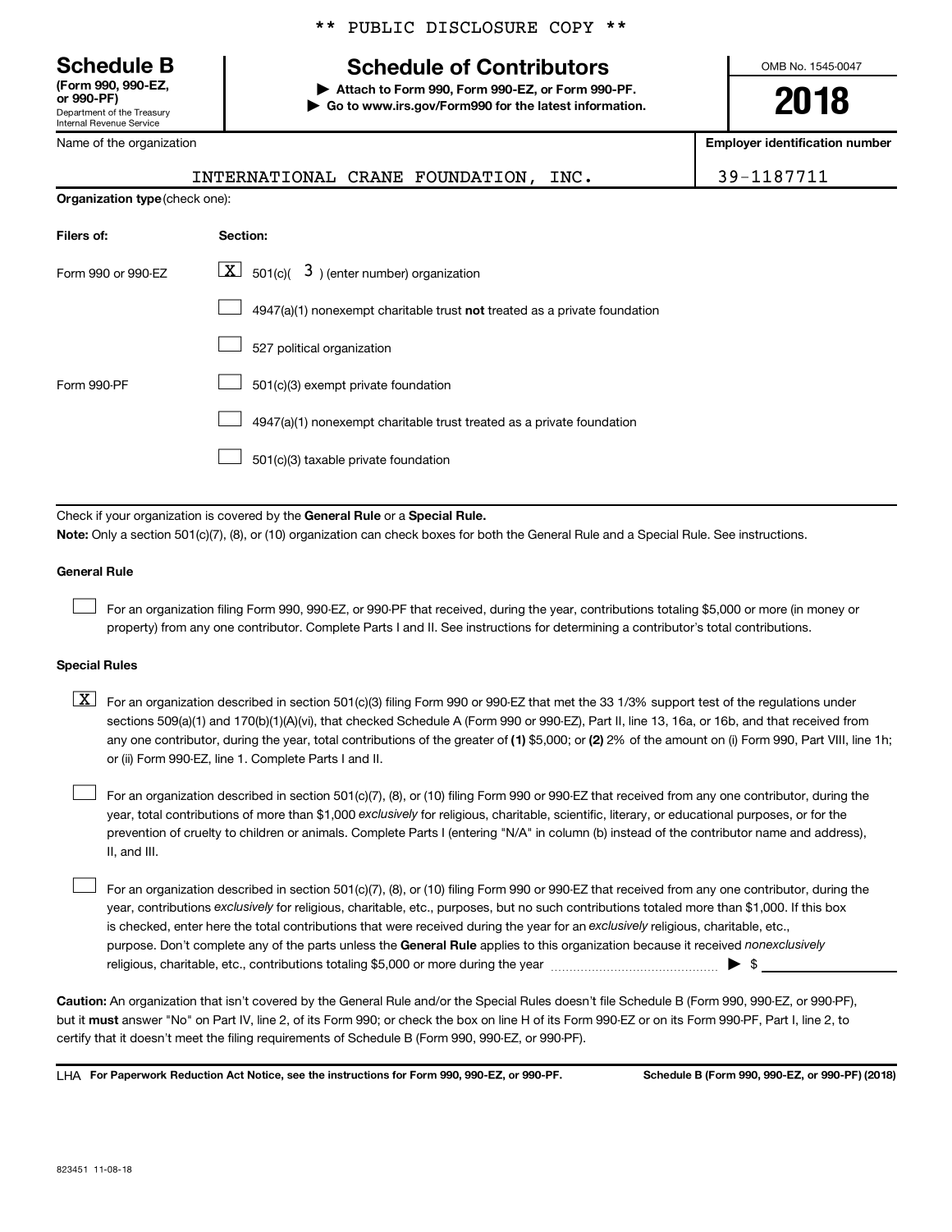** PUBLIC DISCLOSURE COPY **

**Schedule B**
**(Form 990, 990-EZ, or 990-PF)**
Department of the Treasury
Internal Revenue Service

# Schedule of Contributors

▶ **Attach to Form 990, Form 990-EZ, or Form 990-PF.**
▶ **Go to www.irs.gov/Form990 for the latest information.**

OMB No. 1545-0047

**2018**

Name of the organization: INTERNATIONAL CRANE FOUNDATION, INC.

**Employer identification number:** 39-1187711

**Organization type** (check one):

| Filers of: | Section: |
|---|---|
| Form 990 or 990-EZ | [X] 501(c)( 3 ) (enter number) organization |
| | [ ] 4947(a)(1) nonexempt charitable trust **not** treated as a private foundation |
| | [ ] 527 political organization |
| Form 990-PF | [ ] 501(c)(3) exempt private foundation |
| | [ ] 4947(a)(1) nonexempt charitable trust treated as a private foundation |
| | [ ] 501(c)(3) taxable private foundation |

Check if your organization is covered by the **General Rule** or a **Special Rule.**

**Note:** Only a section 501(c)(7), (8), or (10) organization can check boxes for both the General Rule and a Special Rule. See instructions.

**General Rule**

[ ] For an organization filing Form 990, 990-EZ, or 990-PF that received, during the year, contributions totaling $5,000 or more (in money or property) from any one contributor. Complete Parts I and II. See instructions for determining a contributor's total contributions.

**Special Rules**

[X] For an organization described in section 501(c)(3) filing Form 990 or 990-EZ that met the 33 1/3% support test of the regulations under sections 509(a)(1) and 170(b)(1)(A)(vi), that checked Schedule A (Form 990 or 990-EZ), Part II, line 13, 16a, or 16b, and that received from any one contributor, during the year, total contributions of the greater of **(1)** $5,000; or **(2)** 2% of the amount on (i) Form 990, Part VIII, line 1h; or (ii) Form 990-EZ, line 1. Complete Parts I and II.

[ ] For an organization described in section 501(c)(7), (8), or (10) filing Form 990 or 990-EZ that received from any one contributor, during the year, total contributions of more than $1,000 *exclusively* for religious, charitable, scientific, literary, or educational purposes, or for the prevention of cruelty to children or animals. Complete Parts I (entering "N/A" in column (b) instead of the contributor name and address), II, and III.

[ ] For an organization described in section 501(c)(7), (8), or (10) filing Form 990 or 990-EZ that received from any one contributor, during the year, contributions *exclusively* for religious, charitable, etc., purposes, but no such contributions totaled more than $1,000. If this box is checked, enter here the total contributions that were received during the year for an *exclusively* religious, charitable, etc., purpose. Don't complete any of the parts unless the **General Rule** applies to this organization because it received *nonexclusively* religious, charitable, etc., contributions totaling $5,000 or more during the year ▶ $

**Caution:** An organization that isn't covered by the General Rule and/or the Special Rules doesn't file Schedule B (Form 990, 990-EZ, or 990-PF), but it **must** answer "No" on Part IV, line 2, of its Form 990; or check the box on line H of its Form 990-EZ or on its Form 990-PF, Part I, line 2, to certify that it doesn't meet the filing requirements of Schedule B (Form 990, 990-EZ, or 990-PF).

LHA **For Paperwork Reduction Act Notice, see the instructions for Form 990, 990-EZ, or 990-PF.** **Schedule B (Form 990, 990-EZ, or 990-PF) (2018)**

823451 11-08-18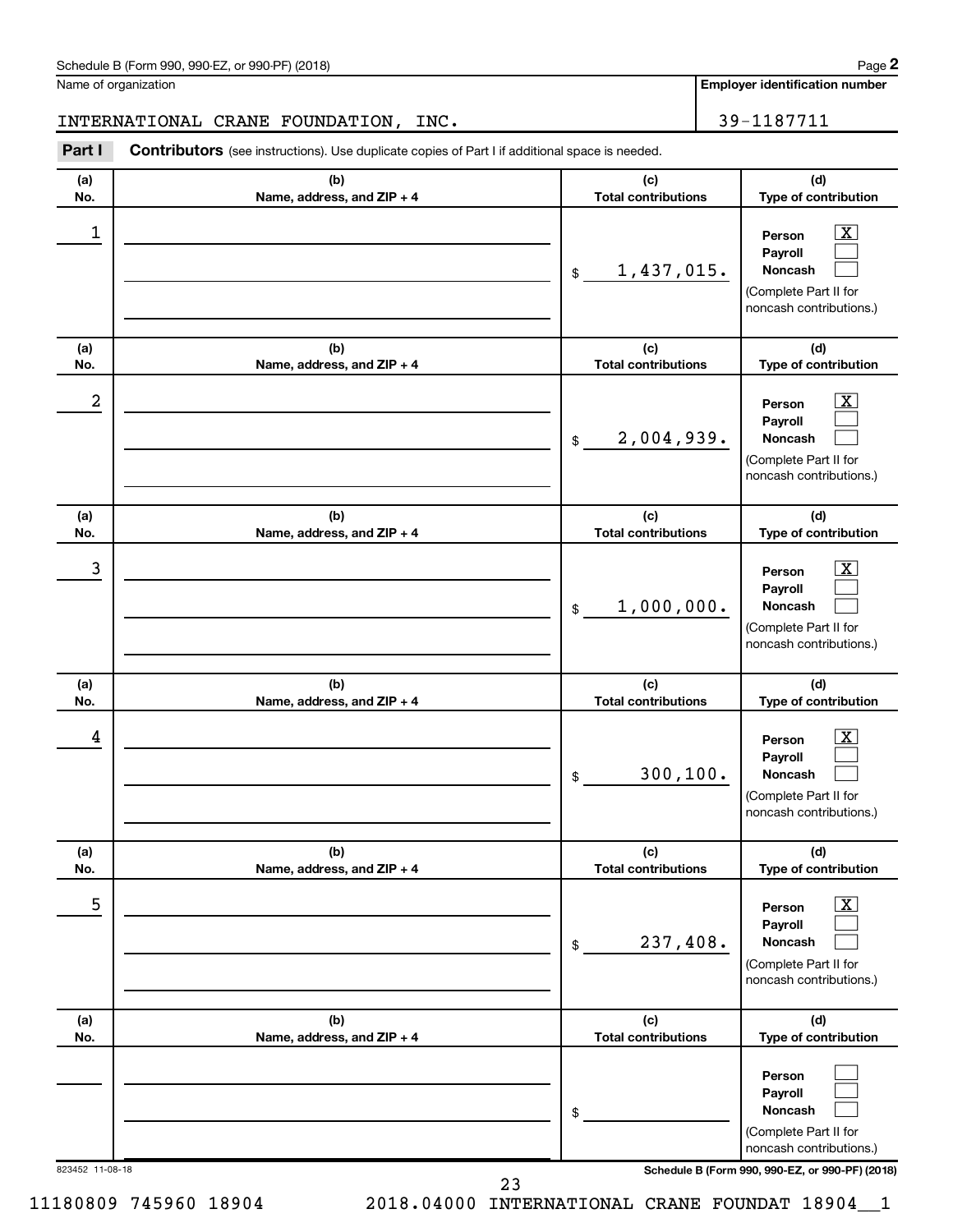Schedule B (Form 990, 990-EZ, or 990-PF) (2018) Page **2**

Name of organization: INTERNATIONAL CRANE FOUNDATION, INC.

**Employer identification number**: 39-1187711

**Part I** **Contributors** (see instructions). Use duplicate copies of Part I if additional space is needed.

| (a) No. | (b) Name, address, and ZIP + 4 | (c) Total contributions | (d) Type of contribution |
|---|---|---|---|
| 1 | | $ 1,437,015. | Person [X] Payroll [ ] Noncash [ ] (Complete Part II for noncash contributions.) |
| 2 | | $ 2,004,939. | Person [X] Payroll [ ] Noncash [ ] (Complete Part II for noncash contributions.) |
| 3 | | $ 1,000,000. | Person [X] Payroll [ ] Noncash [ ] (Complete Part II for noncash contributions.) |
| 4 | | $ 300,100. | Person [X] Payroll [ ] Noncash [ ] (Complete Part II for noncash contributions.) |
| 5 | | $ 237,408. | Person [X] Payroll [ ] Noncash [ ] (Complete Part II for noncash contributions.) |
| | | $ | Person [ ] Payroll [ ] Noncash [ ] (Complete Part II for noncash contributions.) |

823452 11-08-18 **Schedule B (Form 990, 990-EZ, or 990-PF) (2018)**

11180809 745960 18904 2018.04000 INTERNATIONAL CRANE FOUNDAT 18904__1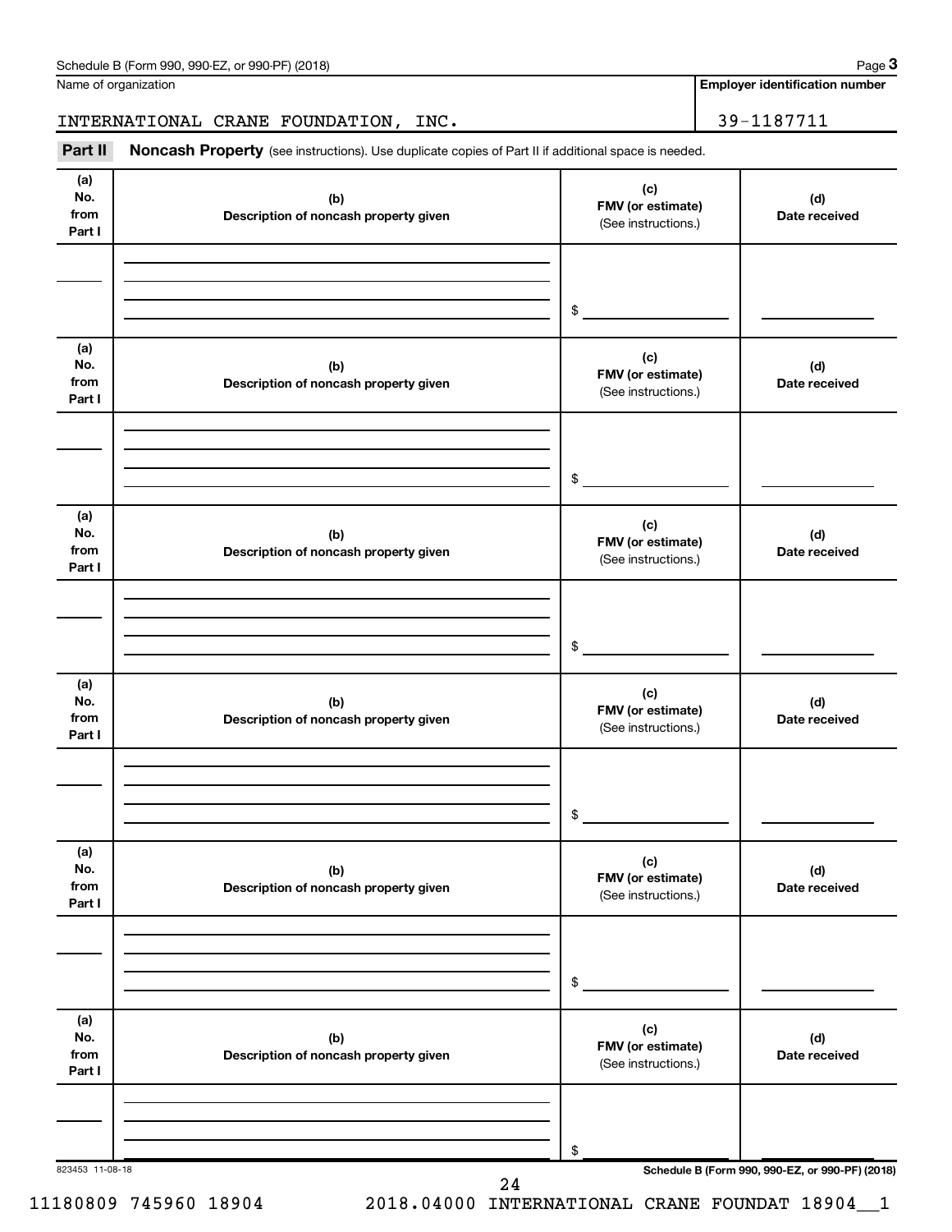Name of organization

INTERNATIONAL CRANE FOUNDATION, INC.

**Employer identification number**

39-1187711

**Part II** **Noncash Property** (see instructions). Use duplicate copies of Part II if additional space is needed.

| (a) No. from Part I | (b) Description of noncash property given | (c) FMV (or estimate) (See instructions.) | (d) Date received |
|---|---|---|---|
| | | $ | |

| (a) No. from Part I | (b) Description of noncash property given | (c) FMV (or estimate) (See instructions.) | (d) Date received |
|---|---|---|---|
| | | $ | |

| (a) No. from Part I | (b) Description of noncash property given | (c) FMV (or estimate) (See instructions.) | (d) Date received |
|---|---|---|---|
| | | $ | |

| (a) No. from Part I | (b) Description of noncash property given | (c) FMV (or estimate) (See instructions.) | (d) Date received |
|---|---|---|---|
| | | $ | |

| (a) No. from Part I | (b) Description of noncash property given | (c) FMV (or estimate) (See instructions.) | (d) Date received |
|---|---|---|---|
| | | $ | |

| (a) No. from Part I | (b) Description of noncash property given | (c) FMV (or estimate) (See instructions.) | (d) Date received |
|---|---|---|---|
| | | $ | |

823453 11-08-18

11180809 745960 18904 2018.04000 INTERNATIONAL CRANE FOUNDAT 18904__1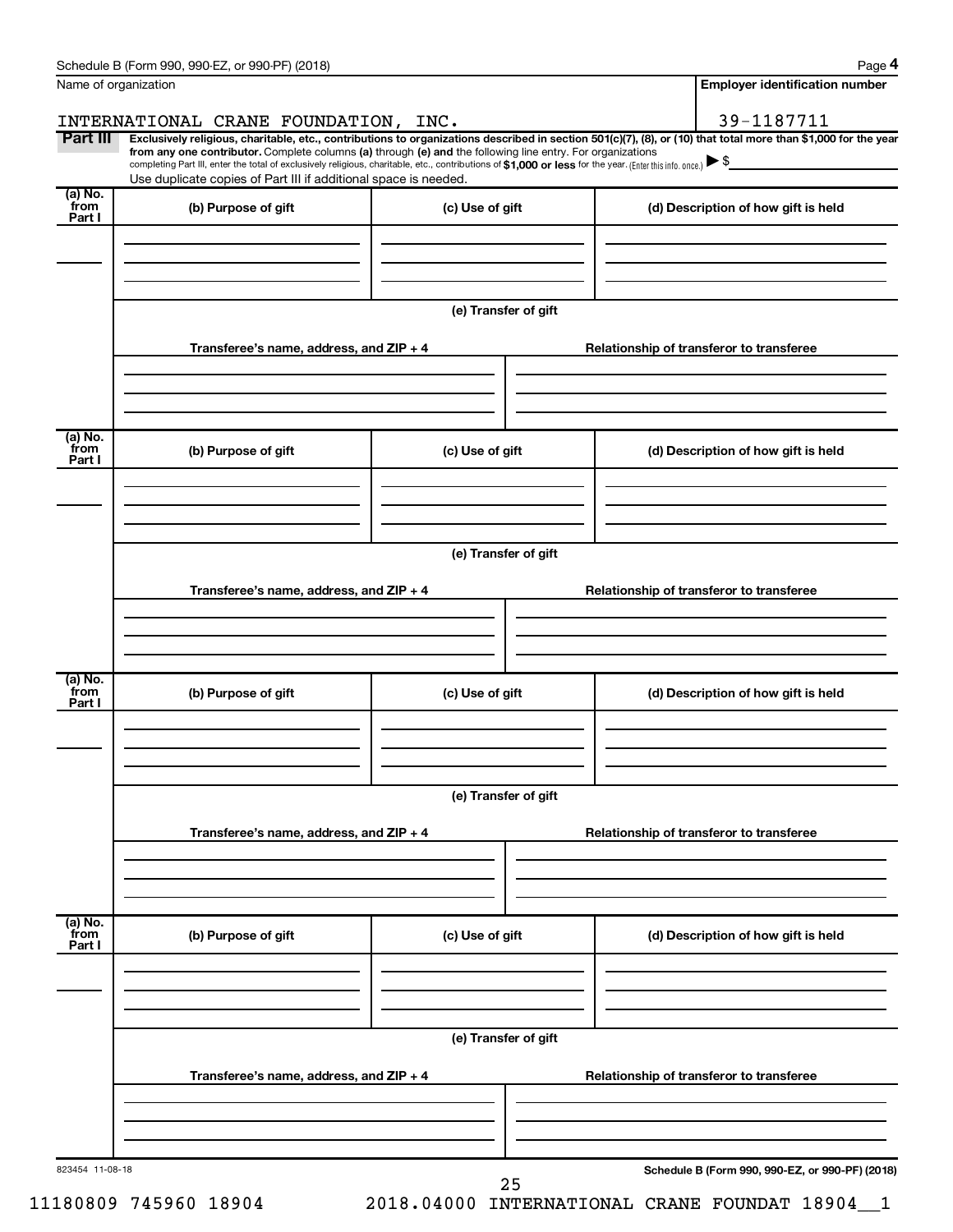Name of organization

INTERNATIONAL CRANE FOUNDATION, INC.

**Employer identification number**

39-1187711

**Part III** **Exclusively religious, charitable, etc., contributions to organizations described in section 501(c)(7), (8), or (10) that total more than $1,000 for the year from any one contributor.** Complete columns **(a)** through **(e)** and the following line entry. For organizations completing Part III, enter the total of exclusively religious, charitable, etc., contributions of **$1,000 or less** for the year. (Enter this info. once.) ▶ $

Use duplicate copies of Part III if additional space is needed.

| (a) No. from Part I | (b) Purpose of gift | (c) Use of gift | (d) Description of how gift is held |
|---|---|---|---|
| | | | |

**(e) Transfer of gift**

| Transferee's name, address, and ZIP + 4 | Relationship of transferor to transferee |
|---|---|
| | |

| (a) No. from Part I | (b) Purpose of gift | (c) Use of gift | (d) Description of how gift is held |
|---|---|---|---|
| | | | |

**(e) Transfer of gift**

| Transferee's name, address, and ZIP + 4 | Relationship of transferor to transferee |
|---|---|
| | |

| (a) No. from Part I | (b) Purpose of gift | (c) Use of gift | (d) Description of how gift is held |
|---|---|---|---|
| | | | |

**(e) Transfer of gift**

| Transferee's name, address, and ZIP + 4 | Relationship of transferor to transferee |
|---|---|
| | |

| (a) No. from Part I | (b) Purpose of gift | (c) Use of gift | (d) Description of how gift is held |
|---|---|---|---|
| | | | |

**(e) Transfer of gift**

| Transferee's name, address, and ZIP + 4 | Relationship of transferor to transferee |
|---|---|
| | |

823454 11-08-18

**Schedule B (Form 990, 990-EZ, or 990-PF) (2018)**

11180809 745960 18904 2018.04000 INTERNATIONAL CRANE FOUNDAT 18904__1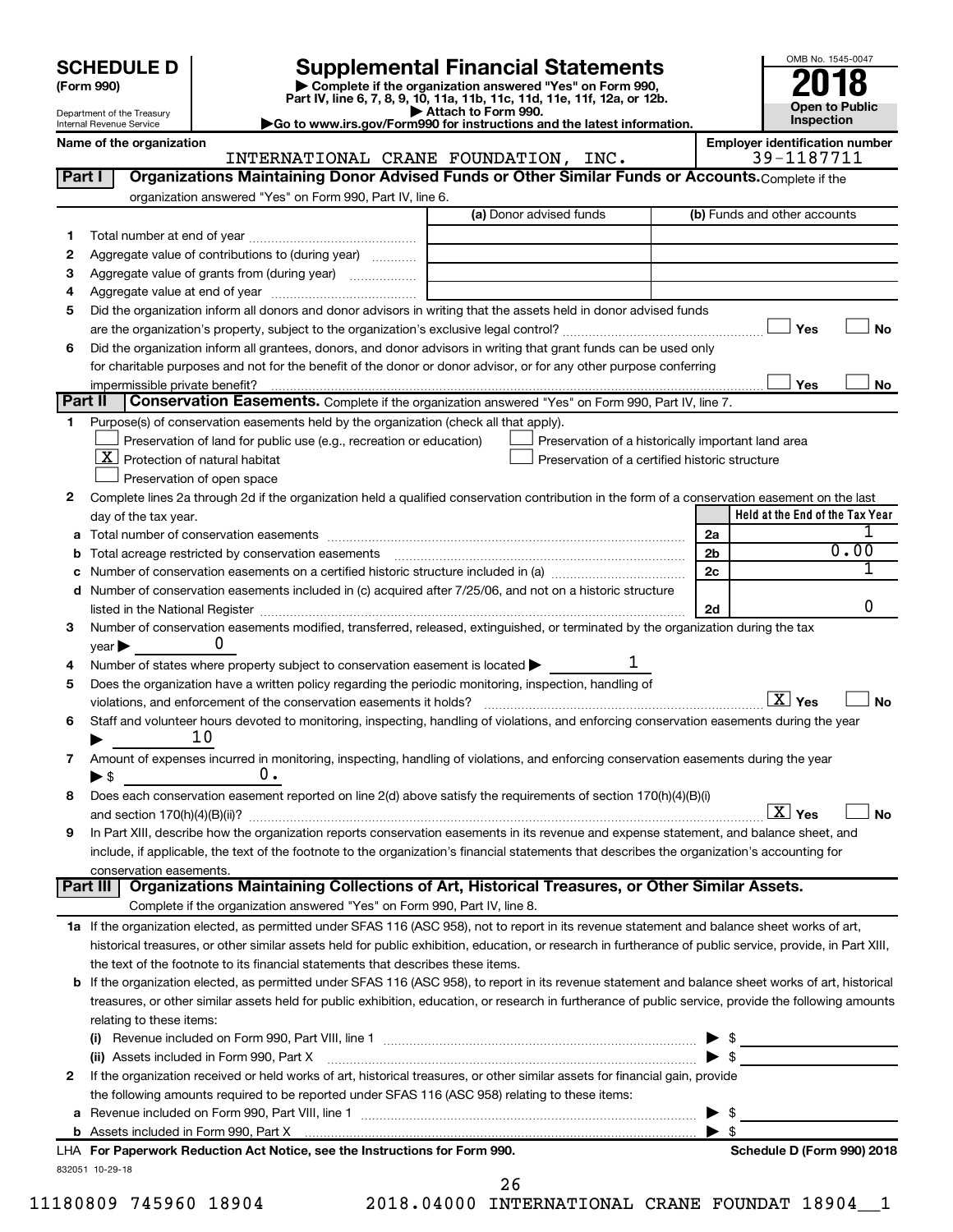# SCHEDULE D (Form 990)

Department of the Treasury
Internal Revenue Service

## Supplemental Financial Statements

▶ Complete if the organization answered "Yes" on Form 990, Part IV, line 6, 7, 8, 9, 10, 11a, 11b, 11c, 11d, 11e, 11f, 12a, or 12b.
▶ Attach to Form 990.
▶Go to www.irs.gov/Form990 for instructions and the latest information.

OMB No. 1545-0047

**2018**

**Open to Public Inspection**

Name of the organization: INTERNATIONAL CRANE FOUNDATION, INC.

Employer identification number: 39-1187711

## Part I Organizations Maintaining Donor Advised Funds or Other Similar Funds or Accounts. Complete if the organization answered "Yes" on Form 990, Part IV, line 6.

| | | (a) Donor advised funds | (b) Funds and other accounts |
|---|---|---|---|
| 1 | Total number at end of year | | |
| 2 | Aggregate value of contributions to (during year) | | |
| 3 | Aggregate value of grants from (during year) | | |
| 4 | Aggregate value at end of year | | |

5 Did the organization inform all donors and donor advisors in writing that the assets held in donor advised funds are the organization's property, subject to the organization's exclusive legal control? ☐ Yes ☐ No

6 Did the organization inform all grantees, donors, and donor advisors in writing that grant funds can be used only for charitable purposes and not for the benefit of the donor or donor advisor, or for any other purpose conferring impermissible private benefit? ☐ Yes ☐ No

## Part II Conservation Easements. Complete if the organization answered "Yes" on Form 990, Part IV, line 7.

1 Purpose(s) of conservation easements held by the organization (check all that apply).

- ☐ Preservation of land for public use (e.g., recreation or education)
- ☒ Protection of natural habitat
- ☐ Preservation of open space
- ☐ Preservation of a historically important land area
- ☐ Preservation of a certified historic structure

2 Complete lines 2a through 2d if the organization held a qualified conservation contribution in the form of a conservation easement on the last day of the tax year.

| | | | Held at the End of the Tax Year |
|---|---|---|---|
| a | Total number of conservation easements | 2a | 1 |
| b | Total acreage restricted by conservation easements | 2b | 0.00 |
| c | Number of conservation easements on a certified historic structure included in (a) | 2c | 1 |
| d | Number of conservation easements included in (c) acquired after 7/25/06, and not on a historic structure listed in the National Register | 2d | 0 |

3 Number of conservation easements modified, transferred, released, extinguished, or terminated by the organization during the tax year ▶ 0

4 Number of states where property subject to conservation easement is located ▶ 1

5 Does the organization have a written policy regarding the periodic monitoring, inspection, handling of violations, and enforcement of the conservation easements it holds? ☒ Yes ☐ No

6 Staff and volunteer hours devoted to monitoring, inspecting, handling of violations, and enforcing conservation easements during the year ▶ 10

7 Amount of expenses incurred in monitoring, inspecting, handling of violations, and enforcing conservation easements during the year ▶ $ 0.

8 Does each conservation easement reported on line 2(d) above satisfy the requirements of section 170(h)(4)(B)(i) and section 170(h)(4)(B)(ii)? ☒ Yes ☐ No

9 In Part XIII, describe how the organization reports conservation easements in its revenue and expense statement, and balance sheet, and include, if applicable, the text of the footnote to the organization's financial statements that describes the organization's accounting for conservation easements.

## Part III Organizations Maintaining Collections of Art, Historical Treasures, or Other Similar Assets. Complete if the organization answered "Yes" on Form 990, Part IV, line 8.

1a If the organization elected, as permitted under SFAS 116 (ASC 958), not to report in its revenue statement and balance sheet works of art, historical treasures, or other similar assets held for public exhibition, education, or research in furtherance of public service, provide, in Part XIII, the text of the footnote to its financial statements that describes these items.

b If the organization elected, as permitted under SFAS 116 (ASC 958), to report in its revenue statement and balance sheet works of art, historical treasures, or other similar assets held for public exhibition, education, or research in furtherance of public service, provide the following amounts relating to these items:

(i) Revenue included on Form 990, Part VIII, line 1 ▶ $

(ii) Assets included in Form 990, Part X ▶ $

2 If the organization received or held works of art, historical treasures, or other similar assets for financial gain, provide the following amounts required to be reported under SFAS 116 (ASC 958) relating to these items:

a Revenue included on Form 990, Part VIII, line 1 ▶ $

b Assets included in Form 990, Part X ▶ $

LHA For Paperwork Reduction Act Notice, see the Instructions for Form 990. Schedule D (Form 990) 2018

832051 10-29-18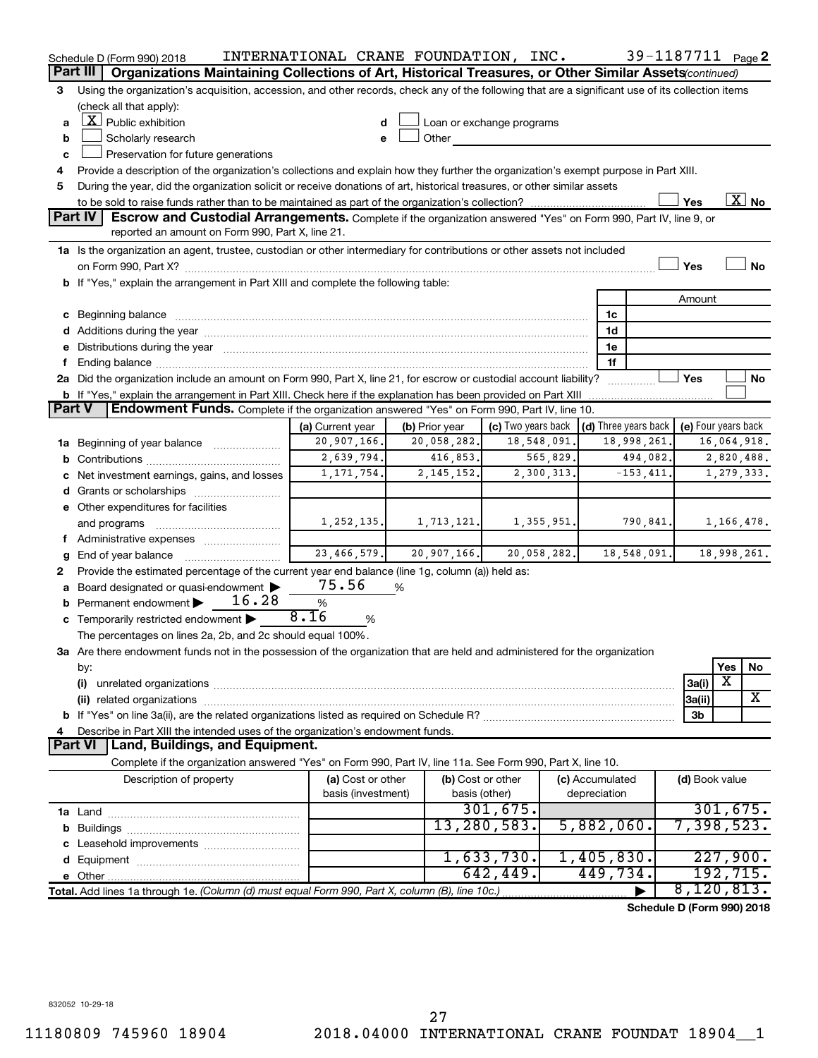Schedule D (Form 990) 2018 INTERNATIONAL CRANE FOUNDATION, INC. 39-1187711 Page 2

**Part III Organizations Maintaining Collections of Art, Historical Treasures, or Other Similar Assets** *(continued)*

3 Using the organization's acquisition, accession, and other records, check any of the following that are a significant use of its collection items (check all that apply):

a [X] Public exhibition
b [ ] Scholarly research
c [ ] Preservation for future generations
d [ ] Loan or exchange programs
e [ ] Other

4 Provide a description of the organization's collections and explain how they further the organization's exempt purpose in Part XIII.

5 During the year, did the organization solicit or receive donations of art, historical treasures, or other similar assets to be sold to raise funds rather than to be maintained as part of the organization's collection? [ ] Yes [X] No

**Part IV Escrow and Custodial Arrangements.** Complete if the organization answered "Yes" on Form 990, Part IV, line 9, or reported an amount on Form 990, Part X, line 21.

1a Is the organization an agent, trustee, custodian or other intermediary for contributions or other assets not included on Form 990, Part X? [ ] Yes [ ] No

b If "Yes," explain the arrangement in Part XIII and complete the following table:

| | | Amount |
|---|---|---|
| c Beginning balance | 1c | |
| d Additions during the year | 1d | |
| e Distributions during the year | 1e | |
| f Ending balance | 1f | |

2a Did the organization include an amount on Form 990, Part X, line 21, for escrow or custodial account liability? [ ] Yes [ ] No

b If "Yes," explain the arrangement in Part XIII. Check here if the explanation has been provided on Part XIII [ ]

**Part V Endowment Funds.** Complete if the organization answered "Yes" on Form 990, Part IV, line 10.

| | (a) Current year | (b) Prior year | (c) Two years back | (d) Three years back | (e) Four years back |
|---|---|---|---|---|---|
| 1a Beginning of year balance | 20,907,166. | 20,058,282. | 18,548,091. | 18,998,261. | 16,064,918. |
| b Contributions | 2,639,794. | 416,853. | 565,829. | 494,082. | 2,820,488. |
| c Net investment earnings, gains, and losses | 1,171,754. | 2,145,152. | 2,300,313. | -153,411. | 1,279,333. |
| d Grants or scholarships | | | | | |
| e Other expenditures for facilities and programs | 1,252,135. | 1,713,121. | 1,355,951. | 790,841. | 1,166,478. |
| f Administrative expenses | | | | | |
| g End of year balance | 23,466,579. | 20,907,166. | 20,058,282. | 18,548,091. | 18,998,261. |

2 Provide the estimated percentage of the current year end balance (line 1g, column (a)) held as:

a Board designated or quasi-endowment ▶ 75.56 %
b Permanent endowment ▶ 16.28 %
c Temporarily restricted endowment ▶ 8.16 %

The percentages on lines 2a, 2b, and 2c should equal 100%.

3a Are there endowment funds not in the possession of the organization that are held and administered for the organization by:

| | | Yes | No |
|---|---|---|---|
| (i) unrelated organizations | 3a(i) | X | |
| (ii) related organizations | 3a(ii) | | X |
| b If "Yes" on line 3a(ii), are the related organizations listed as required on Schedule R? | 3b | | |

4 Describe in Part XIII the intended uses of the organization's endowment funds.

**Part VI Land, Buildings, and Equipment.**

Complete if the organization answered "Yes" on Form 990, Part IV, line 11a. See Form 990, Part X, line 10.

| Description of property | (a) Cost or other basis (investment) | (b) Cost or other basis (other) | (c) Accumulated depreciation | (d) Book value |
|---|---|---|---|---|
| 1a Land | | 301,675. | | 301,675. |
| b Buildings | | 13,280,583. | 5,882,060. | 7,398,523. |
| c Leasehold improvements | | | | |
| d Equipment | | 1,633,730. | 1,405,830. | 227,900. |
| e Other | | 642,449. | 449,734. | 192,715. |
| **Total.** Add lines 1a through 1e. *(Column (d) must equal Form 990, Part X, column (B), line 10c.)* | | | ▶ | 8,120,813. |

**Schedule D (Form 990) 2018**

832052 10-29-18

11180809 745960 18904 2018.04000 INTERNATIONAL CRANE FOUNDAT 18904__1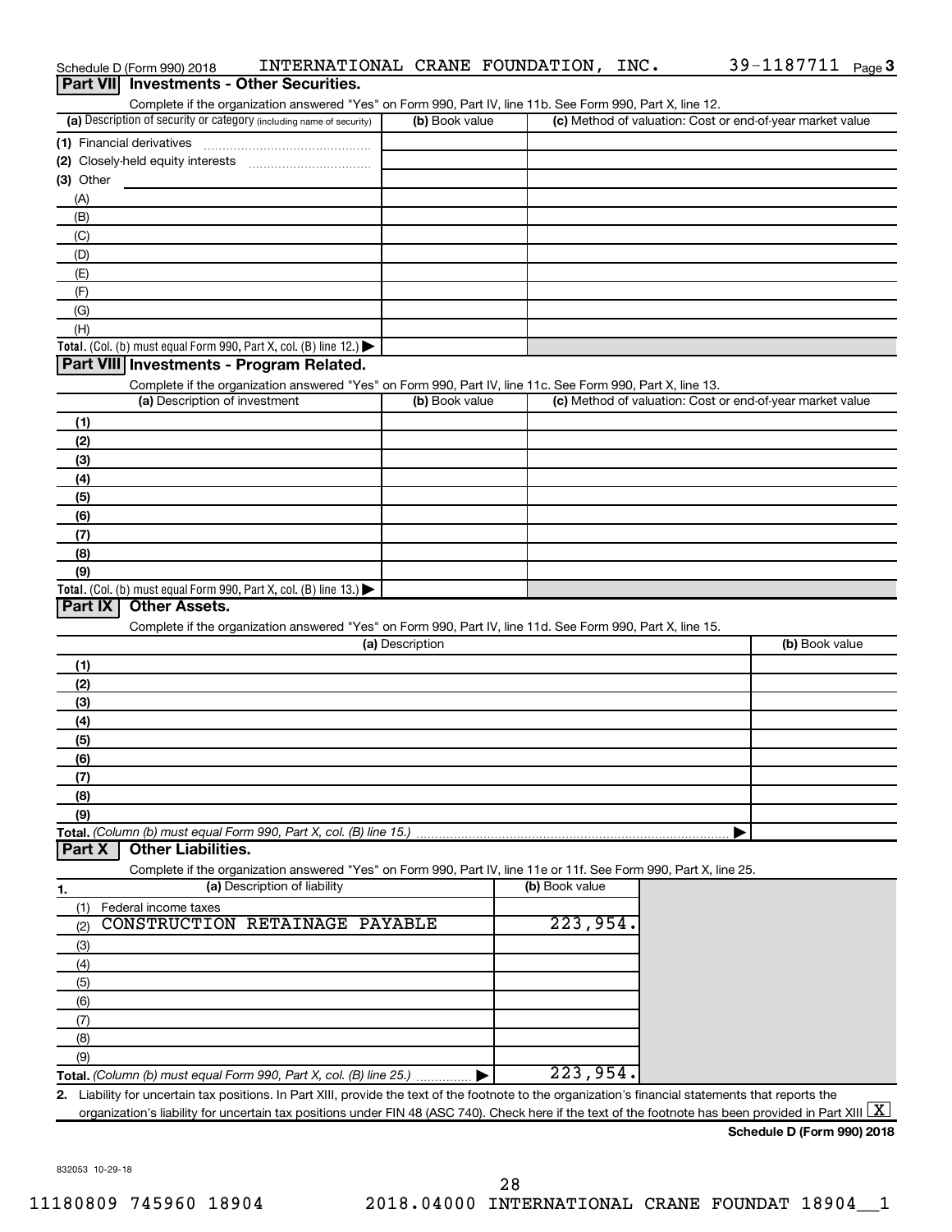Schedule D (Form 990) 2018 INTERNATIONAL CRANE FOUNDATION, INC. 39-1187711

## Part VII Investments - Other Securities.

Complete if the organization answered "Yes" on Form 990, Part IV, line 11b. See Form 990, Part X, line 12.

| (a) Description of security or category (including name of security) | (b) Book value | (c) Method of valuation: Cost or end-of-year market value |
|---|---|---|
| (1) Financial derivatives | | |
| (2) Closely-held equity interests | | |
| (3) Other | | |
| (A) | | |
| (B) | | |
| (C) | | |
| (D) | | |
| (E) | | |
| (F) | | |
| (G) | | |
| (H) | | |
| Total. (Col. (b) must equal Form 990, Part X, col. (B) line 12.) ▶ | | |

## Part VIII Investments - Program Related.

Complete if the organization answered "Yes" on Form 990, Part IV, line 11c. See Form 990, Part X, line 13.

| (a) Description of investment | (b) Book value | (c) Method of valuation: Cost or end-of-year market value |
|---|---|---|
| (1) | | |
| (2) | | |
| (3) | | |
| (4) | | |
| (5) | | |
| (6) | | |
| (7) | | |
| (8) | | |
| (9) | | |
| Total. (Col. (b) must equal Form 990, Part X, col. (B) line 13.) ▶ | | |

## Part IX Other Assets.

Complete if the organization answered "Yes" on Form 990, Part IV, line 11d. See Form 990, Part X, line 15.

| (a) Description | (b) Book value |
|---|---|
| (1) | |
| (2) | |
| (3) | |
| (4) | |
| (5) | |
| (6) | |
| (7) | |
| (8) | |
| (9) | |
| Total. (Column (b) must equal Form 990, Part X, col. (B) line 15.) ▶ | |

## Part X Other Liabilities.

Complete if the organization answered "Yes" on Form 990, Part IV, line 11e or 11f. See Form 990, Part X, line 25.

| 1. (a) Description of liability | (b) Book value |
|---|---|
| (1) Federal income taxes | |
| (2) CONSTRUCTION RETAINAGE PAYABLE | 223,954. |
| (3) | |
| (4) | |
| (5) | |
| (6) | |
| (7) | |
| (8) | |
| (9) | |
| Total. (Column (b) must equal Form 990, Part X, col. (B) line 25.) ▶ | 223,954. |

**2.** Liability for uncertain tax positions. In Part XIII, provide the text of the footnote to the organization's financial statements that reports the organization's liability for uncertain tax positions under FIN 48 (ASC 740). Check here if the text of the footnote has been provided in Part XIII [X]

**Schedule D (Form 990) 2018**

832053 10-29-18

11180809 745960 18904 2018.04000 INTERNATIONAL CRANE FOUNDAT 18904__1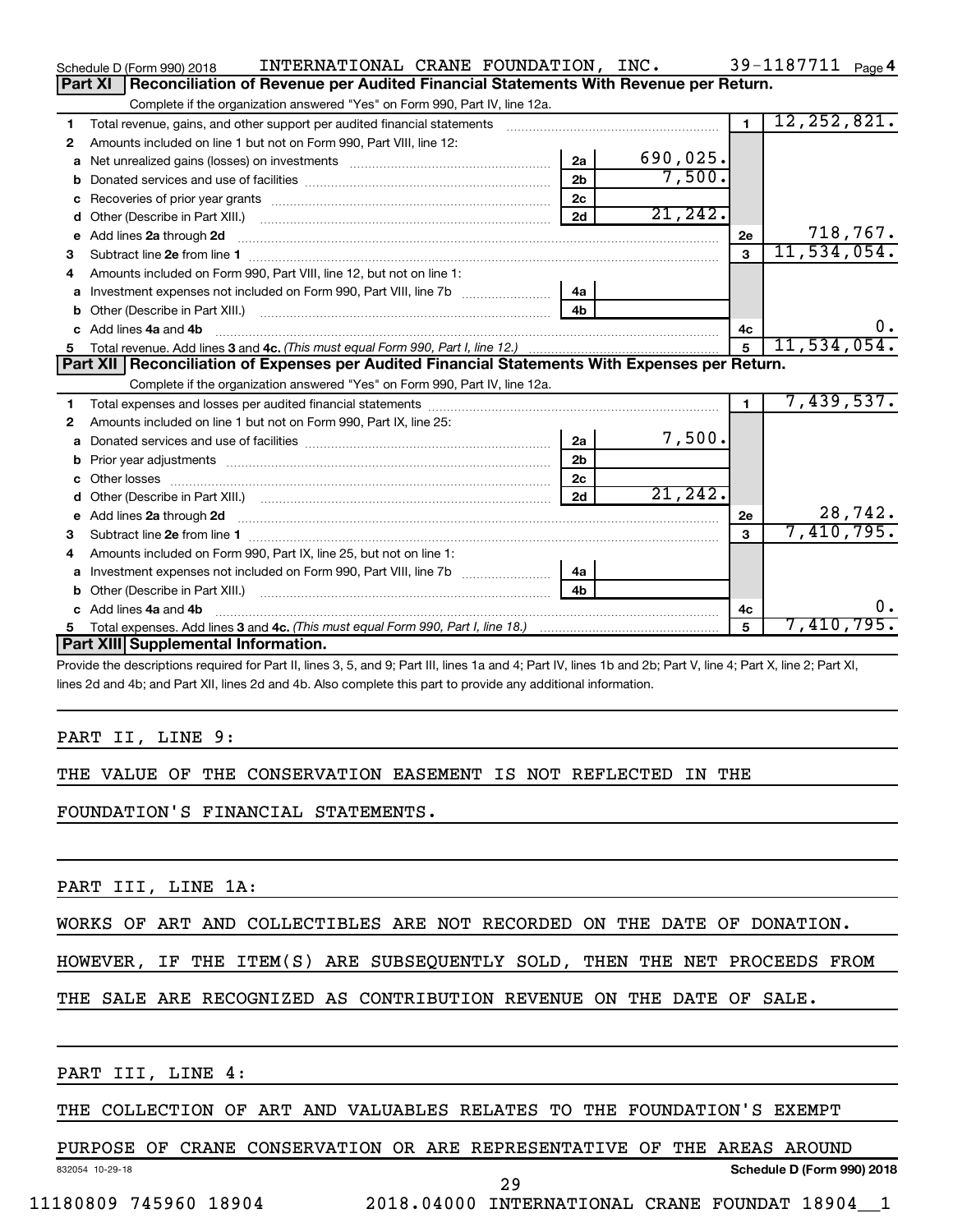Schedule D (Form 990) 2018 INTERNATIONAL CRANE FOUNDATION, INC. 39-1187711 Page 4

## Part XI Reconciliation of Revenue per Audited Financial Statements With Revenue per Return.

Complete if the organization answered "Yes" on Form 990, Part IV, line 12a.

| | | | | | |
|---|---|---|---|---|---|
| 1 | Total revenue, gains, and other support per audited financial statements | | | 1 | 12,252,821. |
| 2 | Amounts included on line 1 but not on Form 990, Part VIII, line 12: | | | | |
| a | Net unrealized gains (losses) on investments | 2a | 690,025. | | |
| b | Donated services and use of facilities | 2b | 7,500. | | |
| c | Recoveries of prior year grants | 2c | | | |
| d | Other (Describe in Part XIII.) | 2d | 21,242. | | |
| e | Add lines 2a through 2d | | | 2e | 718,767. |
| 3 | Subtract line 2e from line 1 | | | 3 | 11,534,054. |
| 4 | Amounts included on Form 990, Part VIII, line 12, but not on line 1: | | | | |
| a | Investment expenses not included on Form 990, Part VIII, line 7b | 4a | | | |
| b | Other (Describe in Part XIII.) | 4b | | | |
| c | Add lines 4a and 4b | | | 4c | 0. |
| 5 | Total revenue. Add lines 3 and 4c. *(This must equal Form 990, Part I, line 12.)* | | | 5 | 11,534,054. |

## Part XII Reconciliation of Expenses per Audited Financial Statements With Expenses per Return.

Complete if the organization answered "Yes" on Form 990, Part IV, line 12a.

| | | | | | |
|---|---|---|---|---|---|
| 1 | Total expenses and losses per audited financial statements | | | 1 | 7,439,537. |
| 2 | Amounts included on line 1 but not on Form 990, Part IX, line 25: | | | | |
| a | Donated services and use of facilities | 2a | 7,500. | | |
| b | Prior year adjustments | 2b | | | |
| c | Other losses | 2c | | | |
| d | Other (Describe in Part XIII.) | 2d | 21,242. | | |
| e | Add lines 2a through 2d | | | 2e | 28,742. |
| 3 | Subtract line 2e from line 1 | | | 3 | 7,410,795. |
| 4 | Amounts included on Form 990, Part IX, line 25, but not on line 1: | | | | |
| a | Investment expenses not included on Form 990, Part VIII, line 7b | 4a | | | |
| b | Other (Describe in Part XIII.) | 4b | | | |
| c | Add lines 4a and 4b | | | 4c | 0. |
| 5 | Total expenses. Add lines 3 and 4c. *(This must equal Form 990, Part I, line 18.)* | | | 5 | 7,410,795. |

## Part XIII Supplemental Information.

Provide the descriptions required for Part II, lines 3, 5, and 9; Part III, lines 1a and 4; Part IV, lines 1b and 2b; Part V, line 4; Part X, line 2; Part XI, lines 2d and 4b; and Part XII, lines 2d and 4b. Also complete this part to provide any additional information.

PART II, LINE 9:

THE VALUE OF THE CONSERVATION EASEMENT IS NOT REFLECTED IN THE FOUNDATION'S FINANCIAL STATEMENTS.

PART III, LINE 1A:

WORKS OF ART AND COLLECTIBLES ARE NOT RECORDED ON THE DATE OF DONATION. HOWEVER, IF THE ITEM(S) ARE SUBSEQUENTLY SOLD, THEN THE NET PROCEEDS FROM THE SALE ARE RECOGNIZED AS CONTRIBUTION REVENUE ON THE DATE OF SALE.

PART III, LINE 4:

THE COLLECTION OF ART AND VALUABLES RELATES TO THE FOUNDATION'S EXEMPT PURPOSE OF CRANE CONSERVATION OR ARE REPRESENTATIVE OF THE AREAS AROUND

832054 10-29-18 Schedule D (Form 990) 2018

11180809 745960 18904 2018.04000 INTERNATIONAL CRANE FOUNDAT 18904__1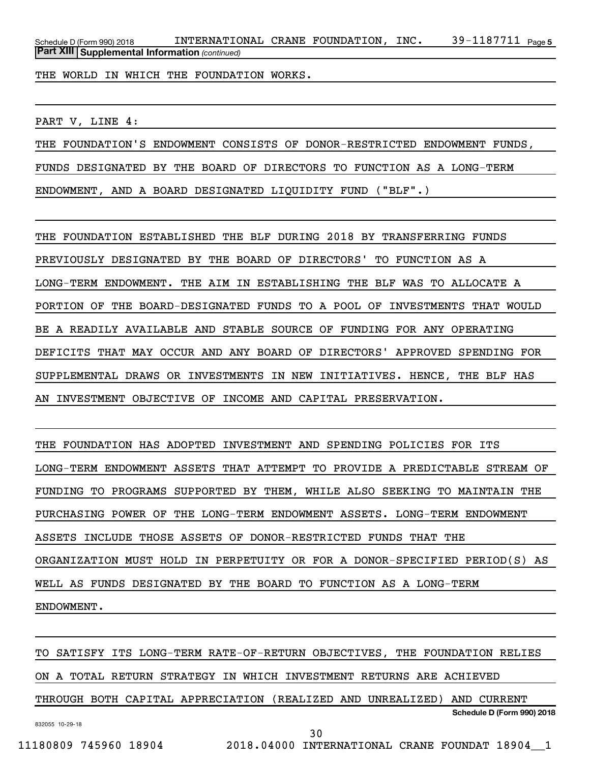THE WORLD IN WHICH THE FOUNDATION WORKS.

PART V, LINE 4:

THE FOUNDATION'S ENDOWMENT CONSISTS OF DONOR-RESTRICTED ENDOWMENT FUNDS, FUNDS DESIGNATED BY THE BOARD OF DIRECTORS TO FUNCTION AS A LONG-TERM ENDOWMENT, AND A BOARD DESIGNATED LIQUIDITY FUND ("BLF".)

THE FOUNDATION ESTABLISHED THE BLF DURING 2018 BY TRANSFERRING FUNDS PREVIOUSLY DESIGNATED BY THE BOARD OF DIRECTORS' TO FUNCTION AS A LONG-TERM ENDOWMENT. THE AIM IN ESTABLISHING THE BLF WAS TO ALLOCATE A PORTION OF THE BOARD-DESIGNATED FUNDS TO A POOL OF INVESTMENTS THAT WOULD BE A READILY AVAILABLE AND STABLE SOURCE OF FUNDING FOR ANY OPERATING DEFICITS THAT MAY OCCUR AND ANY BOARD OF DIRECTORS' APPROVED SPENDING FOR SUPPLEMENTAL DRAWS OR INVESTMENTS IN NEW INITIATIVES. HENCE, THE BLF HAS AN INVESTMENT OBJECTIVE OF INCOME AND CAPITAL PRESERVATION.

THE FOUNDATION HAS ADOPTED INVESTMENT AND SPENDING POLICIES FOR ITS LONG-TERM ENDOWMENT ASSETS THAT ATTEMPT TO PROVIDE A PREDICTABLE STREAM OF FUNDING TO PROGRAMS SUPPORTED BY THEM, WHILE ALSO SEEKING TO MAINTAIN THE PURCHASING POWER OF THE LONG-TERM ENDOWMENT ASSETS. LONG-TERM ENDOWMENT ASSETS INCLUDE THOSE ASSETS OF DONOR-RESTRICTED FUNDS THAT THE ORGANIZATION MUST HOLD IN PERPETUITY OR FOR A DONOR-SPECIFIED PERIOD(S) AS WELL AS FUNDS DESIGNATED BY THE BOARD TO FUNCTION AS A LONG-TERM ENDOWMENT.

TO SATISFY ITS LONG-TERM RATE-OF-RETURN OBJECTIVES, THE FOUNDATION RELIES ON A TOTAL RETURN STRATEGY IN WHICH INVESTMENT RETURNS ARE ACHIEVED THROUGH BOTH CAPITAL APPRECIATION (REALIZED AND UNREALIZED) AND CURRENT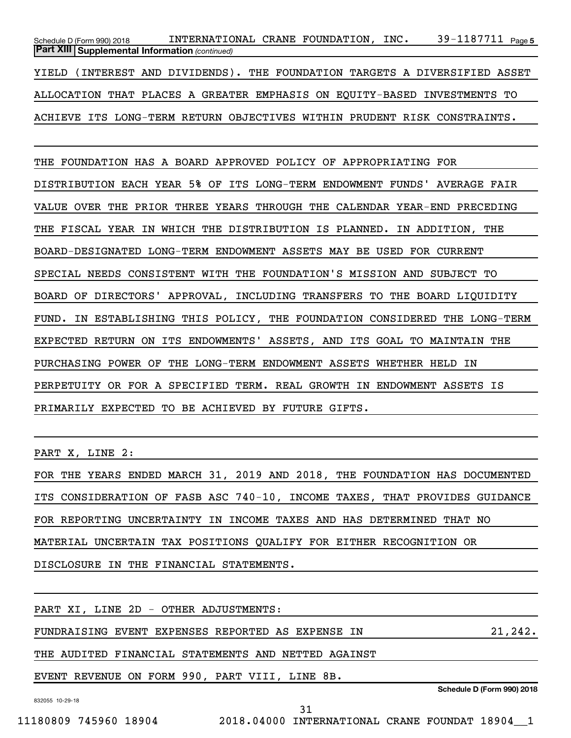**Part XIII Supplemental Information** *(continued)*

YIELD (INTEREST AND DIVIDENDS). THE FOUNDATION TARGETS A DIVERSIFIED ASSET ALLOCATION THAT PLACES A GREATER EMPHASIS ON EQUITY-BASED INVESTMENTS TO ACHIEVE ITS LONG-TERM RETURN OBJECTIVES WITHIN PRUDENT RISK CONSTRAINTS.

THE FOUNDATION HAS A BOARD APPROVED POLICY OF APPROPRIATING FOR DISTRIBUTION EACH YEAR 5% OF ITS LONG-TERM ENDOWMENT FUNDS' AVERAGE FAIR VALUE OVER THE PRIOR THREE YEARS THROUGH THE CALENDAR YEAR-END PRECEDING THE FISCAL YEAR IN WHICH THE DISTRIBUTION IS PLANNED. IN ADDITION, THE BOARD-DESIGNATED LONG-TERM ENDOWMENT ASSETS MAY BE USED FOR CURRENT SPECIAL NEEDS CONSISTENT WITH THE FOUNDATION'S MISSION AND SUBJECT TO BOARD OF DIRECTORS' APPROVAL, INCLUDING TRANSFERS TO THE BOARD LIQUIDITY FUND. IN ESTABLISHING THIS POLICY, THE FOUNDATION CONSIDERED THE LONG-TERM EXPECTED RETURN ON ITS ENDOWMENTS' ASSETS, AND ITS GOAL TO MAINTAIN THE PURCHASING POWER OF THE LONG-TERM ENDOWMENT ASSETS WHETHER HELD IN PERPETUITY OR FOR A SPECIFIED TERM. REAL GROWTH IN ENDOWMENT ASSETS IS PRIMARILY EXPECTED TO BE ACHIEVED BY FUTURE GIFTS.

PART X, LINE 2:

FOR THE YEARS ENDED MARCH 31, 2019 AND 2018, THE FOUNDATION HAS DOCUMENTED ITS CONSIDERATION OF FASB ASC 740-10, INCOME TAXES, THAT PROVIDES GUIDANCE FOR REPORTING UNCERTAINTY IN INCOME TAXES AND HAS DETERMINED THAT NO MATERIAL UNCERTAIN TAX POSITIONS QUALIFY FOR EITHER RECOGNITION OR DISCLOSURE IN THE FINANCIAL STATEMENTS.

PART XI, LINE 2D - OTHER ADJUSTMENTS:

| | |
|---|---|
| FUNDRAISING EVENT EXPENSES REPORTED AS EXPENSE IN THE AUDITED FINANCIAL STATEMENTS AND NETTED AGAINST EVENT REVENUE ON FORM 990, PART VIII, LINE 8B. | 21,242. |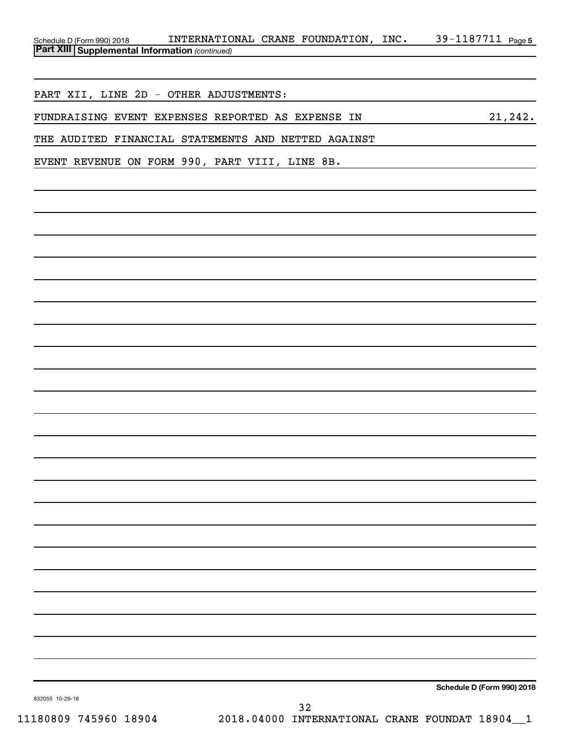Schedule D (Form 990) 2018 INTERNATIONAL CRANE FOUNDATION, INC. 39-1187711 Page 5

**Part XIII Supplemental Information** *(continued)*

PART XII, LINE 2D - OTHER ADJUSTMENTS:

FUNDRAISING EVENT EXPENSES REPORTED AS EXPENSE IN 21,242.

THE AUDITED FINANCIAL STATEMENTS AND NETTED AGAINST

EVENT REVENUE ON FORM 990, PART VIII, LINE 8B.

**Schedule D (Form 990) 2018**

832055 10-29-18

11180809 745960 18904 2018.04000 INTERNATIONAL CRANE FOUNDAT 18904__1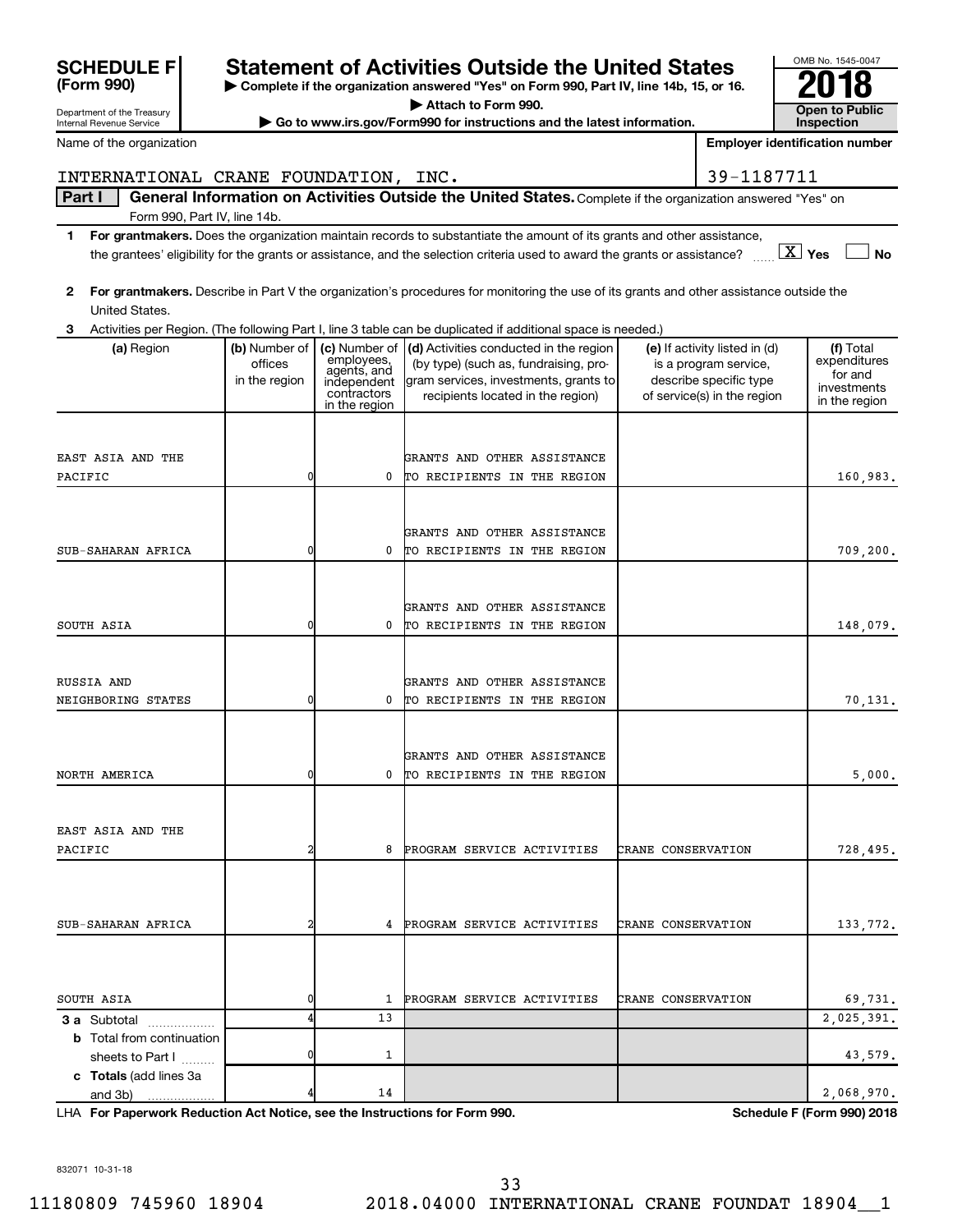# SCHEDULE F (Form 990)

Department of the Treasury
Internal Revenue Service

## Statement of Activities Outside the United States

▶ Complete if the organization answered "Yes" on Form 990, Part IV, line 14b, 15, or 16.

▶ Attach to Form 990.

▶ Go to www.irs.gov/Form990 for instructions and the latest information.

OMB No. 1545-0047

**2018**

**Open to Public Inspection**

Name of the organization: INTERNATIONAL CRANE FOUNDATION, INC.

Employer identification number: 39-1187711

**Part I** **General Information on Activities Outside the United States.** Complete if the organization answered "Yes" on Form 990, Part IV, line 14b.

**1** **For grantmakers.** Does the organization maintain records to substantiate the amount of its grants and other assistance, the grantees' eligibility for the grants or assistance, and the selection criteria used to award the grants or assistance? [X] Yes [ ] No

**2** **For grantmakers.** Describe in Part V the organization's procedures for monitoring the use of its grants and other assistance outside the United States.

**3** Activities per Region. (The following Part I, line 3 table can be duplicated if additional space is needed.)

| (a) Region | (b) Number of offices in the region | (c) Number of employees, agents, and independent contractors in the region | (d) Activities conducted in the region (by type) (such as, fundraising, program services, investments, grants to recipients located in the region) | (e) If activity listed in (d) is a program service, describe specific type of service(s) in the region | (f) Total expenditures for and investments in the region |
|---|---|---|---|---|---|
| EAST ASIA AND THE PACIFIC | 0 | 0 | GRANTS AND OTHER ASSISTANCE TO RECIPIENTS IN THE REGION | | 160,983. |
| SUB-SAHARAN AFRICA | 0 | 0 | GRANTS AND OTHER ASSISTANCE TO RECIPIENTS IN THE REGION | | 709,200. |
| SOUTH ASIA | 0 | 0 | GRANTS AND OTHER ASSISTANCE TO RECIPIENTS IN THE REGION | | 148,079. |
| RUSSIA AND NEIGHBORING STATES | 0 | 0 | GRANTS AND OTHER ASSISTANCE TO RECIPIENTS IN THE REGION | | 70,131. |
| NORTH AMERICA | 0 | 0 | GRANTS AND OTHER ASSISTANCE TO RECIPIENTS IN THE REGION | | 5,000. |
| EAST ASIA AND THE PACIFIC | 2 | 8 | PROGRAM SERVICE ACTIVITIES | CRANE CONSERVATION | 728,495. |
| SUB-SAHARAN AFRICA | 2 | 4 | PROGRAM SERVICE ACTIVITIES | CRANE CONSERVATION | 133,772. |
| SOUTH ASIA | 0 | 1 | PROGRAM SERVICE ACTIVITIES | CRANE CONSERVATION | 69,731. |
| **3 a** Subtotal | 4 | 13 | | | 2,025,391. |
| **b** Total from continuation sheets to Part I | 0 | 1 | | | 43,579. |
| **c Totals** (add lines 3a and 3b) | 4 | 14 | | | 2,068,970. |

LHA **For Paperwork Reduction Act Notice, see the Instructions for Form 990.** **Schedule F (Form 990) 2018**

832071 10-31-18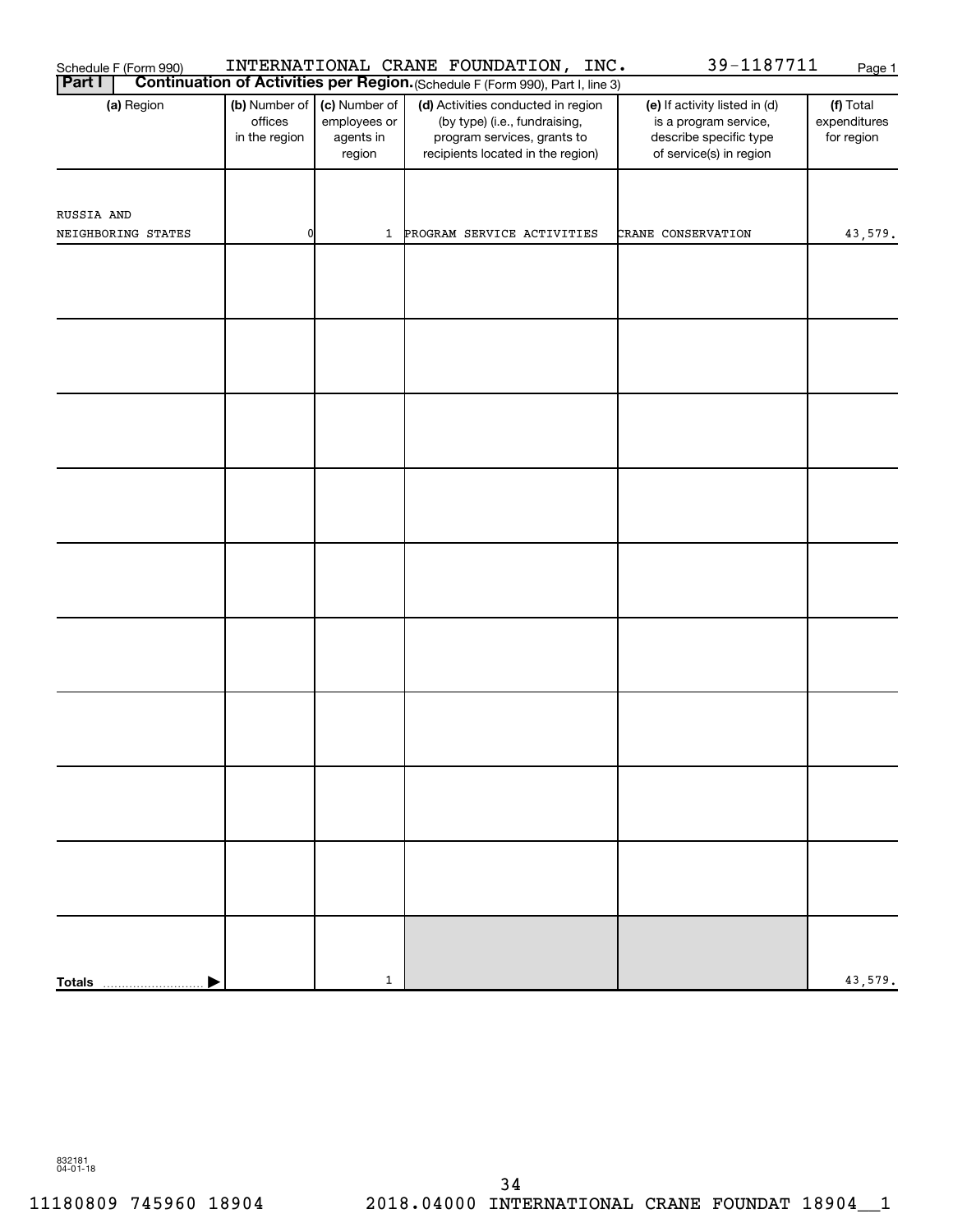Schedule F (Form 990) INTERNATIONAL CRANE FOUNDATION, INC. 39-1187711 Page 1

**Part I** **Continuation of Activities per Region.** (Schedule F (Form 990), Part I, line 3)

| (a) Region | (b) Number of offices in the region | (c) Number of employees or agents in region | (d) Activities conducted in region (by type) (i.e., fundraising, program services, grants to recipients located in the region) | (e) If activity listed in (d) is a program service, describe specific type of service(s) in region | (f) Total expenditures for region |
|---|---|---|---|---|---|
| RUSSIA AND NEIGHBORING STATES | 0 | 1 | PROGRAM SERVICE ACTIVITIES | CRANE CONSERVATION | 43,579. |
| | | | | | |
| | | | | | |
| | | | | | |
| | | | | | |
| | | | | | |
| | | | | | |
| | | | | | |
| | | | | | |
| | | | | | |
| **Totals** | | 1 | | | 43,579. |

832181 04-01-18

11180809 745960 18904 2018.04000 INTERNATIONAL CRANE FOUNDAT 18904__1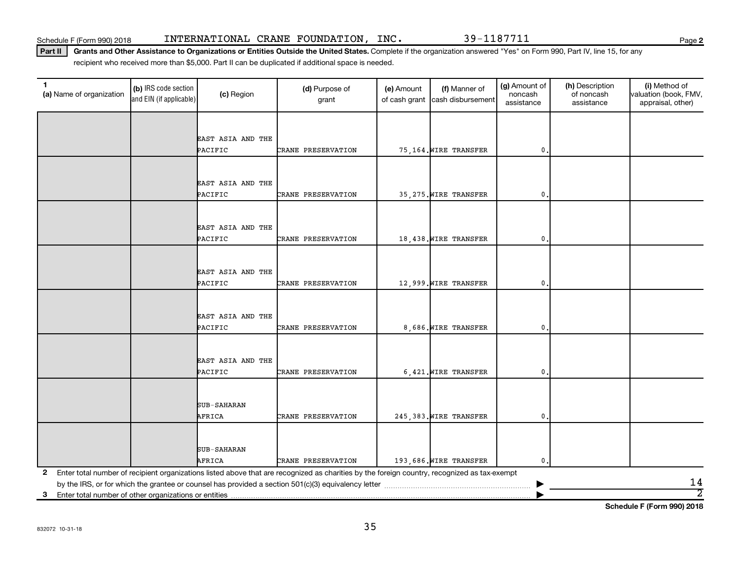Schedule F (Form 990) 2018 INTERNATIONAL CRANE FOUNDATION, INC. 39-1187711 Page 2

**Part II** **Grants and Other Assistance to Organizations or Entities Outside the United States.** Complete if the organization answered "Yes" on Form 990, Part IV, line 15, for any recipient who received more than $5,000. Part II can be duplicated if additional space is needed.

| 1 (a) Name of organization | (b) IRS code section and EIN (if applicable) | (c) Region | (d) Purpose of grant | (e) Amount of cash grant | (f) Manner of cash disbursement | (g) Amount of noncash assistance | (h) Description of noncash assistance | (i) Method of valuation (book, FMV, appraisal, other) |
|---|---|---|---|---|---|---|---|---|
| | | EAST ASIA AND THE PACIFIC | CRANE PRESERVATION | 75,164. | WIRE TRANSFER | 0. | | |
| | | EAST ASIA AND THE PACIFIC | CRANE PRESERVATION | 35,275. | WIRE TRANSFER | 0. | | |
| | | EAST ASIA AND THE PACIFIC | CRANE PRESERVATION | 18,438. | WIRE TRANSFER | 0. | | |
| | | EAST ASIA AND THE PACIFIC | CRANE PRESERVATION | 12,999. | WIRE TRANSFER | 0. | | |
| | | EAST ASIA AND THE PACIFIC | CRANE PRESERVATION | 8,686. | WIRE TRANSFER | 0. | | |
| | | EAST ASIA AND THE PACIFIC | CRANE PRESERVATION | 6,421. | WIRE TRANSFER | 0. | | |
| | | SUB-SAHARAN AFRICA | CRANE PRESERVATION | 245,383. | WIRE TRANSFER | 0. | | |
| | | SUB-SAHARAN AFRICA | CRANE PRESERVATION | 193,686. | WIRE TRANSFER | 0. | | |

2 Enter total number of recipient organizations listed above that are recognized as charities by the foreign country, recognized as tax-exempt by the IRS, or for which the grantee or counsel has provided a section 501(c)(3) equivalency letter ▶ 14

3 Enter total number of other organizations or entities ▶ 2

**Schedule F (Form 990) 2018**

832072 10-31-18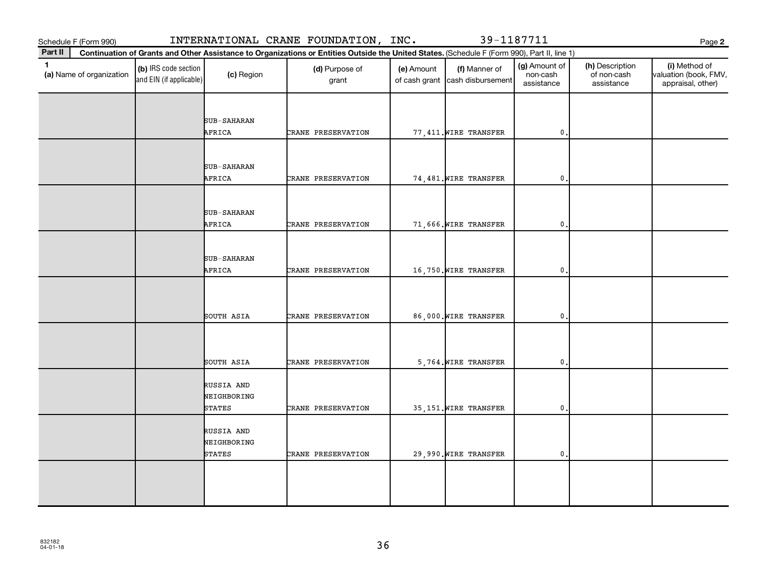Schedule F (Form 990) INTERNATIONAL CRANE FOUNDATION, INC. 39-1187711 Page 2

**Part II** **Continuation of Grants and Other Assistance to Organizations or Entities Outside the United States.** (Schedule F (Form 990), Part II, line 1)

| 1 (a) Name of organization | (b) IRS code section and EIN (if applicable) | (c) Region | (d) Purpose of grant | (e) Amount of cash grant | (f) Manner of cash disbursement | (g) Amount of non-cash assistance | (h) Description of non-cash assistance | (i) Method of valuation (book, FMV, appraisal, other) |
|---|---|---|---|---|---|---|---|---|
| | | SUB-SAHARAN AFRICA | CRANE PRESERVATION | 77,411. | WIRE TRANSFER | 0. | | |
| | | SUB-SAHARAN AFRICA | CRANE PRESERVATION | 74,481. | WIRE TRANSFER | 0. | | |
| | | SUB-SAHARAN AFRICA | CRANE PRESERVATION | 71,666. | WIRE TRANSFER | 0. | | |
| | | SUB-SAHARAN AFRICA | CRANE PRESERVATION | 16,750. | WIRE TRANSFER | 0. | | |
| | | SOUTH ASIA | CRANE PRESERVATION | 86,000. | WIRE TRANSFER | 0. | | |
| | | SOUTH ASIA | CRANE PRESERVATION | 5,764. | WIRE TRANSFER | 0. | | |
| | | RUSSIA AND NEIGHBORING STATES | CRANE PRESERVATION | 35,151. | WIRE TRANSFER | 0. | | |
| | | RUSSIA AND NEIGHBORING STATES | CRANE PRESERVATION | 29,990. | WIRE TRANSFER | 0. | | |
| | | | | | | | | |

832182 04-01-18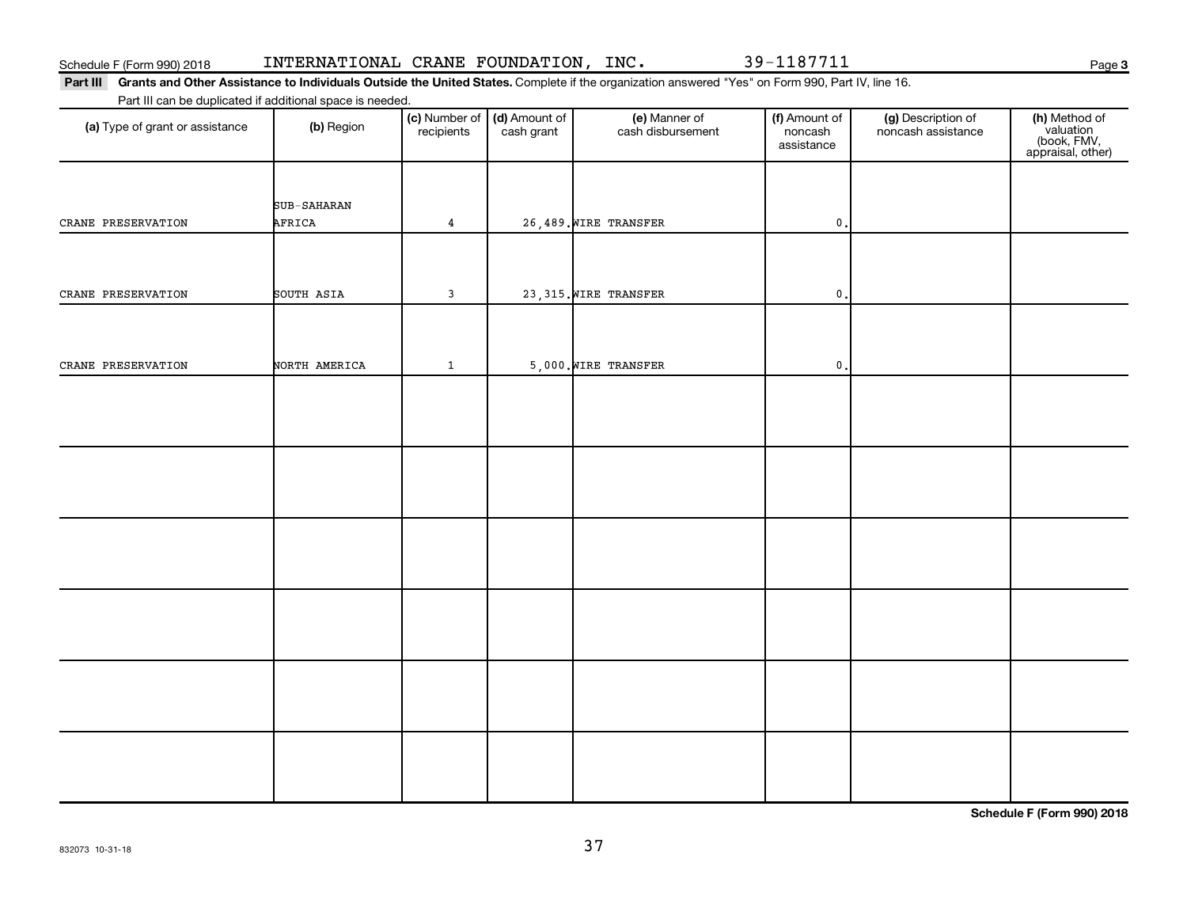Schedule F (Form 990) 2018 INTERNATIONAL CRANE FOUNDATION, INC. 39-1187711

**Part III Grants and Other Assistance to Individuals Outside the United States.** Complete if the organization answered "Yes" on Form 990, Part IV, line 16.

Part III can be duplicated if additional space is needed.

| (a) Type of grant or assistance | (b) Region | (c) Number of recipients | (d) Amount of cash grant | (e) Manner of cash disbursement | (f) Amount of noncash assistance | (g) Description of noncash assistance | (h) Method of valuation (book, FMV, appraisal, other) |
|---|---|---|---|---|---|---|---|
| CRANE PRESERVATION | SUB-SAHARAN AFRICA | 4 | 26,489. | WIRE TRANSFER | 0. | | |
| CRANE PRESERVATION | SOUTH ASIA | 3 | 23,315. | WIRE TRANSFER | 0. | | |
| CRANE PRESERVATION | NORTH AMERICA | 1 | 5,000. | WIRE TRANSFER | 0. | | |
| | | | | | | | |
| | | | | | | | |
| | | | | | | | |
| | | | | | | | |
| | | | | | | | |
| | | | | | | | |

**Schedule F (Form 990) 2018**

832073 10-31-18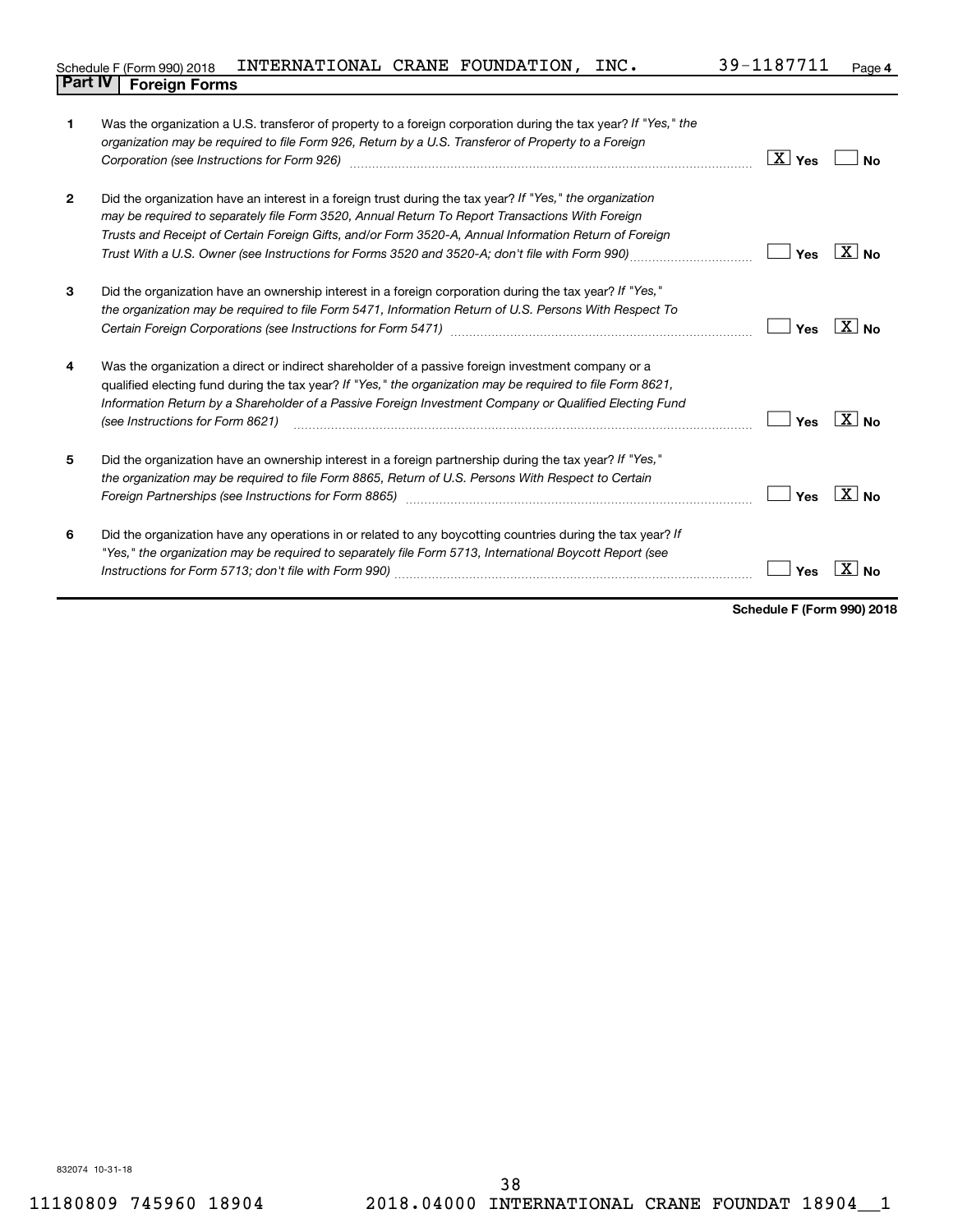Schedule F (Form 990) 2018 INTERNATIONAL CRANE FOUNDATION, INC. 39-1187711 Page 4

## Part IV Foreign Forms

| | | Yes | No |
|---|---|---|---|
| 1 | Was the organization a U.S. transferor of property to a foreign corporation during the tax year? *If "Yes," the organization may be required to file Form 926, Return by a U.S. Transferor of Property to a Foreign Corporation (see Instructions for Form 926)* | X | |
| 2 | Did the organization have an interest in a foreign trust during the tax year? *If "Yes," the organization may be required to separately file Form 3520, Annual Return To Report Transactions With Foreign Trusts and Receipt of Certain Foreign Gifts, and/or Form 3520-A, Annual Information Return of Foreign Trust With a U.S. Owner (see Instructions for Forms 3520 and 3520-A; don't file with Form 990)* | | X |
| 3 | Did the organization have an ownership interest in a foreign corporation during the tax year? *If "Yes," the organization may be required to file Form 5471, Information Return of U.S. Persons With Respect To Certain Foreign Corporations (see Instructions for Form 5471)* | | X |
| 4 | Was the organization a direct or indirect shareholder of a passive foreign investment company or a qualified electing fund during the tax year? *If "Yes," the organization may be required to file Form 8621, Information Return by a Shareholder of a Passive Foreign Investment Company or Qualified Electing Fund (see Instructions for Form 8621)* | | X |
| 5 | Did the organization have an ownership interest in a foreign partnership during the tax year? *If "Yes," the organization may be required to file Form 8865, Return of U.S. Persons With Respect to Certain Foreign Partnerships (see Instructions for Form 8865)* | | X |
| 6 | Did the organization have any operations in or related to any boycotting countries during the tax year? *If "Yes," the organization may be required to separately file Form 5713, International Boycott Report (see Instructions for Form 5713; don't file with Form 990)* | | X |

**Schedule F (Form 990) 2018**

832074 10-31-18

11180809 745960 18904 2018.04000 INTERNATIONAL CRANE FOUNDAT 18904__1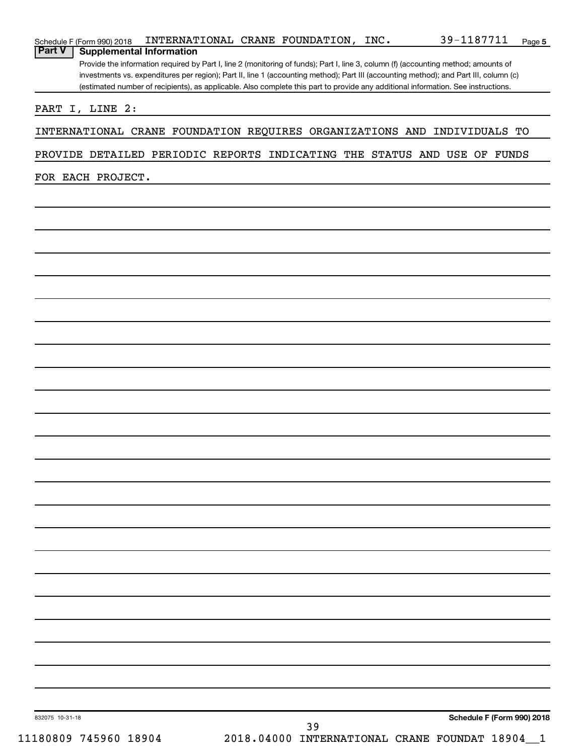Schedule F (Form 990) 2018 INTERNATIONAL CRANE FOUNDATION, INC. 39-1187711 Page 5

## Part V Supplemental Information

Provide the information required by Part I, line 2 (monitoring of funds); Part I, line 3, column (f) (accounting method; amounts of investments vs. expenditures per region); Part II, line 1 (accounting method); Part III (accounting method); and Part III, column (c) (estimated number of recipients), as applicable. Also complete this part to provide any additional information. See instructions.

PART I, LINE 2:

INTERNATIONAL CRANE FOUNDATION REQUIRES ORGANIZATIONS AND INDIVIDUALS TO PROVIDE DETAILED PERIODIC REPORTS INDICATING THE STATUS AND USE OF FUNDS FOR EACH PROJECT.

832075 10-31-18

Schedule F (Form 990) 2018

11180809 745960 18904 2018.04000 INTERNATIONAL CRANE FOUNDAT 18904__1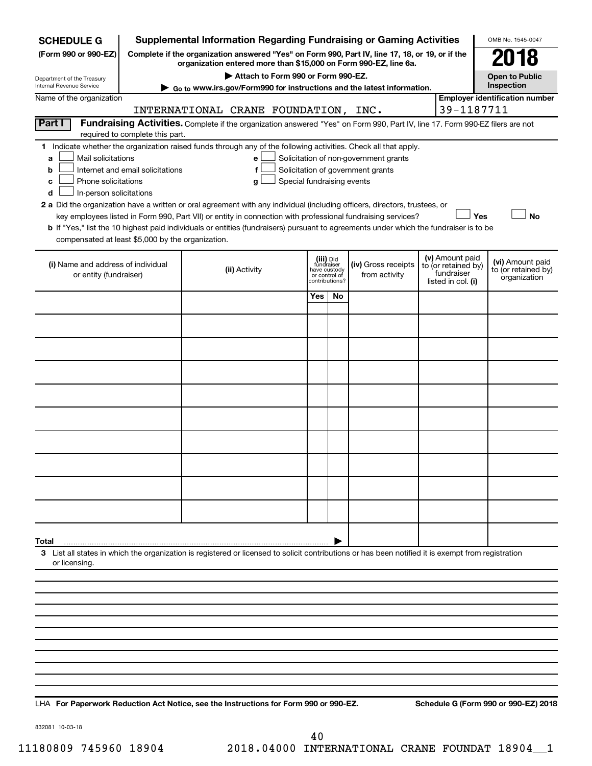**SCHEDULE G** (Form 990 or 990-EZ)

Department of the Treasury
Internal Revenue Service

# Supplemental Information Regarding Fundraising or Gaming Activities

**Complete if the organization answered "Yes" on Form 990, Part IV, line 17, 18, or 19, or if the organization entered more than $15,000 on Form 990-EZ, line 6a.**

**▶ Attach to Form 990 or Form 990-EZ.**

**▶ Go to www.irs.gov/Form990 for instructions and the latest information.**

OMB No. 1545-0047

**2018**

**Open to Public Inspection**

Name of the organization: INTERNATIONAL CRANE FOUNDATION, INC.

Employer identification number: 39-1187711

**Part I** **Fundraising Activities.** Complete if the organization answered "Yes" on Form 990, Part IV, line 17. Form 990-EZ filers are not required to complete this part.

**1** Indicate whether the organization raised funds through any of the following activities. Check all that apply.

- **a** ☐ Mail solicitations
- **b** ☐ Internet and email solicitations
- **c** ☐ Phone solicitations
- **d** ☐ In-person solicitations
- **e** ☐ Solicitation of non-government grants
- **f** ☐ Solicitation of government grants
- **g** ☐ Special fundraising events

**2 a** Did the organization have a written or oral agreement with any individual (including officers, directors, trustees, or key employees listed in Form 990, Part VII) or entity in connection with professional fundraising services? ☐ Yes ☐ No

**b** If "Yes," list the 10 highest paid individuals or entities (fundraisers) pursuant to agreements under which the fundraiser is to be compensated at least $5,000 by the organization.

| (i) Name and address of individual or entity (fundraiser) | (ii) Activity | (iii) Did fundraiser have custody or control of contributions? Yes | No | (iv) Gross receipts from activity | (v) Amount paid to (or retained by) fundraiser listed in col. (i) | (vi) Amount paid to (or retained by) organization |
|---|---|---|---|---|---|---|
| | | | | | | |
| | | | | | | |
| | | | | | | |
| | | | | | | |
| | | | | | | |
| | | | | | | |
| | | | | | | |
| | | | | | | |
| | | | | | | |
| | | | | | | |
| **Total** ▶ | | | | | | |

**3** List all states in which the organization is registered or licensed to solicit contributions or has been notified it is exempt from registration or licensing.

LHA **For Paperwork Reduction Act Notice, see the Instructions for Form 990 or 990-EZ.** **Schedule G (Form 990 or 990-EZ) 2018**

832081 10-03-18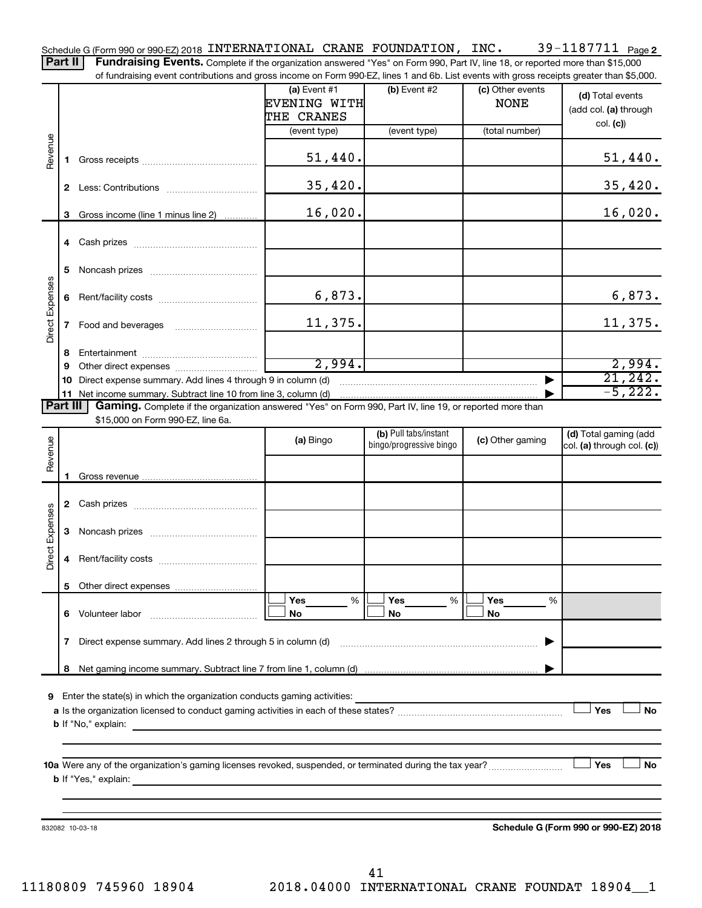Schedule G (Form 990 or 990-EZ) 2018 INTERNATIONAL CRANE FOUNDATION, INC. 39-1187711 Page 2

**Part II** **Fundraising Events.** Complete if the organization answered "Yes" on Form 990, Part IV, line 18, or reported more than $15,000 of fundraising event contributions and gross income on Form 990-EZ, lines 1 and 6b. List events with gross receipts greater than $5,000.

| | | (a) Event #1 EVENING WITH THE CRANES (event type) | (b) Event #2 (event type) | (c) Other events NONE (total number) | (d) Total events (add col. (a) through col. (c)) |
|---|---|---|---|---|---|
| Revenue | 1 Gross receipts | 51,440. | | | 51,440. |
| | 2 Less: Contributions | 35,420. | | | 35,420. |
| | 3 Gross income (line 1 minus line 2) | 16,020. | | | 16,020. |
| Direct Expenses | 4 Cash prizes | | | | |
| | 5 Noncash prizes | | | | |
| | 6 Rent/facility costs | 6,873. | | | 6,873. |
| | 7 Food and beverages | 11,375. | | | 11,375. |
| | 8 Entertainment | | | | |
| | 9 Other direct expenses | 2,994. | | | 2,994. |
| | 10 Direct expense summary. Add lines 4 through 9 in column (d) | | | | 21,242. |
| | 11 Net income summary. Subtract line 10 from line 3, column (d) | | | | -5,222. |

**Part III** **Gaming.** Complete if the organization answered "Yes" on Form 990, Part IV, line 19, or reported more than $15,000 on Form 990-EZ, line 6a.

| | | (a) Bingo | (b) Pull tabs/instant bingo/progressive bingo | (c) Other gaming | (d) Total gaming (add col. (a) through col. (c)) |
|---|---|---|---|---|---|
| Revenue | 1 Gross revenue | | | | |
| Direct Expenses | 2 Cash prizes | | | | |
| | 3 Noncash prizes | | | | |
| | 4 Rent/facility costs | | | | |
| | 5 Other direct expenses | | | | |
| | 6 Volunteer labor | ☐ Yes ___ % ☐ No | ☐ Yes ___ % ☐ No | ☐ Yes ___ % ☐ No | |
| | 7 Direct expense summary. Add lines 2 through 5 in column (d) | | | | |
| | 8 Net gaming income summary. Subtract line 7 from line 1, column (d) | | | | |

9 Enter the state(s) in which the organization conducts gaming activities:

a Is the organization licensed to conduct gaming activities in each of these states? ☐ Yes ☐ No

b If "No," explain:

10a Were any of the organization's gaming licenses revoked, suspended, or terminated during the tax year? ☐ Yes ☐ No

b If "Yes," explain:

832082 10-03-18 **Schedule G (Form 990 or 990-EZ) 2018**

11180809 745960 18904 2018.04000 INTERNATIONAL CRANE FOUNDAT 18904__1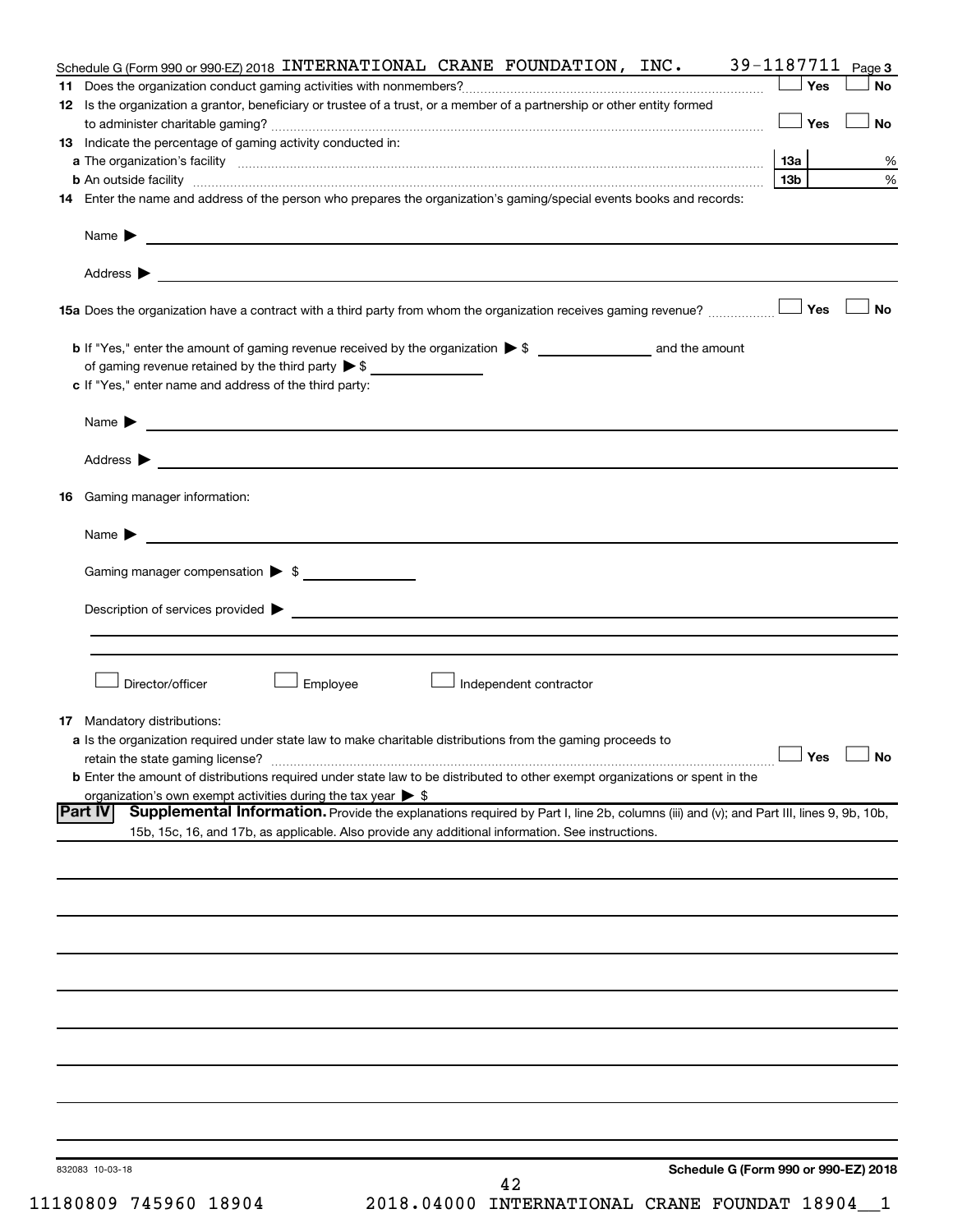Schedule G (Form 990 or 990-EZ) 2018 INTERNATIONAL CRANE FOUNDATION, INC. 39-1187711 Page 3

**11** Does the organization conduct gaming activities with nonmembers? ☐ Yes ☐ No

**12** Is the organization a grantor, beneficiary or trustee of a trust, or a member of a partnership or other entity formed to administer charitable gaming? ☐ Yes ☐ No

**13** Indicate the percentage of gaming activity conducted in:

**a** The organization's facility ... **13a** %

**b** An outside facility ... **13b** %

**14** Enter the name and address of the person who prepares the organization's gaming/special events books and records:

Name ▶

Address ▶

**15a** Does the organization have a contract with a third party from whom the organization receives gaming revenue? ☐ Yes ☐ No

**b** If "Yes," enter the amount of gaming revenue received by the organization ▶ $ ______ and the amount of gaming revenue retained by the third party ▶ $ ______

**c** If "Yes," enter name and address of the third party:

Name ▶

Address ▶

**16** Gaming manager information:

Name ▶

Gaming manager compensation ▶ $

Description of services provided ▶

☐ Director/officer ☐ Employee ☐ Independent contractor

**17** Mandatory distributions:

**a** Is the organization required under state law to make charitable distributions from the gaming proceeds to retain the state gaming license? ☐ Yes ☐ No

**b** Enter the amount of distributions required under state law to be distributed to other exempt organizations or spent in the organization's own exempt activities during the tax year ▶ $

**Part IV** **Supplemental Information.** Provide the explanations required by Part I, line 2b, columns (iii) and (v); and Part III, lines 9, 9b, 10b, 15b, 15c, 16, and 17b, as applicable. Also provide any additional information. See instructions.

832083 10-03-18

**Schedule G (Form 990 or 990-EZ) 2018**

11180809 745960 18904 2018.04000 INTERNATIONAL CRANE FOUNDAT 18904__1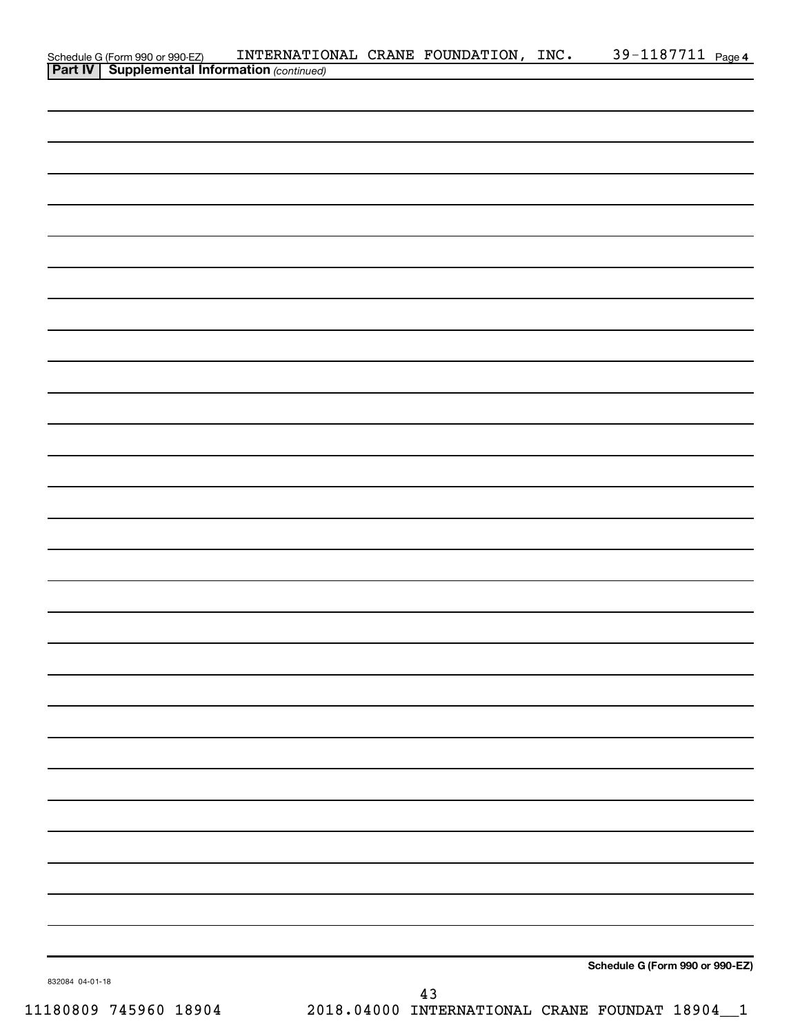Schedule G (Form 990 or 990-EZ) INTERNATIONAL CRANE FOUNDATION, INC. 39-1187711 Page 4

**Part IV | Supplemental Information** *(continued)*

**Schedule G (Form 990 or 990-EZ)**

832084 04-01-18

11180809 745960 18904 2018.04000 INTERNATIONAL CRANE FOUNDAT 18904__1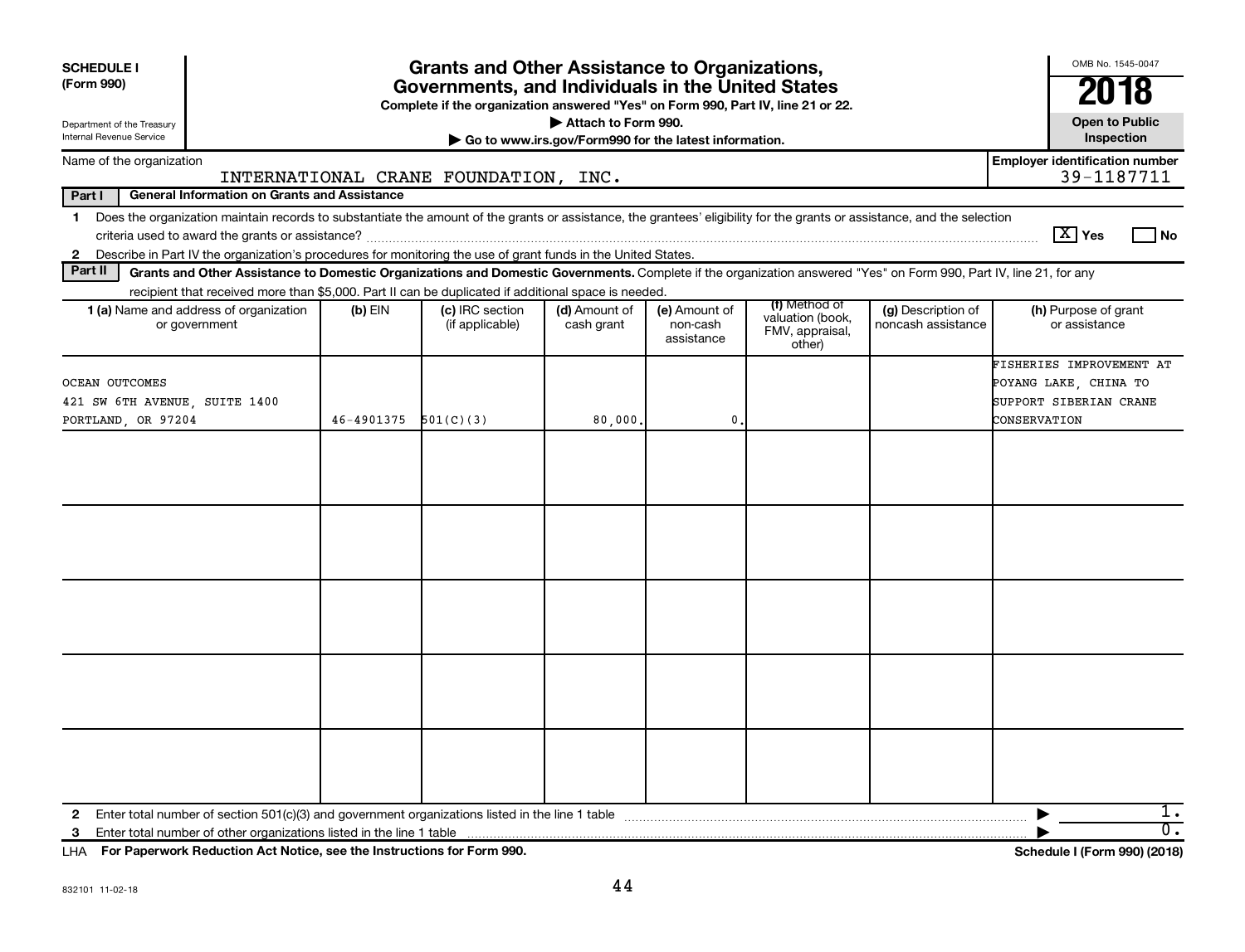**SCHEDULE I (Form 990)**

Department of the Treasury
Internal Revenue Service

# Grants and Other Assistance to Organizations, Governments, and Individuals in the United States

**Complete if the organization answered "Yes" on Form 990, Part IV, line 21 or 22.**

▶ Attach to Form 990.

▶ Go to www.irs.gov/Form990 for the latest information.

OMB No. 1545-0047

**2018**

**Open to Public Inspection**

Name of the organization: INTERNATIONAL CRANE FOUNDATION, INC.

Employer identification number: 39-1187711

**Part I — General Information on Grants and Assistance**

1 Does the organization maintain records to substantiate the amount of the grants or assistance, the grantees' eligibility for the grants or assistance, and the selection criteria used to award the grants or assistance? [X] Yes [ ] No

2 Describe in Part IV the organization's procedures for monitoring the use of grant funds in the United States.

**Part II — Grants and Other Assistance to Domestic Organizations and Domestic Governments.** Complete if the organization answered "Yes" on Form 990, Part IV, line 21, for any recipient that received more than $5,000. Part II can be duplicated if additional space is needed.

| 1 (a) Name and address of organization or government | (b) EIN | (c) IRC section (if applicable) | (d) Amount of cash grant | (e) Amount of non-cash assistance | (f) Method of valuation (book, FMV, appraisal, other) | (g) Description of noncash assistance | (h) Purpose of grant or assistance |
|---|---|---|---|---|---|---|---|
| OCEAN OUTCOMES<br>421 SW 6TH AVENUE, SUITE 1400<br>PORTLAND, OR 97204 | 46-4901375 | 501(C)(3) | 80,000. | 0. | | | FISHERIES IMPROVEMENT AT POYANG LAKE, CHINA TO SUPPORT SIBERIAN CRANE CONSERVATION |
| | | | | | | | |
| | | | | | | | |
| | | | | | | | |
| | | | | | | | |
| | | | | | | | |

2 Enter total number of section 501(c)(3) and government organizations listed in the line 1 table ▶ 1.

3 Enter total number of other organizations listed in the line 1 table ▶ 0.

LHA **For Paperwork Reduction Act Notice, see the Instructions for Form 990.** **Schedule I (Form 990) (2018)**

832101 11-02-18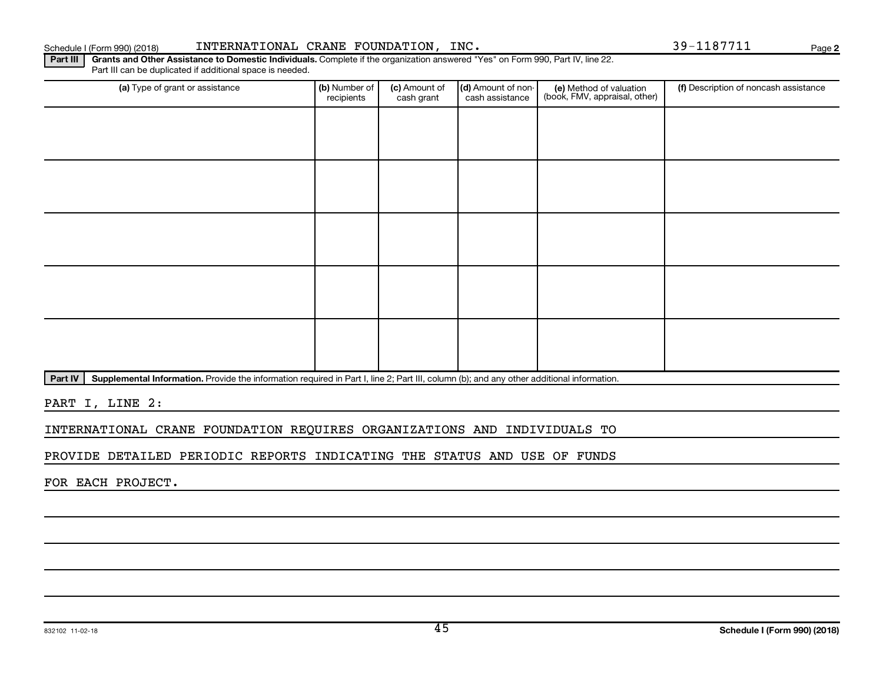Schedule I (Form 990) (2018) INTERNATIONAL CRANE FOUNDATION, INC. 39-1187711

**Part III** **Grants and Other Assistance to Domestic Individuals.** Complete if the organization answered "Yes" on Form 990, Part IV, line 22. Part III can be duplicated if additional space is needed.

| (a) Type of grant or assistance | (b) Number of recipients | (c) Amount of cash grant | (d) Amount of non-cash assistance | (e) Method of valuation (book, FMV, appraisal, other) | (f) Description of noncash assistance |
|---|---|---|---|---|---|
| | | | | | |
| | | | | | |
| | | | | | |
| | | | | | |
| | | | | | |

**Part IV** **Supplemental Information.** Provide the information required in Part I, line 2; Part III, column (b); and any other additional information.

PART I, LINE 2:

INTERNATIONAL CRANE FOUNDATION REQUIRES ORGANIZATIONS AND INDIVIDUALS TO PROVIDE DETAILED PERIODIC REPORTS INDICATING THE STATUS AND USE OF FUNDS FOR EACH PROJECT.

832102 11-02-18 **Schedule I (Form 990) (2018)**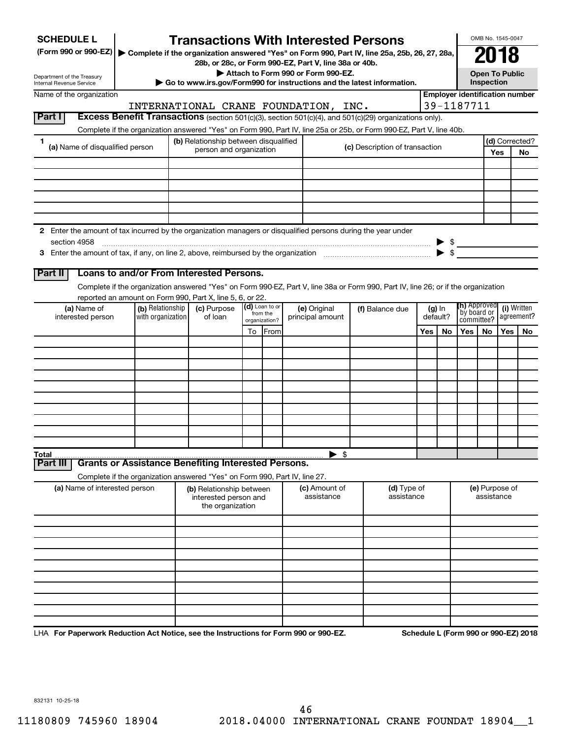**SCHEDULE L**
**(Form 990 or 990-EZ)**

Department of the Treasury
Internal Revenue Service

# Transactions With Interested Persons

▶ **Complete if the organization answered "Yes" on Form 990, Part IV, line 25a, 25b, 26, 27, 28a, 28b, or 28c, or Form 990-EZ, Part V, line 38a or 40b.**
▶ **Attach to Form 990 or Form 990-EZ.**
▶ **Go to www.irs.gov/Form990 for instructions and the latest information.**

OMB No. 1545-0047

**2018**

**Open To Public Inspection**

Name of the organization: INTERNATIONAL CRANE FOUNDATION, INC.

**Employer identification number:** 39-1187711

## Part I Excess Benefit Transactions (section 501(c)(3), section 501(c)(4), and 501(c)(29) organizations only).

Complete if the organization answered "Yes" on Form 990, Part IV, line 25a or 25b, or Form 990-EZ, Part V, line 40b.

| 1 (a) Name of disqualified person | (b) Relationship between disqualified person and organization | (c) Description of transaction | (d) Corrected? Yes | No |
|---|---|---|---|---|
| | | | | |
| | | | | |
| | | | | |
| | | | | |
| | | | | |
| | | | | |

**2** Enter the amount of tax incurred by the organization managers or disqualified persons during the year under section 4958 ▶ $

**3** Enter the amount of tax, if any, on line 2, above, reimbursed by the organization ▶ $

## Part II Loans to and/or From Interested Persons.

Complete if the organization answered "Yes" on Form 990-EZ, Part V, line 38a or Form 990, Part IV, line 26; or if the organization reported an amount on Form 990, Part X, line 5, 6, or 22.

| (a) Name of interested person | (b) Relationship with organization | (c) Purpose of loan | (d) Loan to or from the organization? | | (e) Original principal amount | (f) Balance due | (g) In default? | | (h) Approved by board or committee? | | (i) Written agreement? | |
|---|---|---|---|---|---|---|---|---|---|---|---|---|
| | | | To | From | | | Yes | No | Yes | No | Yes | No |
| | | | | | | | | | | | | |
| | | | | | | | | | | | | |
| | | | | | | | | | | | | |
| | | | | | | | | | | | | |
| | | | | | | | | | | | | |
| | | | | | | | | | | | | |
| | | | | | | | | | | | | |
| | | | | | | | | | | | | |
| | | | | | | | | | | | | |
| | | | | | | | | | | | | |
| **Total** | | | | ▶ $ | | | | | | | | |

## Part III Grants or Assistance Benefiting Interested Persons.

Complete if the organization answered "Yes" on Form 990, Part IV, line 27.

| (a) Name of interested person | (b) Relationship between interested person and the organization | (c) Amount of assistance | (d) Type of assistance | (e) Purpose of assistance |
|---|---|---|---|---|
| | | | | |
| | | | | |
| | | | | |
| | | | | |
| | | | | |
| | | | | |
| | | | | |
| | | | | |
| | | | | |
| | | | | |

LHA **For Paperwork Reduction Act Notice, see the Instructions for Form 990 or 990-EZ.** **Schedule L (Form 990 or 990-EZ) 2018**

832131 10-25-18

11180809 745960 18904 2018.04000 INTERNATIONAL CRANE FOUNDAT 18904__1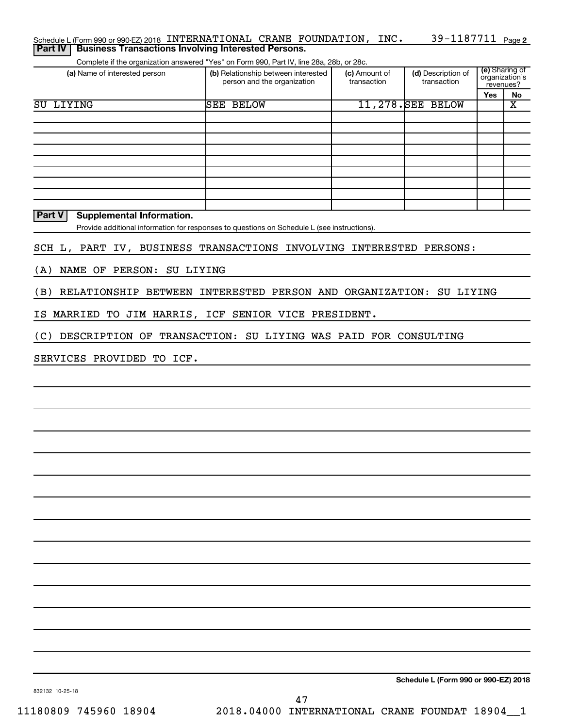Schedule L (Form 990 or 990-EZ) 2018 INTERNATIONAL CRANE FOUNDATION, INC. 39-1187711 Page 2

## Part IV Business Transactions Involving Interested Persons.

Complete if the organization answered "Yes" on Form 990, Part IV, line 28a, 28b, or 28c.

| (a) Name of interested person | (b) Relationship between interested person and the organization | (c) Amount of transaction | (d) Description of transaction | (e) Sharing of organization's revenues? Yes | No |
|---|---|---|---|---|---|
| SU LIYING | SEE BELOW | 11,278. | SEE BELOW | | X |
| | | | | | |
| | | | | | |
| | | | | | |
| | | | | | |
| | | | | | |
| | | | | | |
| | | | | | |
| | | | | | |
| | | | | | |

## Part V Supplemental Information.

Provide additional information for responses to questions on Schedule L (see instructions).

SCH L, PART IV, BUSINESS TRANSACTIONS INVOLVING INTERESTED PERSONS:

(A) NAME OF PERSON: SU LIYING

(B) RELATIONSHIP BETWEEN INTERESTED PERSON AND ORGANIZATION: SU LIYING IS MARRIED TO JIM HARRIS, ICF SENIOR VICE PRESIDENT.

(C) DESCRIPTION OF TRANSACTION: SU LIYING WAS PAID FOR CONSULTING SERVICES PROVIDED TO ICF.

Schedule L (Form 990 or 990-EZ) 2018

832132 10-25-18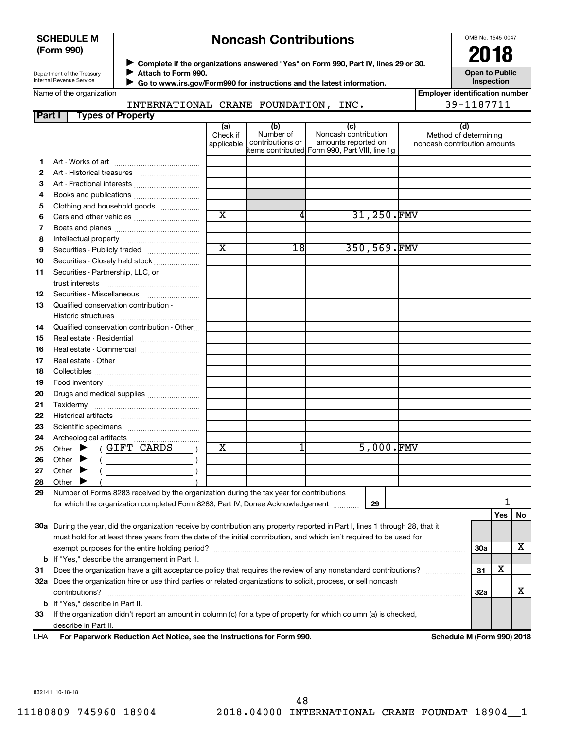**SCHEDULE M (Form 990)**

Department of the Treasury
Internal Revenue Service

# Noncash Contributions

▶ Complete if the organizations answered "Yes" on Form 990, Part IV, lines 29 or 30.
▶ Attach to Form 990.
▶ Go to www.irs.gov/Form990 for instructions and the latest information.

OMB No. 1545-0047

**2018**

**Open to Public Inspection**

Name of the organization: INTERNATIONAL CRANE FOUNDATION, INC.

Employer identification number: 39-1187711

**Part I Types of Property**

| | | (a) Check if applicable | (b) Number of contributions or items contributed | (c) Noncash contribution amounts reported on Form 990, Part VIII, line 1g | (d) Method of determining noncash contribution amounts |
|---|---|---|---|---|---|
| 1 | Art - Works of art | | | | |
| 2 | Art - Historical treasures | | | | |
| 3 | Art - Fractional interests | | | | |
| 4 | Books and publications | | | | |
| 5 | Clothing and household goods | | | | |
| 6 | Cars and other vehicles | X | 4 | 31,250. | FMV |
| 7 | Boats and planes | | | | |
| 8 | Intellectual property | | | | |
| 9 | Securities - Publicly traded | X | 18 | 350,569. | FMV |
| 10 | Securities - Closely held stock | | | | |
| 11 | Securities - Partnership, LLC, or trust interests | | | | |
| 12 | Securities - Miscellaneous | | | | |
| 13 | Qualified conservation contribution - Historic structures | | | | |
| 14 | Qualified conservation contribution - Other | | | | |
| 15 | Real estate - Residential | | | | |
| 16 | Real estate - Commercial | | | | |
| 17 | Real estate - Other | | | | |
| 18 | Collectibles | | | | |
| 19 | Food inventory | | | | |
| 20 | Drugs and medical supplies | | | | |
| 21 | Taxidermy | | | | |
| 22 | Historical artifacts | | | | |
| 23 | Scientific specimens | | | | |
| 24 | Archeological artifacts | | | | |
| 25 | Other ▶ ( GIFT CARDS ) | X | 1 | 5,000. | FMV |
| 26 | Other ▶ ( ) | | | | |
| 27 | Other ▶ ( ) | | | | |
| 28 | Other ▶ ( ) | | | | |

29 Number of Forms 8283 received by the organization during the tax year for contributions for which the organization completed Form 8283, Part IV, Donee Acknowledgement ..... **29** | 1

| | | | Yes | No |
|---|---|---|---|---|
| 30a | During the year, did the organization receive by contribution any property reported in Part I, lines 1 through 28, that it must hold for at least three years from the date of the initial contribution, and which isn't required to be used for exempt purposes for the entire holding period? | 30a | | X |
| b | If "Yes," describe the arrangement in Part II. | | | |
| 31 | Does the organization have a gift acceptance policy that requires the review of any nonstandard contributions? | 31 | X | |
| 32a | Does the organization hire or use third parties or related organizations to solicit, process, or sell noncash contributions? | 32a | | X |
| b | If "Yes," describe in Part II. | | | |
| 33 | If the organization didn't report an amount in column (c) for a type of property for which column (a) is checked, describe in Part II. | | | |

LHA **For Paperwork Reduction Act Notice, see the Instructions for Form 990.** **Schedule M (Form 990) 2018**

832141 10-18-18

11180809 745960 18904 2018.04000 INTERNATIONAL CRANE FOUNDAT 18904__1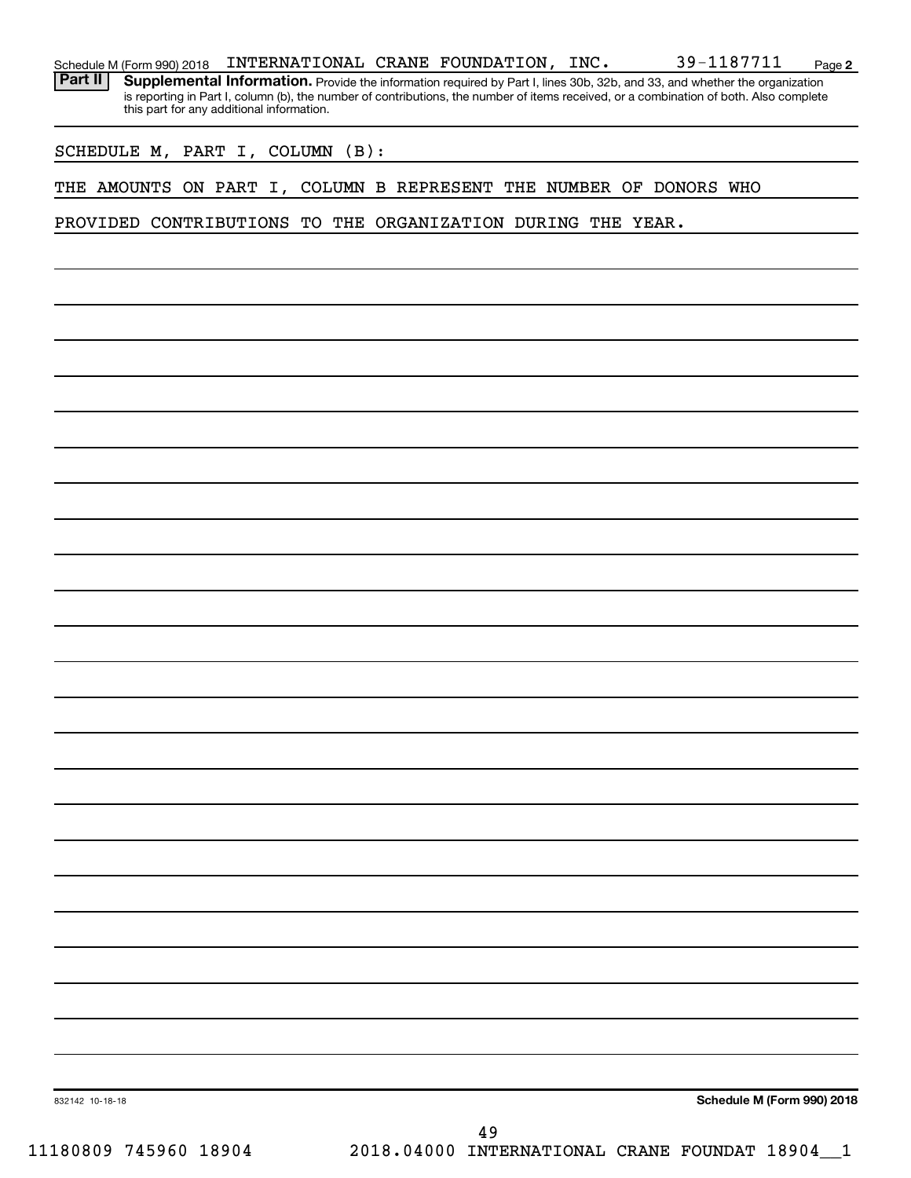Schedule M (Form 990) 2018 INTERNATIONAL CRANE FOUNDATION, INC. 39-1187711 Page 2

**Part II** **Supplemental Information.** Provide the information required by Part I, lines 30b, 32b, and 33, and whether the organization is reporting in Part I, column (b), the number of contributions, the number of items received, or a combination of both. Also complete this part for any additional information.

SCHEDULE M, PART I, COLUMN (B):

THE AMOUNTS ON PART I, COLUMN B REPRESENT THE NUMBER OF DONORS WHO PROVIDED CONTRIBUTIONS TO THE ORGANIZATION DURING THE YEAR.

832142 10-18-18

**Schedule M (Form 990) 2018**

11180809 745960 18904 2018.04000 INTERNATIONAL CRANE FOUNDAT 18904__1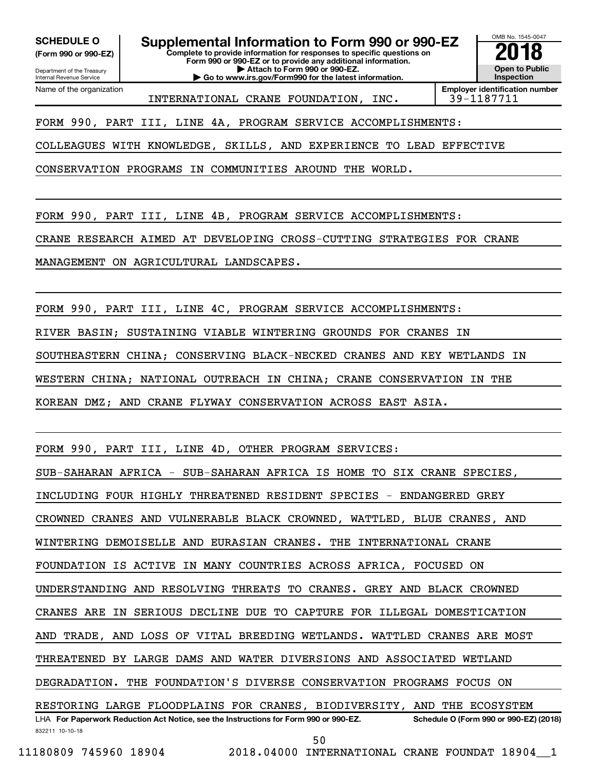**SCHEDULE O**
**(Form 990 or 990-EZ)**

Department of the Treasury
Internal Revenue Service

# Supplemental Information to Form 990 or 990-EZ

**Complete to provide information for responses to specific questions on Form 990 or 990-EZ or to provide any additional information.**
**▶ Attach to Form 990 or 990-EZ.**
**▶ Go to www.irs.gov/Form990 for the latest information.**

OMB No. 1545-0047

**2018**

**Open to Public Inspection**

| Name of the organization | Employer identification number |
|---|---|
| INTERNATIONAL CRANE FOUNDATION, INC. | 39-1187711 |

FORM 990, PART III, LINE 4A, PROGRAM SERVICE ACCOMPLISHMENTS:

COLLEAGUES WITH KNOWLEDGE, SKILLS, AND EXPERIENCE TO LEAD EFFECTIVE CONSERVATION PROGRAMS IN COMMUNITIES AROUND THE WORLD.

FORM 990, PART III, LINE 4B, PROGRAM SERVICE ACCOMPLISHMENTS:

CRANE RESEARCH AIMED AT DEVELOPING CROSS-CUTTING STRATEGIES FOR CRANE MANAGEMENT ON AGRICULTURAL LANDSCAPES.

FORM 990, PART III, LINE 4C, PROGRAM SERVICE ACCOMPLISHMENTS:

RIVER BASIN; SUSTAINING VIABLE WINTERING GROUNDS FOR CRANES IN SOUTHEASTERN CHINA; CONSERVING BLACK-NECKED CRANES AND KEY WETLANDS IN WESTERN CHINA; NATIONAL OUTREACH IN CHINA; CRANE CONSERVATION IN THE KOREAN DMZ; AND CRANE FLYWAY CONSERVATION ACROSS EAST ASIA.

FORM 990, PART III, LINE 4D, OTHER PROGRAM SERVICES:

SUB-SAHARAN AFRICA - SUB-SAHARAN AFRICA IS HOME TO SIX CRANE SPECIES, INCLUDING FOUR HIGHLY THREATENED RESIDENT SPECIES - ENDANGERED GREY CROWNED CRANES AND VULNERABLE BLACK CROWNED, WATTLED, BLUE CRANES, AND WINTERING DEMOISELLE AND EURASIAN CRANES. THE INTERNATIONAL CRANE FOUNDATION IS ACTIVE IN MANY COUNTRIES ACROSS AFRICA, FOCUSED ON UNDERSTANDING AND RESOLVING THREATS TO CRANES. GREY AND BLACK CROWNED CRANES ARE IN SERIOUS DECLINE DUE TO CAPTURE FOR ILLEGAL DOMESTICATION AND TRADE, AND LOSS OF VITAL BREEDING WETLANDS. WATTLED CRANES ARE MOST THREATENED BY LARGE DAMS AND WATER DIVERSIONS AND ASSOCIATED WETLAND DEGRADATION. THE FOUNDATION'S DIVERSE CONSERVATION PROGRAMS FOCUS ON RESTORING LARGE FLOODPLAINS FOR CRANES, BIODIVERSITY, AND THE ECOSYSTEM

LHA **For Paperwork Reduction Act Notice, see the Instructions for Form 990 or 990-EZ.** **Schedule O (Form 990 or 990-EZ) (2018)**

832211 10-10-18

11180809 745960 18904 2018.04000 INTERNATIONAL CRANE FOUNDAT 18904__1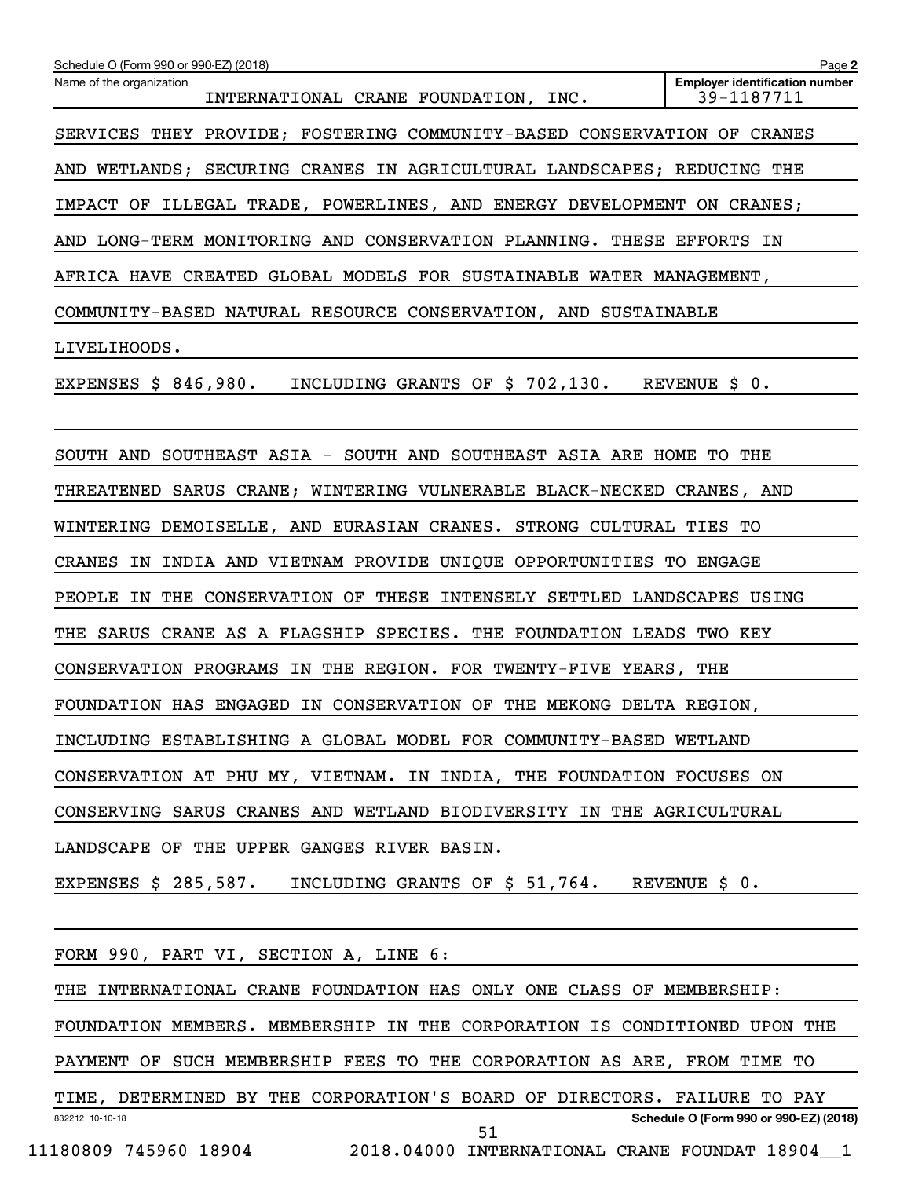Name of the organization: INTERNATIONAL CRANE FOUNDATION, INC.
Employer identification number: 39-1187711

SERVICES THEY PROVIDE; FOSTERING COMMUNITY-BASED CONSERVATION OF CRANES AND WETLANDS; SECURING CRANES IN AGRICULTURAL LANDSCAPES; REDUCING THE IMPACT OF ILLEGAL TRADE, POWERLINES, AND ENERGY DEVELOPMENT ON CRANES; AND LONG-TERM MONITORING AND CONSERVATION PLANNING. THESE EFFORTS IN AFRICA HAVE CREATED GLOBAL MODELS FOR SUSTAINABLE WATER MANAGEMENT, COMMUNITY-BASED NATURAL RESOURCE CONSERVATION, AND SUSTAINABLE LIVELIHOODS.

EXPENSES $ 846,980. INCLUDING GRANTS OF $ 702,130. REVENUE $ 0.

SOUTH AND SOUTHEAST ASIA - SOUTH AND SOUTHEAST ASIA ARE HOME TO THE THREATENED SARUS CRANE; WINTERING VULNERABLE BLACK-NECKED CRANES, AND WINTERING DEMOISELLE, AND EURASIAN CRANES. STRONG CULTURAL TIES TO CRANES IN INDIA AND VIETNAM PROVIDE UNIQUE OPPORTUNITIES TO ENGAGE PEOPLE IN THE CONSERVATION OF THESE INTENSELY SETTLED LANDSCAPES USING THE SARUS CRANE AS A FLAGSHIP SPECIES. THE FOUNDATION LEADS TWO KEY CONSERVATION PROGRAMS IN THE REGION. FOR TWENTY-FIVE YEARS, THE FOUNDATION HAS ENGAGED IN CONSERVATION OF THE MEKONG DELTA REGION, INCLUDING ESTABLISHING A GLOBAL MODEL FOR COMMUNITY-BASED WETLAND CONSERVATION AT PHU MY, VIETNAM. IN INDIA, THE FOUNDATION FOCUSES ON CONSERVING SARUS CRANES AND WETLAND BIODIVERSITY IN THE AGRICULTURAL LANDSCAPE OF THE UPPER GANGES RIVER BASIN.

EXPENSES $ 285,587. INCLUDING GRANTS OF $ 51,764. REVENUE $ 0.

FORM 990, PART VI, SECTION A, LINE 6:

THE INTERNATIONAL CRANE FOUNDATION HAS ONLY ONE CLASS OF MEMBERSHIP: FOUNDATION MEMBERS. MEMBERSHIP IN THE CORPORATION IS CONDITIONED UPON THE PAYMENT OF SUCH MEMBERSHIP FEES TO THE CORPORATION AS ARE, FROM TIME TO TIME, DETERMINED BY THE CORPORATION'S BOARD OF DIRECTORS. FAILURE TO PAY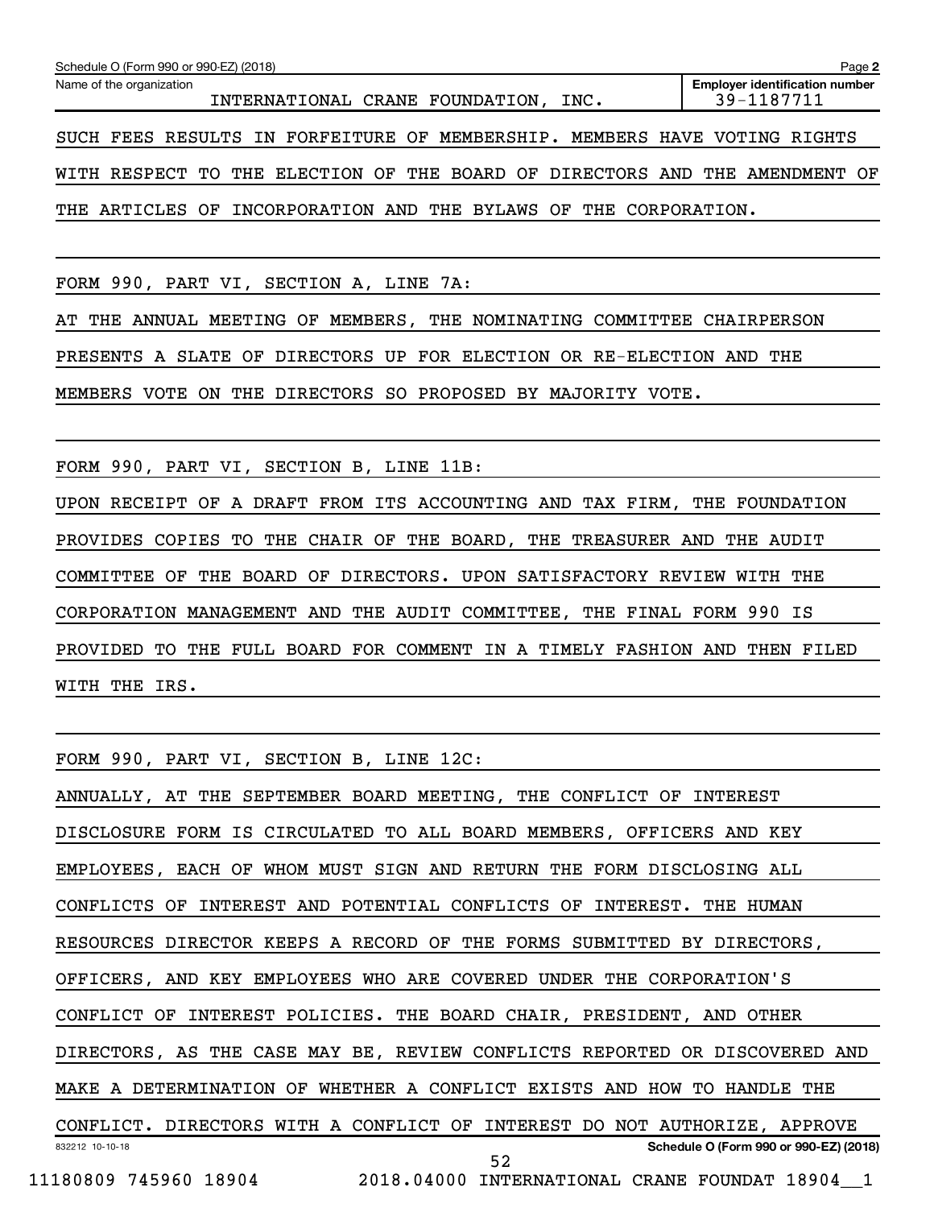Schedule O (Form 990 or 990-EZ) (2018)

Name of the organization: INTERNATIONAL CRANE FOUNDATION, INC.

Employer identification number: 39-1187711

SUCH FEES RESULTS IN FORFEITURE OF MEMBERSHIP. MEMBERS HAVE VOTING RIGHTS WITH RESPECT TO THE ELECTION OF THE BOARD OF DIRECTORS AND THE AMENDMENT OF THE ARTICLES OF INCORPORATION AND THE BYLAWS OF THE CORPORATION.

FORM 990, PART VI, SECTION A, LINE 7A:

AT THE ANNUAL MEETING OF MEMBERS, THE NOMINATING COMMITTEE CHAIRPERSON PRESENTS A SLATE OF DIRECTORS UP FOR ELECTION OR RE-ELECTION AND THE MEMBERS VOTE ON THE DIRECTORS SO PROPOSED BY MAJORITY VOTE.

FORM 990, PART VI, SECTION B, LINE 11B:

UPON RECEIPT OF A DRAFT FROM ITS ACCOUNTING AND TAX FIRM, THE FOUNDATION PROVIDES COPIES TO THE CHAIR OF THE BOARD, THE TREASURER AND THE AUDIT COMMITTEE OF THE BOARD OF DIRECTORS. UPON SATISFACTORY REVIEW WITH THE CORPORATION MANAGEMENT AND THE AUDIT COMMITTEE, THE FINAL FORM 990 IS PROVIDED TO THE FULL BOARD FOR COMMENT IN A TIMELY FASHION AND THEN FILED WITH THE IRS.

FORM 990, PART VI, SECTION B, LINE 12C:

ANNUALLY, AT THE SEPTEMBER BOARD MEETING, THE CONFLICT OF INTEREST DISCLOSURE FORM IS CIRCULATED TO ALL BOARD MEMBERS, OFFICERS AND KEY EMPLOYEES, EACH OF WHOM MUST SIGN AND RETURN THE FORM DISCLOSING ALL CONFLICTS OF INTEREST AND POTENTIAL CONFLICTS OF INTEREST. THE HUMAN RESOURCES DIRECTOR KEEPS A RECORD OF THE FORMS SUBMITTED BY DIRECTORS, OFFICERS, AND KEY EMPLOYEES WHO ARE COVERED UNDER THE CORPORATION'S CONFLICT OF INTEREST POLICIES. THE BOARD CHAIR, PRESIDENT, AND OTHER DIRECTORS, AS THE CASE MAY BE, REVIEW CONFLICTS REPORTED OR DISCOVERED AND MAKE A DETERMINATION OF WHETHER A CONFLICT EXISTS AND HOW TO HANDLE THE CONFLICT. DIRECTORS WITH A CONFLICT OF INTEREST DO NOT AUTHORIZE, APPROVE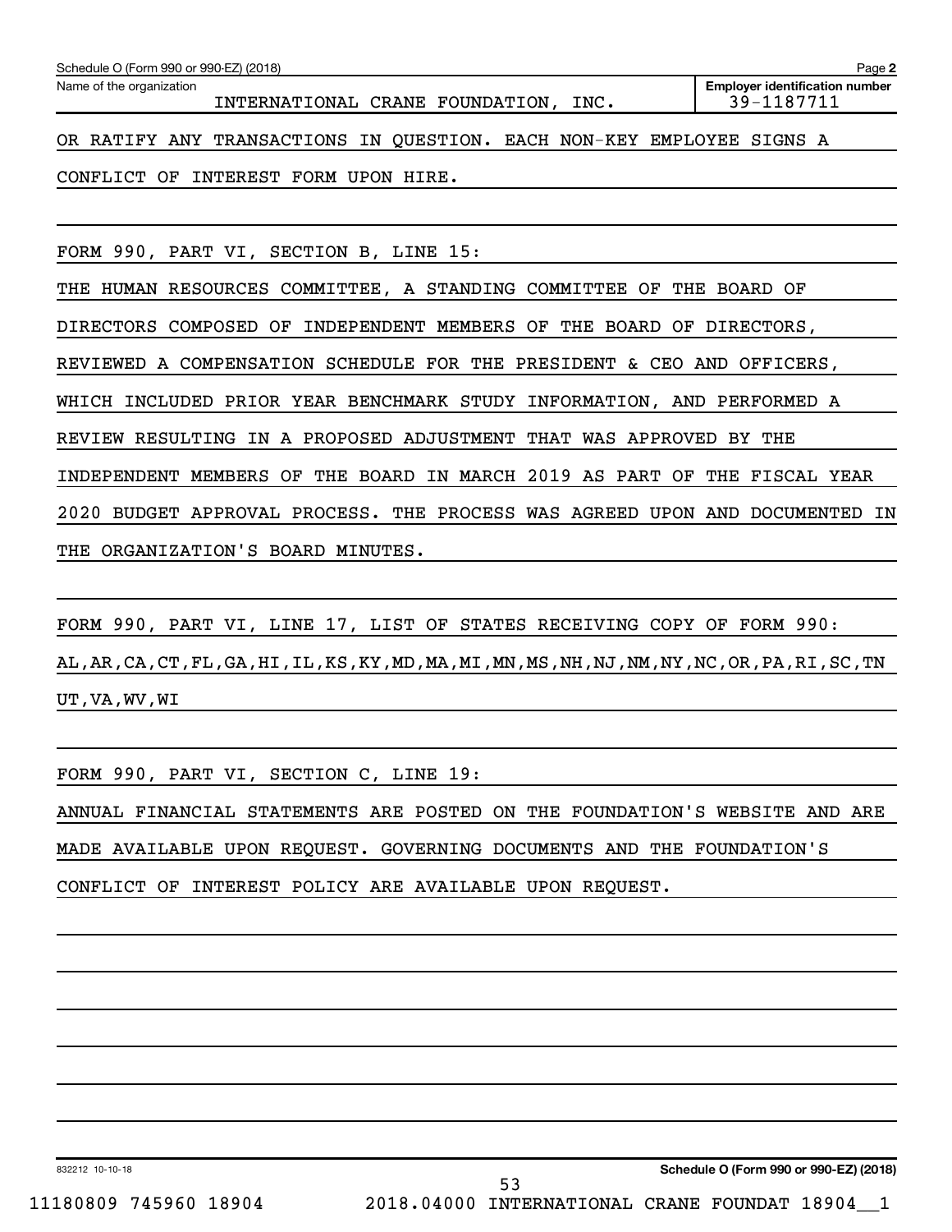Schedule O (Form 990 or 990-EZ) (2018)

Name of the organization: INTERNATIONAL CRANE FOUNDATION, INC.

**Employer identification number** 39-1187711

OR RATIFY ANY TRANSACTIONS IN QUESTION. EACH NON-KEY EMPLOYEE SIGNS A CONFLICT OF INTEREST FORM UPON HIRE.

FORM 990, PART VI, SECTION B, LINE 15:

THE HUMAN RESOURCES COMMITTEE, A STANDING COMMITTEE OF THE BOARD OF DIRECTORS COMPOSED OF INDEPENDENT MEMBERS OF THE BOARD OF DIRECTORS, REVIEWED A COMPENSATION SCHEDULE FOR THE PRESIDENT & CEO AND OFFICERS, WHICH INCLUDED PRIOR YEAR BENCHMARK STUDY INFORMATION, AND PERFORMED A REVIEW RESULTING IN A PROPOSED ADJUSTMENT THAT WAS APPROVED BY THE INDEPENDENT MEMBERS OF THE BOARD IN MARCH 2019 AS PART OF THE FISCAL YEAR 2020 BUDGET APPROVAL PROCESS. THE PROCESS WAS AGREED UPON AND DOCUMENTED IN THE ORGANIZATION'S BOARD MINUTES.

FORM 990, PART VI, LINE 17, LIST OF STATES RECEIVING COPY OF FORM 990:

AL,AR,CA,CT,FL,GA,HI,IL,KS,KY,MD,MA,MI,MN,MS,NH,NJ,NM,NY,NC,OR,PA,RI,SC,TN UT,VA,WV,WI

FORM 990, PART VI, SECTION C, LINE 19:

ANNUAL FINANCIAL STATEMENTS ARE POSTED ON THE FOUNDATION'S WEBSITE AND ARE MADE AVAILABLE UPON REQUEST. GOVERNING DOCUMENTS AND THE FOUNDATION'S CONFLICT OF INTEREST POLICY ARE AVAILABLE UPON REQUEST.

832212 10-10-18

**Schedule O (Form 990 or 990-EZ) (2018)**

11180809 745960 18904 2018.04000 INTERNATIONAL CRANE FOUNDAT 18904__1